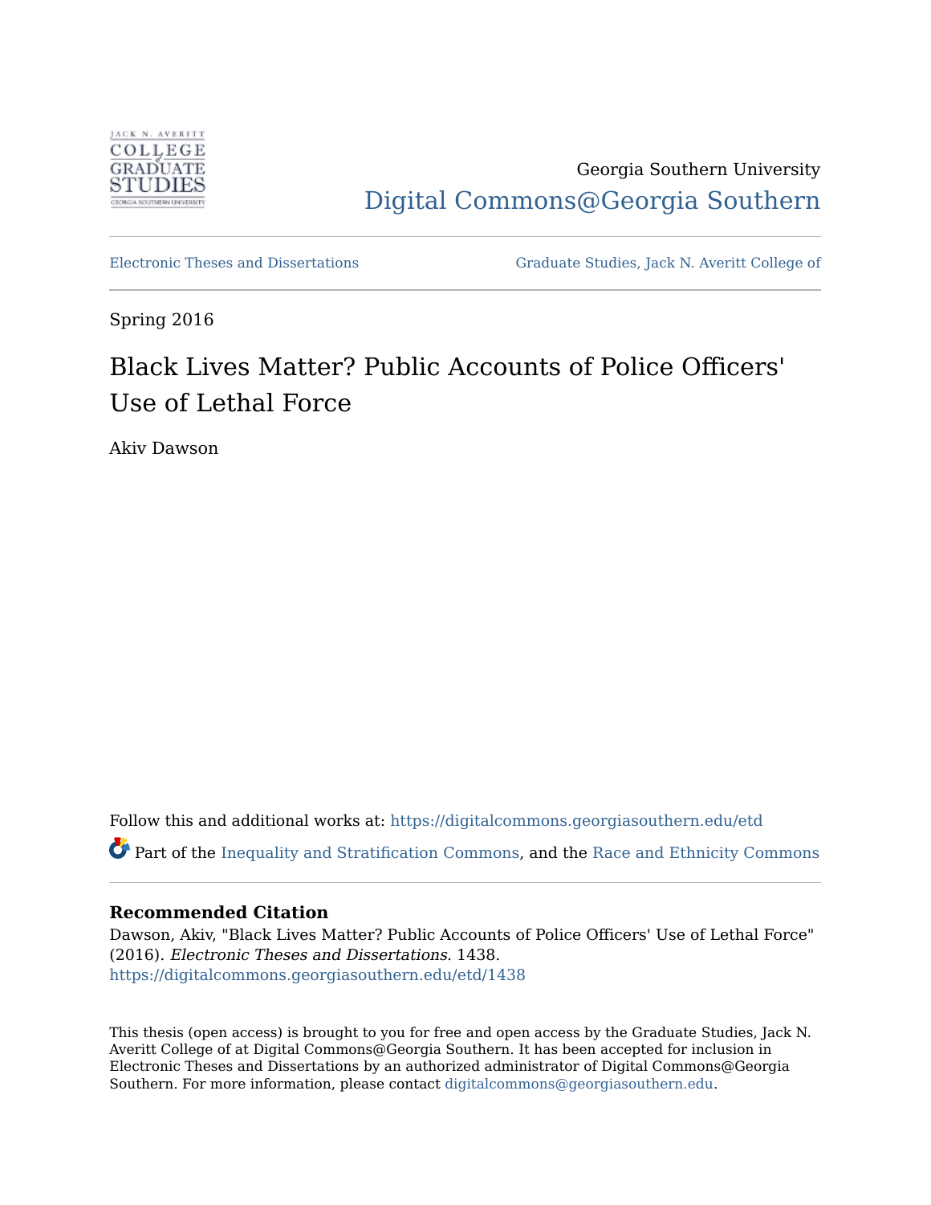Georgia Southern University

Digital Commons@Georgia Southern

Electronic Theses and Dissertations | Graduate Studies, Jack N. Averitt College of

Spring 2016

# Black Lives Matter? Public Accounts of Police Officers' Use of Lethal Force

Akiv Dawson

Follow this and additional works at: https://digitalcommons.georgiasouthern.edu/etd

Part of the Inequality and Stratification Commons, and the Race and Ethnicity Commons

**Recommended Citation**

Dawson, Akiv, "Black Lives Matter? Public Accounts of Police Officers' Use of Lethal Force" (2016). *Electronic Theses and Dissertations*. 1438.
https://digitalcommons.georgiasouthern.edu/etd/1438

This thesis (open access) is brought to you for free and open access by the Graduate Studies, Jack N. Averitt College of at Digital Commons@Georgia Southern. It has been accepted for inclusion in Electronic Theses and Dissertations by an authorized administrator of Digital Commons@Georgia Southern. For more information, please contact digitalcommons@georgiasouthern.edu.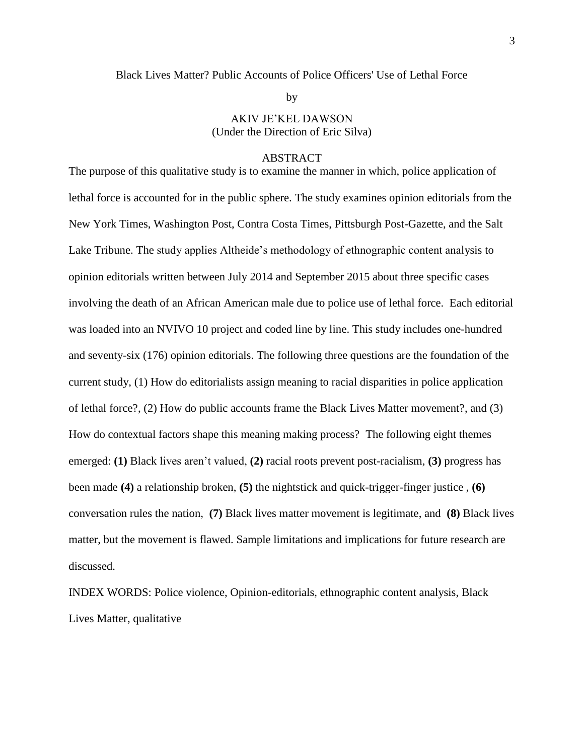Black Lives Matter? Public Accounts of Police Officers' Use of Lethal Force

by

AKIV JE'KEL DAWSON
(Under the Direction of Eric Silva)

ABSTRACT

The purpose of this qualitative study is to examine the manner in which, police application of lethal force is accounted for in the public sphere. The study examines opinion editorials from the New York Times, Washington Post, Contra Costa Times, Pittsburgh Post-Gazette, and the Salt Lake Tribune. The study applies Altheide's methodology of ethnographic content analysis to opinion editorials written between July 2014 and September 2015 about three specific cases involving the death of an African American male due to police use of lethal force. Each editorial was loaded into an NVIVO 10 project and coded line by line. This study includes one-hundred and seventy-six (176) opinion editorials. The following three questions are the foundation of the current study, (1) How do editorialists assign meaning to racial disparities in police application of lethal force?, (2) How do public accounts frame the Black Lives Matter movement?, and (3) How do contextual factors shape this meaning making process? The following eight themes emerged: **(1)** Black lives aren't valued, **(2)** racial roots prevent post-racialism, **(3)** progress has been made **(4)** a relationship broken, **(5)** the nightstick and quick-trigger-finger justice , **(6)** conversation rules the nation, **(7)** Black lives matter movement is legitimate, and **(8)** Black lives matter, but the movement is flawed. Sample limitations and implications for future research are discussed.

INDEX WORDS: Police violence, Opinion-editorials, ethnographic content analysis, Black Lives Matter, qualitative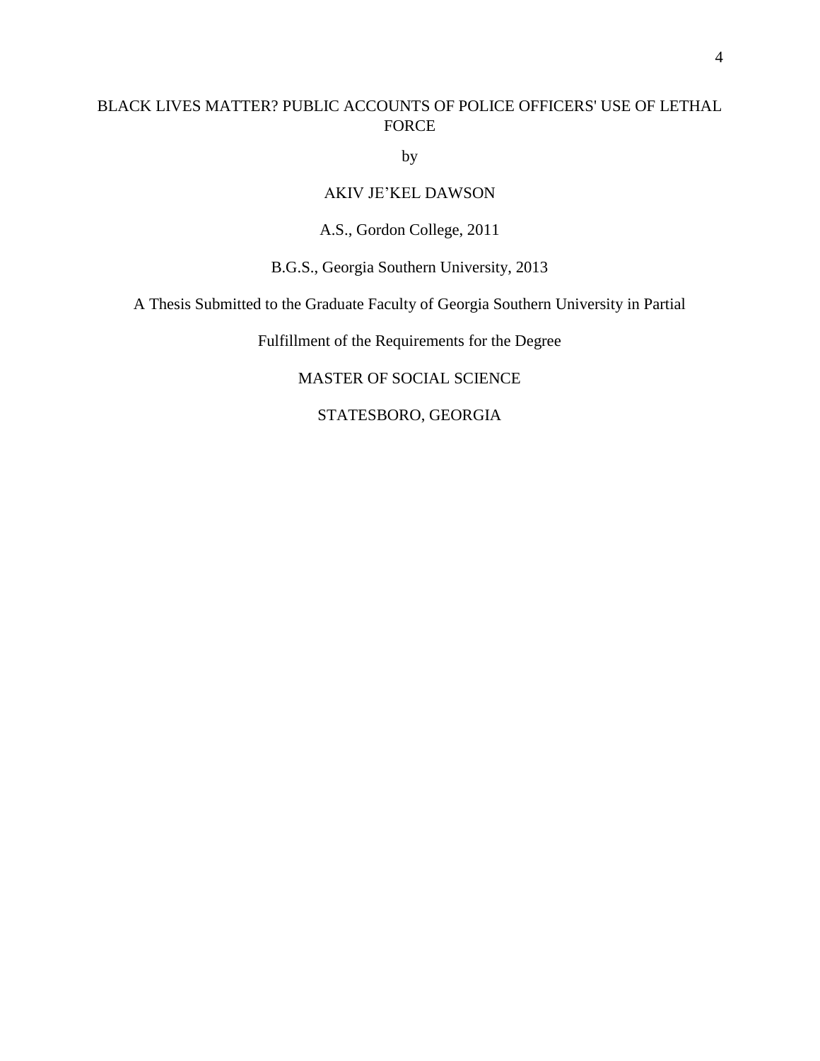BLACK LIVES MATTER? PUBLIC ACCOUNTS OF POLICE OFFICERS' USE OF LETHAL FORCE

by

AKIV JE'KEL DAWSON

A.S., Gordon College, 2011

B.G.S., Georgia Southern University, 2013

A Thesis Submitted to the Graduate Faculty of Georgia Southern University in Partial

Fulfillment of the Requirements for the Degree

MASTER OF SOCIAL SCIENCE

STATESBORO, GEORGIA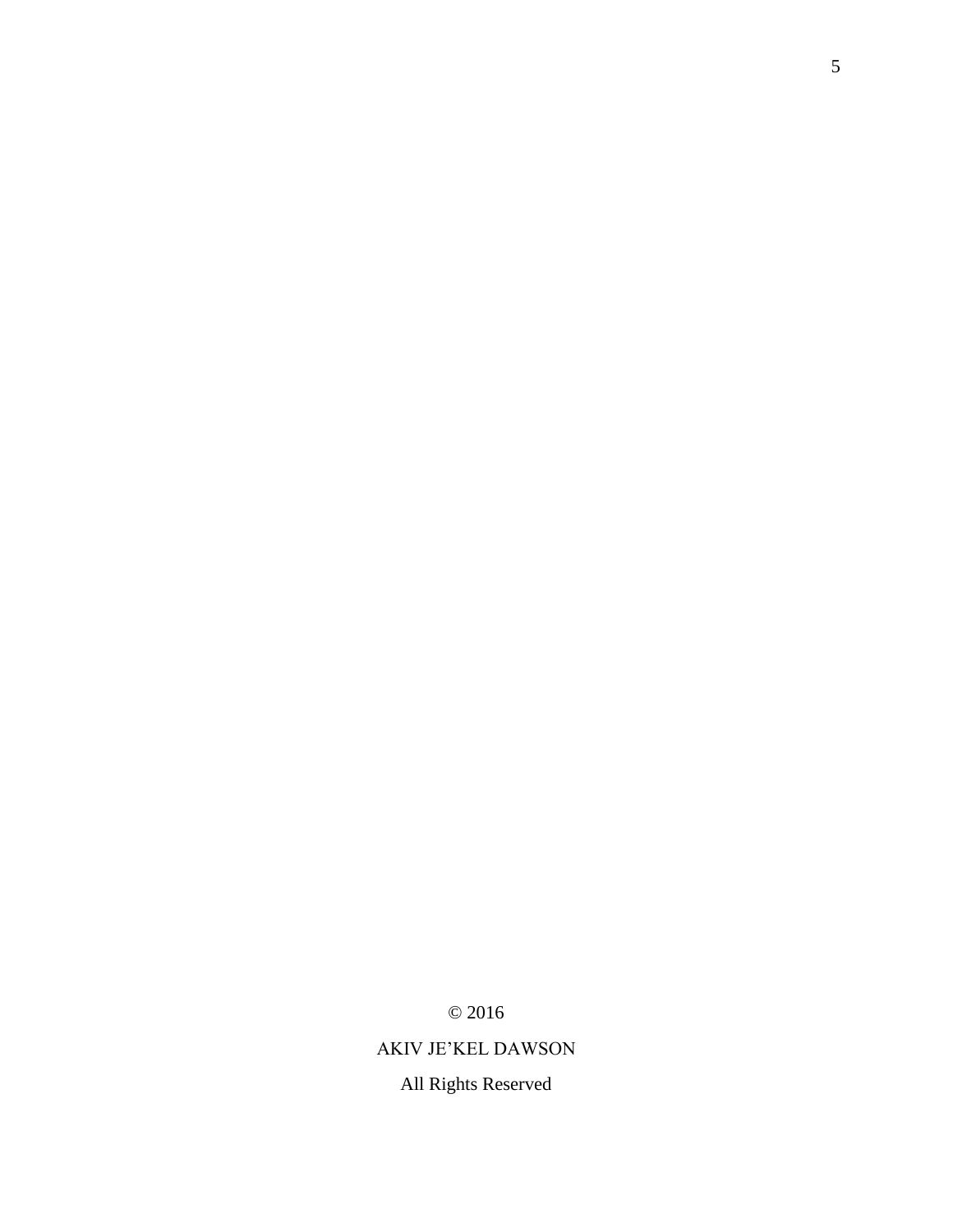© 2016

AKIV JE'KEL DAWSON

All Rights Reserved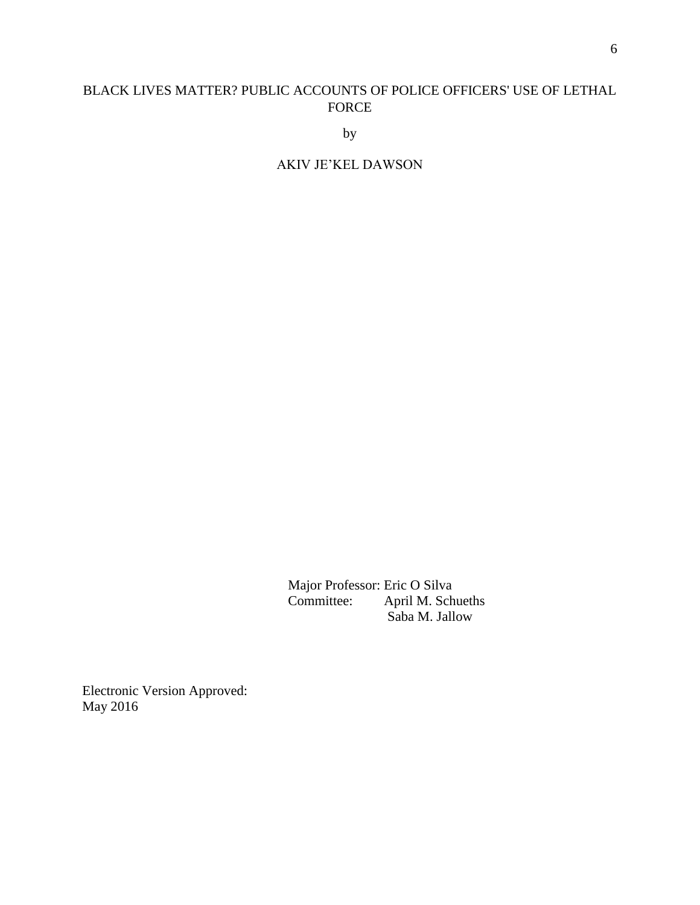BLACK LIVES MATTER? PUBLIC ACCOUNTS OF POLICE OFFICERS' USE OF LETHAL FORCE

by

AKIV JE'KEL DAWSON

Major Professor: Eric O Silva
Committee: April M. Schueths
Saba M. Jallow

Electronic Version Approved:
May 2016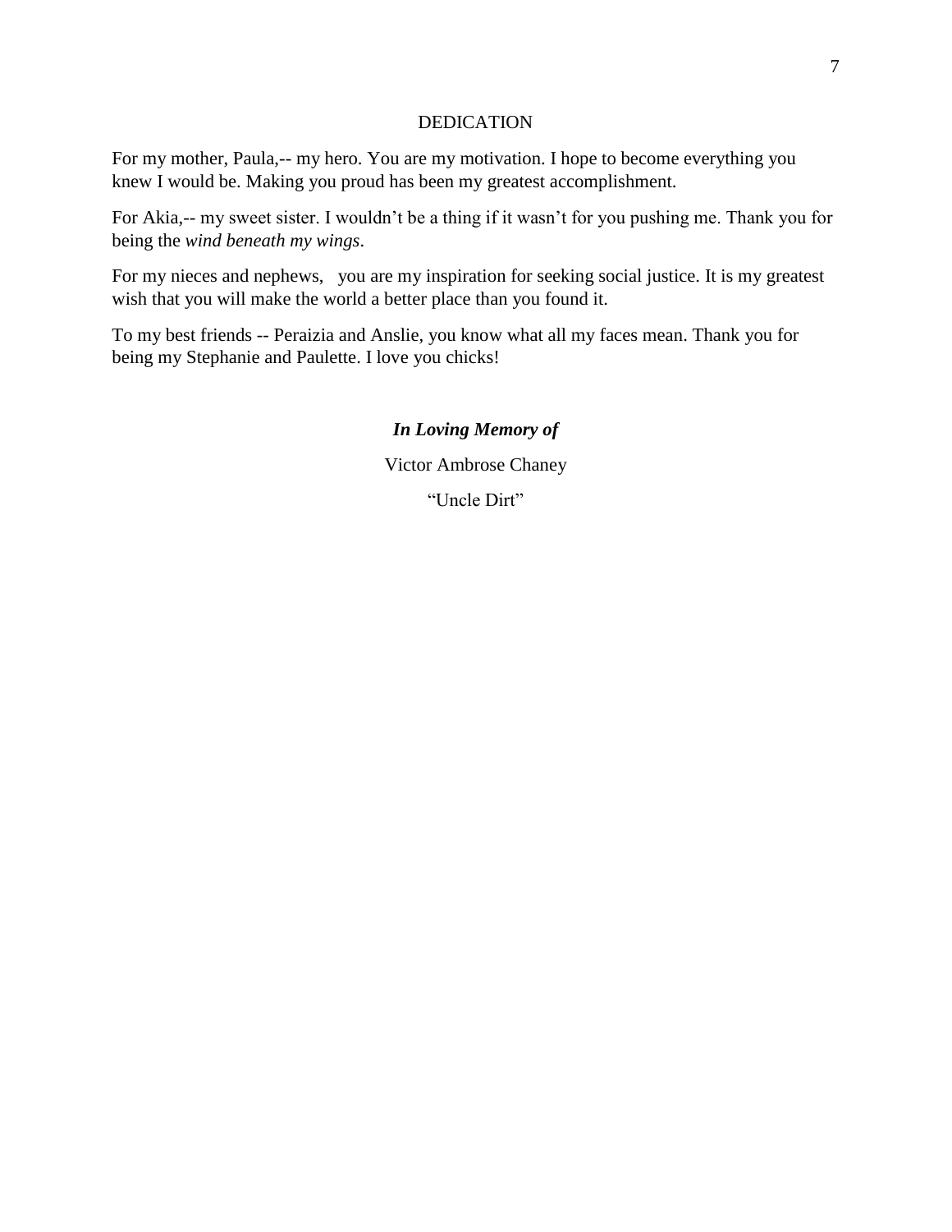# DEDICATION

For my mother, Paula,-- my hero. You are my motivation. I hope to become everything you knew I would be. Making you proud has been my greatest accomplishment.

For Akia,-- my sweet sister. I wouldn't be a thing if it wasn't for you pushing me. Thank you for being the *wind beneath my wings*.

For my nieces and nephews, you are my inspiration for seeking social justice. It is my greatest wish that you will make the world a better place than you found it.

To my best friends -- Peraizia and Anslie, you know what all my faces mean. Thank you for being my Stephanie and Paulette. I love you chicks!

***In Loving Memory of***

Victor Ambrose Chaney

"Uncle Dirt"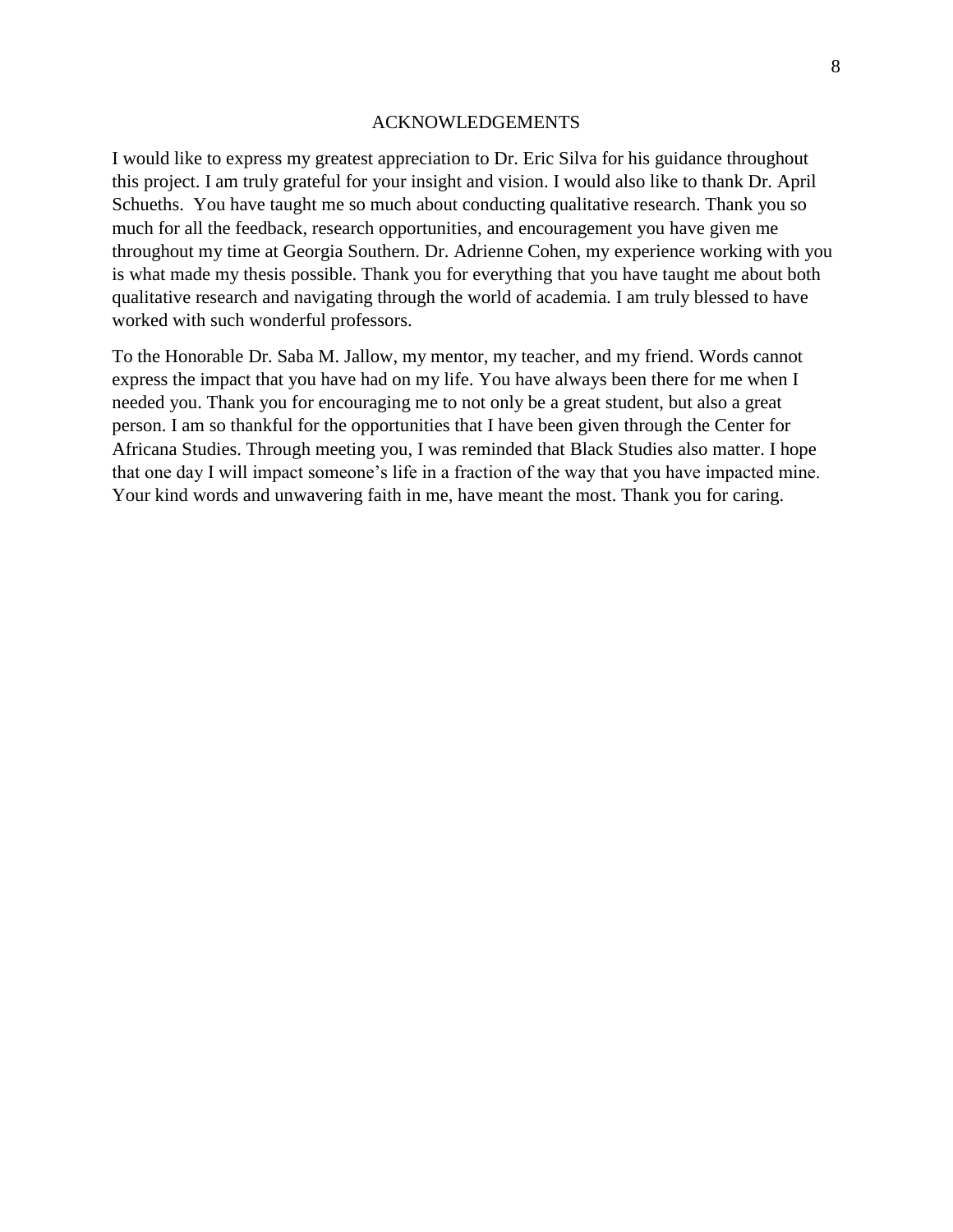# ACKNOWLEDGEMENTS

I would like to express my greatest appreciation to Dr. Eric Silva for his guidance throughout this project. I am truly grateful for your insight and vision. I would also like to thank Dr. April Schueths.  You have taught me so much about conducting qualitative research. Thank you so much for all the feedback, research opportunities, and encouragement you have given me throughout my time at Georgia Southern. Dr. Adrienne Cohen, my experience working with you is what made my thesis possible. Thank you for everything that you have taught me about both qualitative research and navigating through the world of academia. I am truly blessed to have worked with such wonderful professors.

To the Honorable Dr. Saba M. Jallow, my mentor, my teacher, and my friend. Words cannot express the impact that you have had on my life. You have always been there for me when I needed you. Thank you for encouraging me to not only be a great student, but also a great person. I am so thankful for the opportunities that I have been given through the Center for Africana Studies. Through meeting you, I was reminded that Black Studies also matter. I hope that one day I will impact someone's life in a fraction of the way that you have impacted mine. Your kind words and unwavering faith in me, have meant the most. Thank you for caring.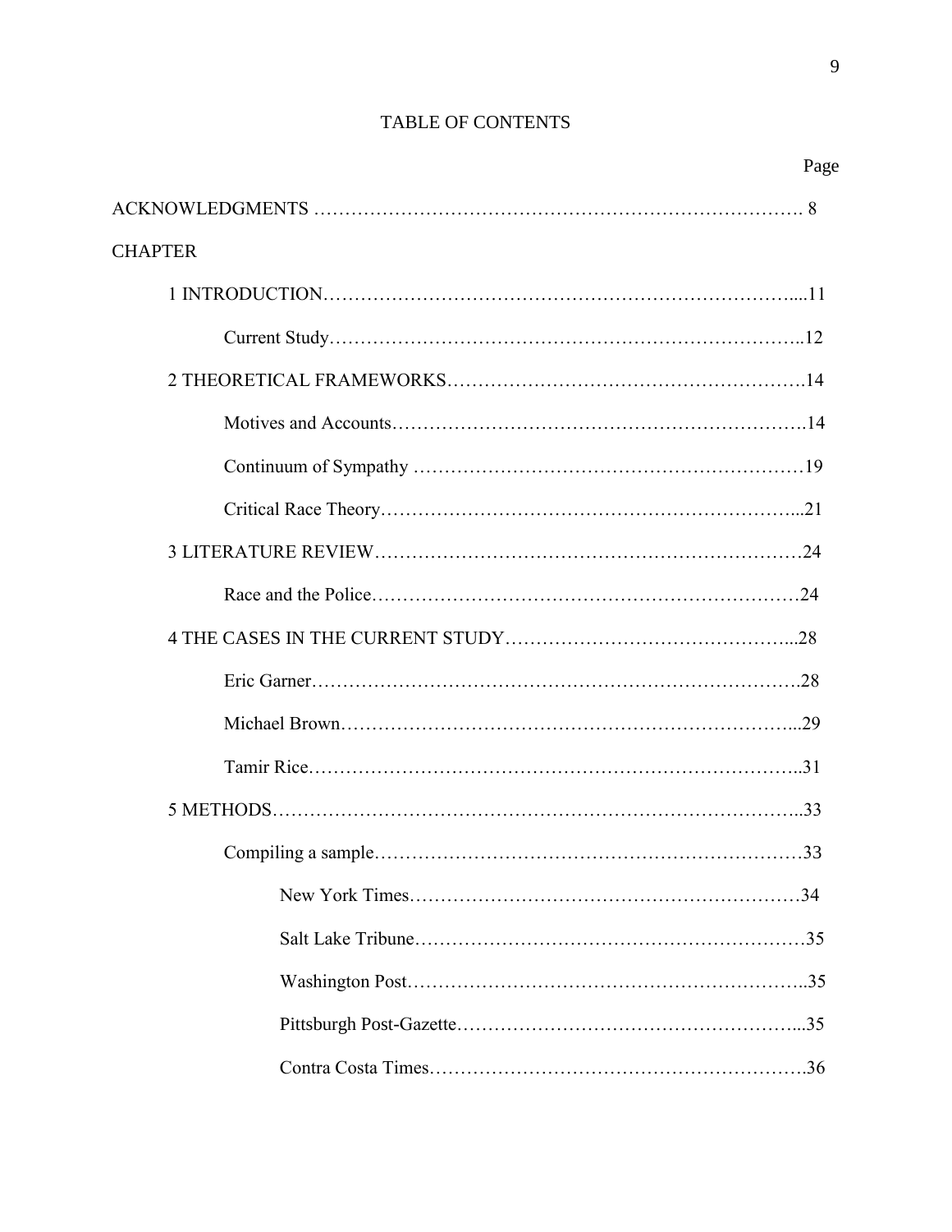# TABLE OF CONTENTS

Page

ACKNOWLEDGMENTS ………………………………………………………………… 8

CHAPTER

1 INTRODUCTION………………………………………………………………....11

Current Study………………………………………………………………..12

2 THEORETICAL FRAMEWORKS……………………………………………….14

Motives and Accounts……………………………………………………….14

Continuum of Sympathy ……………………………………………………19

Critical Race Theory………………………………………………………...21

3 LITERATURE REVIEW………………………………………………………….24

Race and the Police………………………………………………………….24

4 THE CASES IN THE CURRENT STUDY………………………………………...28

Eric Garner………………………………………………………………….28

Michael Brown……………………………………………………………...29

Tamir Rice…………………………………………………………………..31

5 METHODS…………………………………………………………………………..33

Compiling a sample………………………………………………………….33

New York Times…………………………………………………….34

Salt Lake Tribune……………………………………………………35

Washington Post……………………………………………………..35

Pittsburgh Post-Gazette……………………………………………...35

Contra Costa Times………………………………………………….36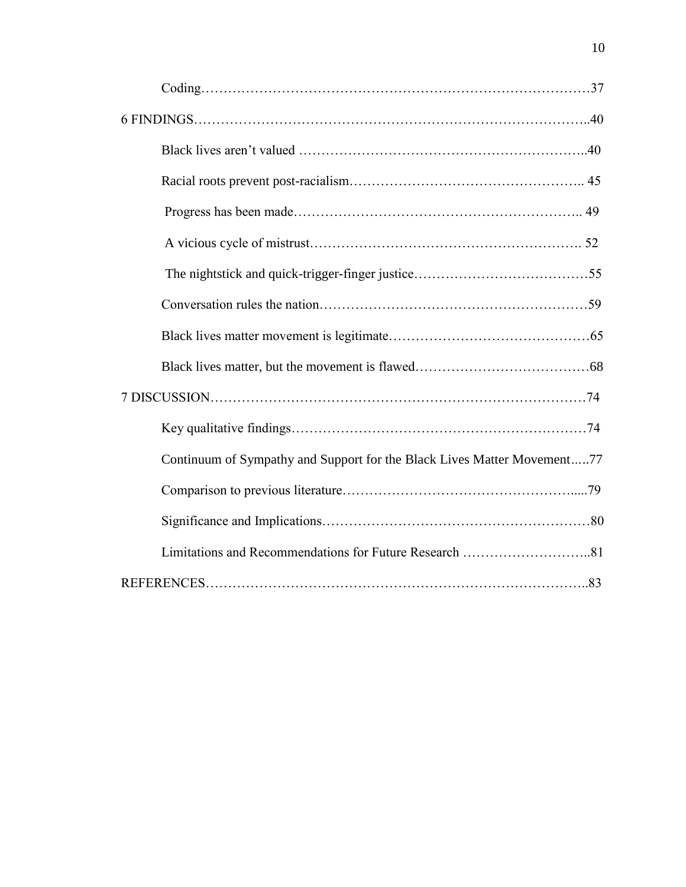Coding…………………………………………………………………………………37

6 FINDINGS…………………………………………………………………………..40

Black lives aren't valued ……………………………………………………..40

Racial roots prevent post-racialism………………………………………….. 45

Progress has been made……………………………………………………….. 49

A vicious cycle of mistrust……………………………………………………. 52

The nightstick and quick-trigger-finger justice…………………………………55

Conversation rules the nation……………………………………………………59

Black lives matter movement is legitimate………………………………………65

Black lives matter, but the movement is flawed…………………………………68

7 DISCUSSION…………………………………………………………………………74

Key qualitative findings…………………………………………………………74

Continuum of Sympathy and Support for the Black Lives Matter Movement..…77

Comparison to previous literature……………………………………………....79

Significance and Implications……………………………………………………80

Limitations and Recommendations for Future Research ……………………..81

REFERENCES……………………………………………………………………………..83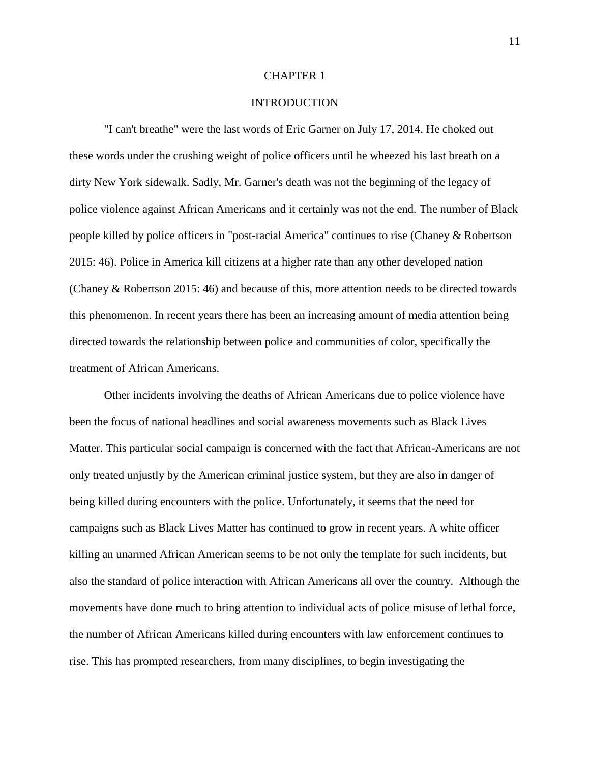# CHAPTER 1

## INTRODUCTION

"I can't breathe" were the last words of Eric Garner on July 17, 2014. He choked out these words under the crushing weight of police officers until he wheezed his last breath on a dirty New York sidewalk. Sadly, Mr. Garner's death was not the beginning of the legacy of police violence against African Americans and it certainly was not the end. The number of Black people killed by police officers in "post-racial America" continues to rise (Chaney & Robertson 2015: 46). Police in America kill citizens at a higher rate than any other developed nation (Chaney & Robertson 2015: 46) and because of this, more attention needs to be directed towards this phenomenon. In recent years there has been an increasing amount of media attention being directed towards the relationship between police and communities of color, specifically the treatment of African Americans.

Other incidents involving the deaths of African Americans due to police violence have been the focus of national headlines and social awareness movements such as Black Lives Matter. This particular social campaign is concerned with the fact that African-Americans are not only treated unjustly by the American criminal justice system, but they are also in danger of being killed during encounters with the police. Unfortunately, it seems that the need for campaigns such as Black Lives Matter has continued to grow in recent years. A white officer killing an unarmed African American seems to be not only the template for such incidents, but also the standard of police interaction with African Americans all over the country. Although the movements have done much to bring attention to individual acts of police misuse of lethal force, the number of African Americans killed during encounters with law enforcement continues to rise. This has prompted researchers, from many disciplines, to begin investigating the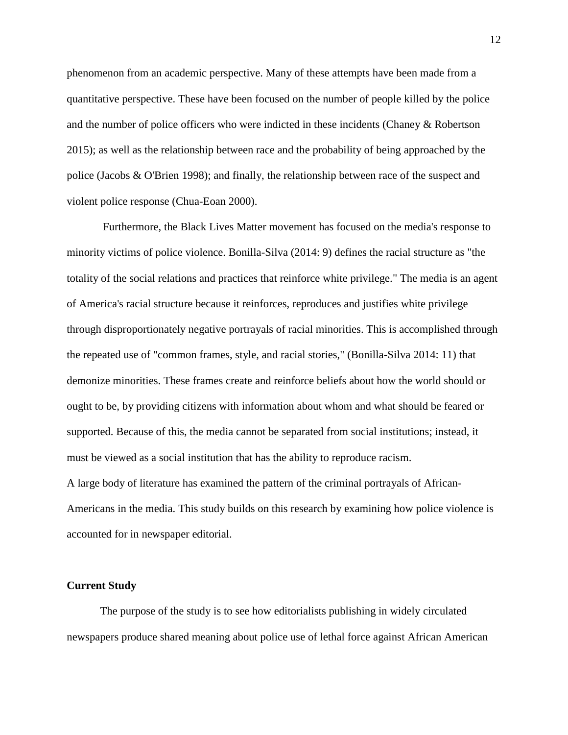phenomenon from an academic perspective. Many of these attempts have been made from a quantitative perspective. These have been focused on the number of people killed by the police and the number of police officers who were indicted in these incidents (Chaney & Robertson 2015); as well as the relationship between race and the probability of being approached by the police (Jacobs & O'Brien 1998); and finally, the relationship between race of the suspect and violent police response (Chua-Eoan 2000).

Furthermore, the Black Lives Matter movement has focused on the media's response to minority victims of police violence. Bonilla-Silva (2014: 9) defines the racial structure as "the totality of the social relations and practices that reinforce white privilege." The media is an agent of America's racial structure because it reinforces, reproduces and justifies white privilege through disproportionately negative portrayals of racial minorities. This is accomplished through the repeated use of "common frames, style, and racial stories," (Bonilla-Silva 2014: 11) that demonize minorities. These frames create and reinforce beliefs about how the world should or ought to be, by providing citizens with information about whom and what should be feared or supported. Because of this, the media cannot be separated from social institutions; instead, it must be viewed as a social institution that has the ability to reproduce racism.

A large body of literature has examined the pattern of the criminal portrayals of African-Americans in the media. This study builds on this research by examining how police violence is accounted for in newspaper editorial.

**Current Study**

The purpose of the study is to see how editorialists publishing in widely circulated newspapers produce shared meaning about police use of lethal force against African American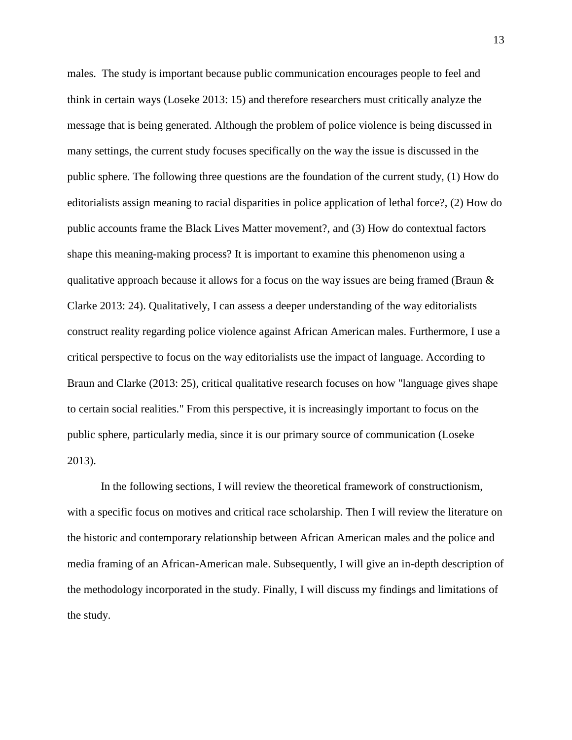males. The study is important because public communication encourages people to feel and think in certain ways (Loseke 2013: 15) and therefore researchers must critically analyze the message that is being generated. Although the problem of police violence is being discussed in many settings, the current study focuses specifically on the way the issue is discussed in the public sphere. The following three questions are the foundation of the current study, (1) How do editorialists assign meaning to racial disparities in police application of lethal force?, (2) How do public accounts frame the Black Lives Matter movement?, and (3) How do contextual factors shape this meaning-making process? It is important to examine this phenomenon using a qualitative approach because it allows for a focus on the way issues are being framed (Braun & Clarke 2013: 24). Qualitatively, I can assess a deeper understanding of the way editorialists construct reality regarding police violence against African American males. Furthermore, I use a critical perspective to focus on the way editorialists use the impact of language. According to Braun and Clarke (2013: 25), critical qualitative research focuses on how "language gives shape to certain social realities." From this perspective, it is increasingly important to focus on the public sphere, particularly media, since it is our primary source of communication (Loseke 2013).

In the following sections, I will review the theoretical framework of constructionism, with a specific focus on motives and critical race scholarship. Then I will review the literature on the historic and contemporary relationship between African American males and the police and media framing of an African-American male. Subsequently, I will give an in-depth description of the methodology incorporated in the study. Finally, I will discuss my findings and limitations of the study.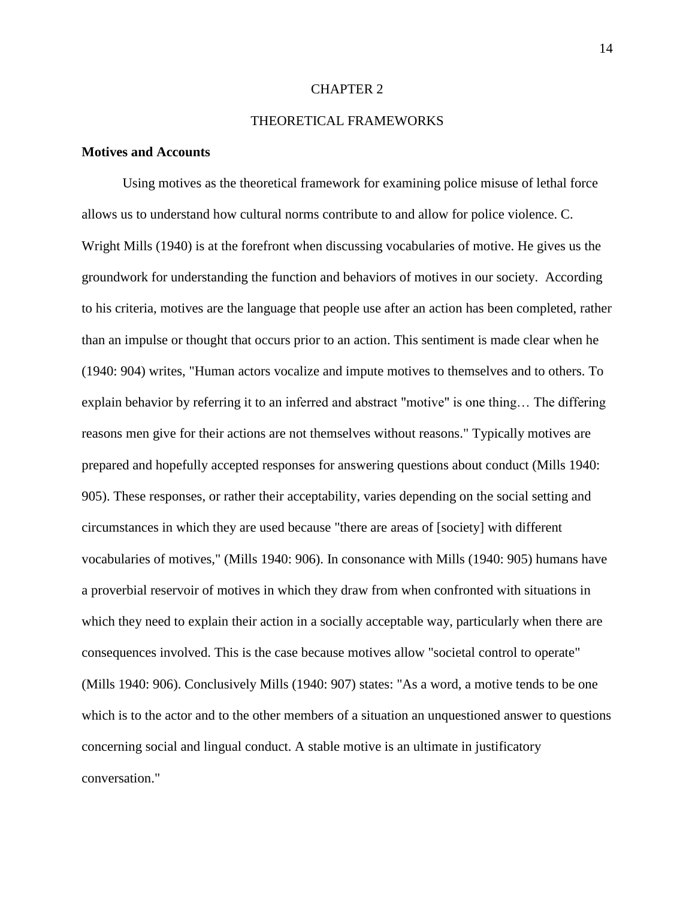# CHAPTER 2

# THEORETICAL FRAMEWORKS

## Motives and Accounts

Using motives as the theoretical framework for examining police misuse of lethal force allows us to understand how cultural norms contribute to and allow for police violence. C. Wright Mills (1940) is at the forefront when discussing vocabularies of motive. He gives us the groundwork for understanding the function and behaviors of motives in our society. According to his criteria, motives are the language that people use after an action has been completed, rather than an impulse or thought that occurs prior to an action. This sentiment is made clear when he (1940: 904) writes, "Human actors vocalize and impute motives to themselves and to others. To explain behavior by referring it to an inferred and abstract "motive" is one thing… The differing reasons men give for their actions are not themselves without reasons." Typically motives are prepared and hopefully accepted responses for answering questions about conduct (Mills 1940: 905). These responses, or rather their acceptability, varies depending on the social setting and circumstances in which they are used because "there are areas of [society] with different vocabularies of motives," (Mills 1940: 906). In consonance with Mills (1940: 905) humans have a proverbial reservoir of motives in which they draw from when confronted with situations in which they need to explain their action in a socially acceptable way, particularly when there are consequences involved. This is the case because motives allow "societal control to operate" (Mills 1940: 906). Conclusively Mills (1940: 907) states: "As a word, a motive tends to be one which is to the actor and to the other members of a situation an unquestioned answer to questions concerning social and lingual conduct. A stable motive is an ultimate in justificatory conversation."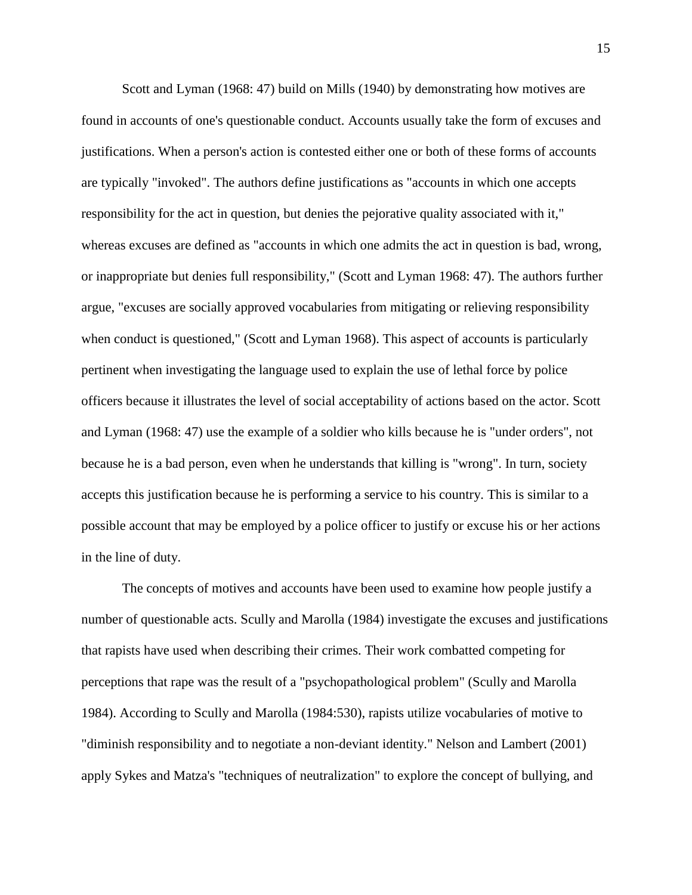Scott and Lyman (1968: 47) build on Mills (1940) by demonstrating how motives are found in accounts of one's questionable conduct. Accounts usually take the form of excuses and justifications. When a person's action is contested either one or both of these forms of accounts are typically "invoked". The authors define justifications as "accounts in which one accepts responsibility for the act in question, but denies the pejorative quality associated with it," whereas excuses are defined as "accounts in which one admits the act in question is bad, wrong, or inappropriate but denies full responsibility," (Scott and Lyman 1968: 47). The authors further argue, "excuses are socially approved vocabularies from mitigating or relieving responsibility when conduct is questioned," (Scott and Lyman 1968). This aspect of accounts is particularly pertinent when investigating the language used to explain the use of lethal force by police officers because it illustrates the level of social acceptability of actions based on the actor. Scott and Lyman (1968: 47) use the example of a soldier who kills because he is "under orders", not because he is a bad person, even when he understands that killing is "wrong". In turn, society accepts this justification because he is performing a service to his country. This is similar to a possible account that may be employed by a police officer to justify or excuse his or her actions in the line of duty.

The concepts of motives and accounts have been used to examine how people justify a number of questionable acts. Scully and Marolla (1984) investigate the excuses and justifications that rapists have used when describing their crimes. Their work combatted competing for perceptions that rape was the result of a "psychopathological problem" (Scully and Marolla 1984). According to Scully and Marolla (1984:530), rapists utilize vocabularies of motive to "diminish responsibility and to negotiate a non-deviant identity." Nelson and Lambert (2001) apply Sykes and Matza's "techniques of neutralization" to explore the concept of bullying, and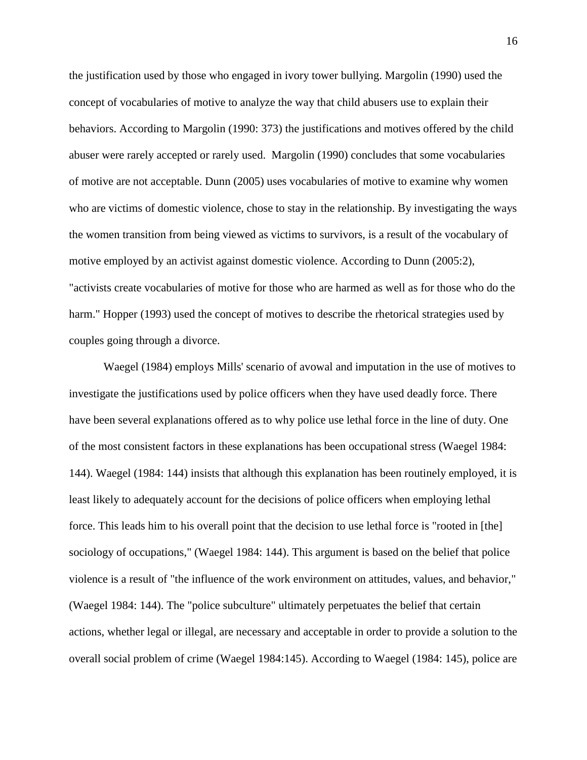the justification used by those who engaged in ivory tower bullying. Margolin (1990) used the concept of vocabularies of motive to analyze the way that child abusers use to explain their behaviors. According to Margolin (1990: 373) the justifications and motives offered by the child abuser were rarely accepted or rarely used. Margolin (1990) concludes that some vocabularies of motive are not acceptable. Dunn (2005) uses vocabularies of motive to examine why women who are victims of domestic violence, chose to stay in the relationship. By investigating the ways the women transition from being viewed as victims to survivors, is a result of the vocabulary of motive employed by an activist against domestic violence. According to Dunn (2005:2), "activists create vocabularies of motive for those who are harmed as well as for those who do the harm." Hopper (1993) used the concept of motives to describe the rhetorical strategies used by couples going through a divorce.

Waegel (1984) employs Mills' scenario of avowal and imputation in the use of motives to investigate the justifications used by police officers when they have used deadly force. There have been several explanations offered as to why police use lethal force in the line of duty. One of the most consistent factors in these explanations has been occupational stress (Waegel 1984: 144). Waegel (1984: 144) insists that although this explanation has been routinely employed, it is least likely to adequately account for the decisions of police officers when employing lethal force. This leads him to his overall point that the decision to use lethal force is "rooted in [the] sociology of occupations," (Waegel 1984: 144). This argument is based on the belief that police violence is a result of "the influence of the work environment on attitudes, values, and behavior," (Waegel 1984: 144). The "police subculture" ultimately perpetuates the belief that certain actions, whether legal or illegal, are necessary and acceptable in order to provide a solution to the overall social problem of crime (Waegel 1984:145). According to Waegel (1984: 145), police are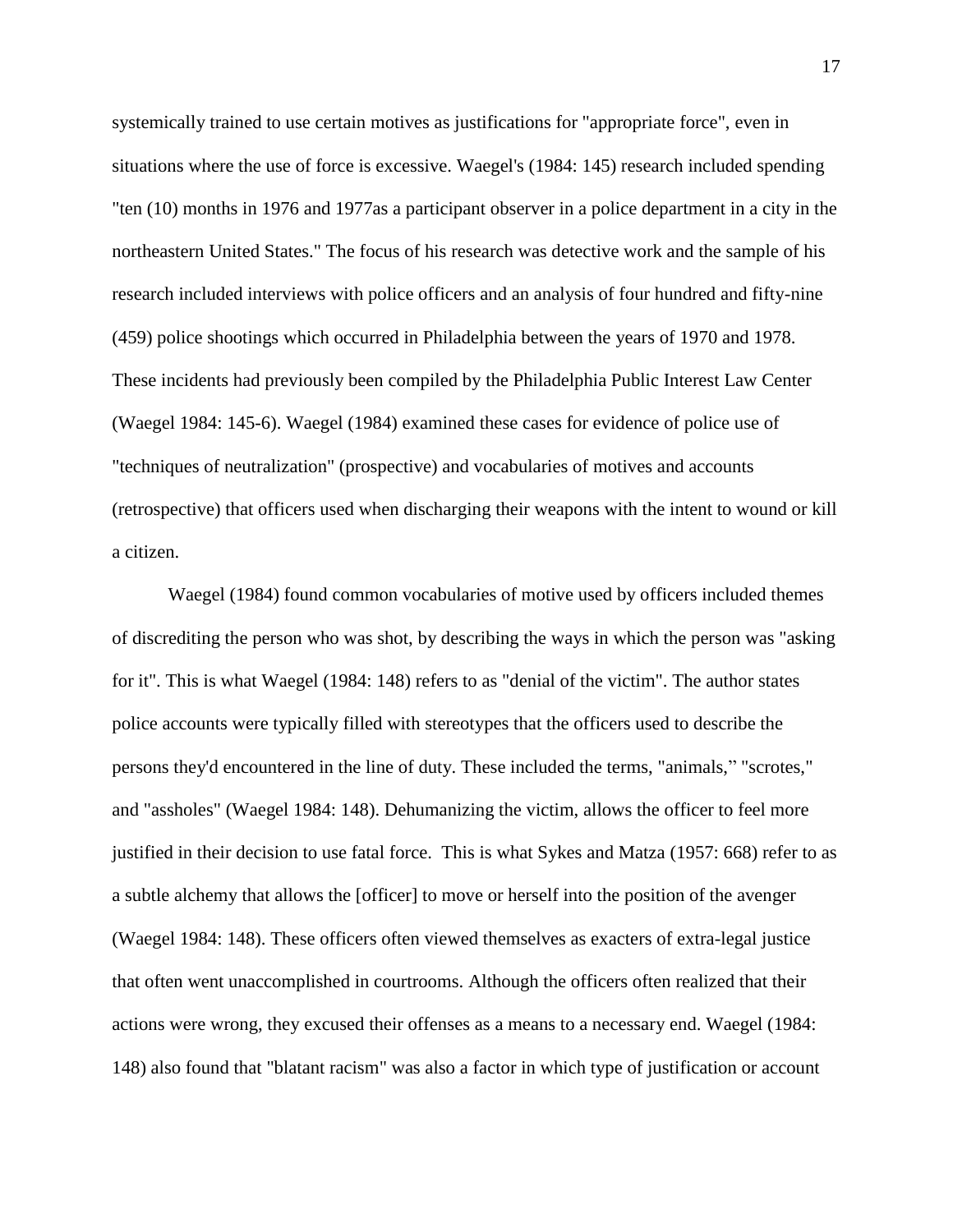systemically trained to use certain motives as justifications for "appropriate force", even in situations where the use of force is excessive. Waegel's (1984: 145) research included spending "ten (10) months in 1976 and 1977as a participant observer in a police department in a city in the northeastern United States." The focus of his research was detective work and the sample of his research included interviews with police officers and an analysis of four hundred and fifty-nine (459) police shootings which occurred in Philadelphia between the years of 1970 and 1978. These incidents had previously been compiled by the Philadelphia Public Interest Law Center (Waegel 1984: 145-6). Waegel (1984) examined these cases for evidence of police use of "techniques of neutralization" (prospective) and vocabularies of motives and accounts (retrospective) that officers used when discharging their weapons with the intent to wound or kill a citizen.

Waegel (1984) found common vocabularies of motive used by officers included themes of discrediting the person who was shot, by describing the ways in which the person was "asking for it". This is what Waegel (1984: 148) refers to as "denial of the victim". The author states police accounts were typically filled with stereotypes that the officers used to describe the persons they'd encountered in the line of duty. These included the terms, "animals," "scrotes," and "assholes" (Waegel 1984: 148). Dehumanizing the victim, allows the officer to feel more justified in their decision to use fatal force. This is what Sykes and Matza (1957: 668) refer to as a subtle alchemy that allows the [officer] to move or herself into the position of the avenger (Waegel 1984: 148). These officers often viewed themselves as exacters of extra-legal justice that often went unaccomplished in courtrooms. Although the officers often realized that their actions were wrong, they excused their offenses as a means to a necessary end. Waegel (1984: 148) also found that "blatant racism" was also a factor in which type of justification or account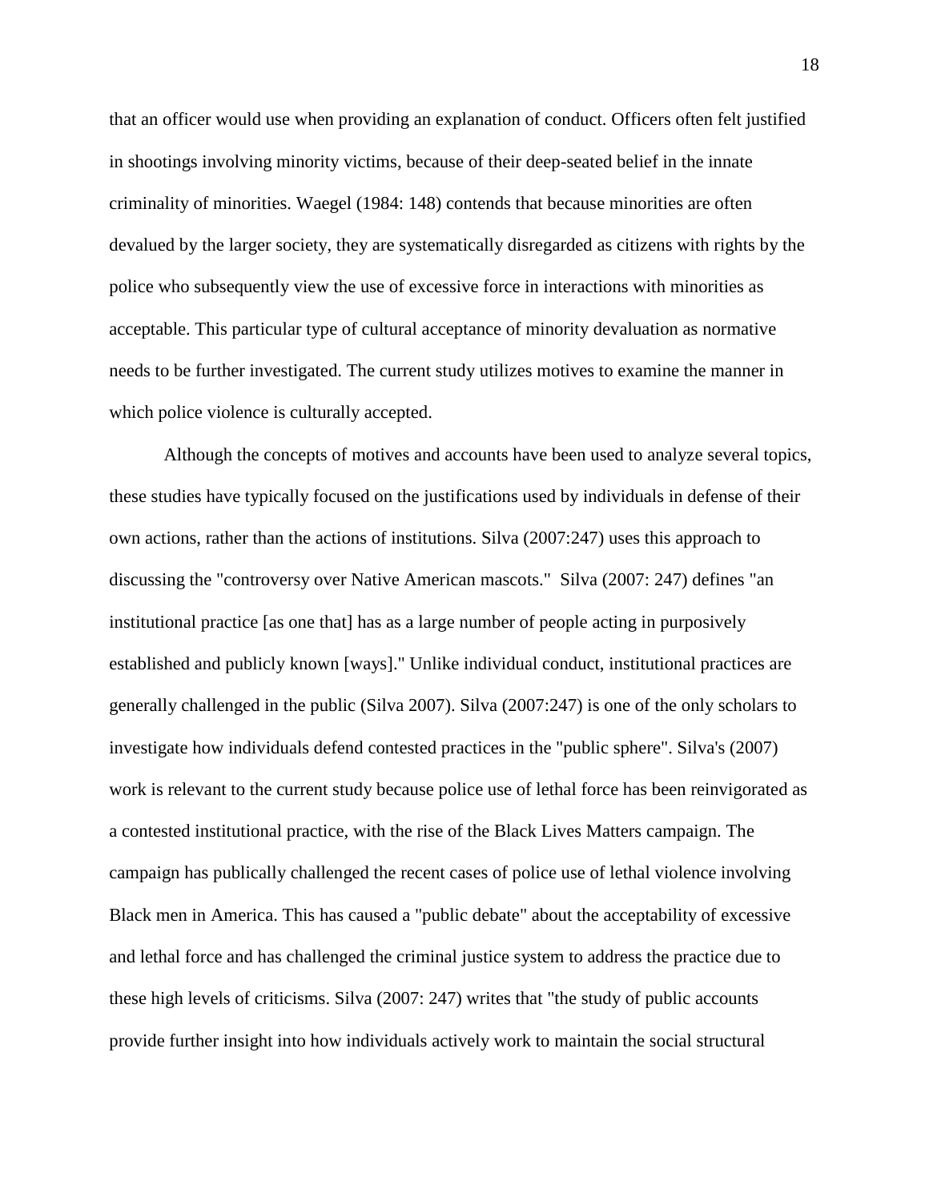that an officer would use when providing an explanation of conduct. Officers often felt justified in shootings involving minority victims, because of their deep-seated belief in the innate criminality of minorities. Waegel (1984: 148) contends that because minorities are often devalued by the larger society, they are systematically disregarded as citizens with rights by the police who subsequently view the use of excessive force in interactions with minorities as acceptable. This particular type of cultural acceptance of minority devaluation as normative needs to be further investigated. The current study utilizes motives to examine the manner in which police violence is culturally accepted.

Although the concepts of motives and accounts have been used to analyze several topics, these studies have typically focused on the justifications used by individuals in defense of their own actions, rather than the actions of institutions. Silva (2007:247) uses this approach to discussing the "controversy over Native American mascots." Silva (2007: 247) defines "an institutional practice [as one that] has as a large number of people acting in purposively established and publicly known [ways]." Unlike individual conduct, institutional practices are generally challenged in the public (Silva 2007). Silva (2007:247) is one of the only scholars to investigate how individuals defend contested practices in the "public sphere". Silva's (2007) work is relevant to the current study because police use of lethal force has been reinvigorated as a contested institutional practice, with the rise of the Black Lives Matters campaign. The campaign has publically challenged the recent cases of police use of lethal violence involving Black men in America. This has caused a "public debate" about the acceptability of excessive and lethal force and has challenged the criminal justice system to address the practice due to these high levels of criticisms. Silva (2007: 247) writes that "the study of public accounts provide further insight into how individuals actively work to maintain the social structural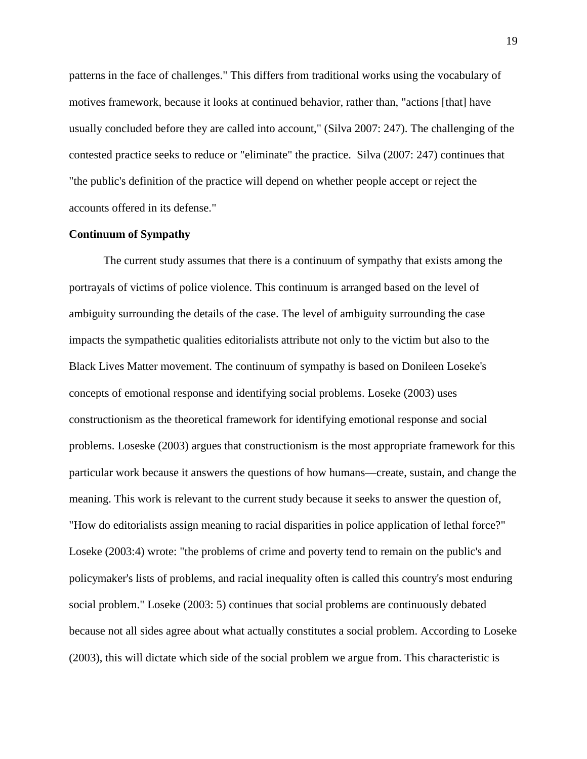patterns in the face of challenges." This differs from traditional works using the vocabulary of motives framework, because it looks at continued behavior, rather than, "actions [that] have usually concluded before they are called into account," (Silva 2007: 247). The challenging of the contested practice seeks to reduce or "eliminate" the practice.  Silva (2007: 247) continues that "the public's definition of the practice will depend on whether people accept or reject the accounts offered in its defense."

**Continuum of Sympathy**

The current study assumes that there is a continuum of sympathy that exists among the portrayals of victims of police violence. This continuum is arranged based on the level of ambiguity surrounding the details of the case. The level of ambiguity surrounding the case impacts the sympathetic qualities editorialists attribute not only to the victim but also to the Black Lives Matter movement. The continuum of sympathy is based on Donileen Loseke's concepts of emotional response and identifying social problems. Loseke (2003) uses constructionism as the theoretical framework for identifying emotional response and social problems. Loseske (2003) argues that constructionism is the most appropriate framework for this particular work because it answers the questions of how humans—create, sustain, and change the meaning. This work is relevant to the current study because it seeks to answer the question of, "How do editorialists assign meaning to racial disparities in police application of lethal force?" Loseke (2003:4) wrote: "the problems of crime and poverty tend to remain on the public's and policymaker's lists of problems, and racial inequality often is called this country's most enduring social problem." Loseke (2003: 5) continues that social problems are continuously debated because not all sides agree about what actually constitutes a social problem. According to Loseke (2003), this will dictate which side of the social problem we argue from. This characteristic is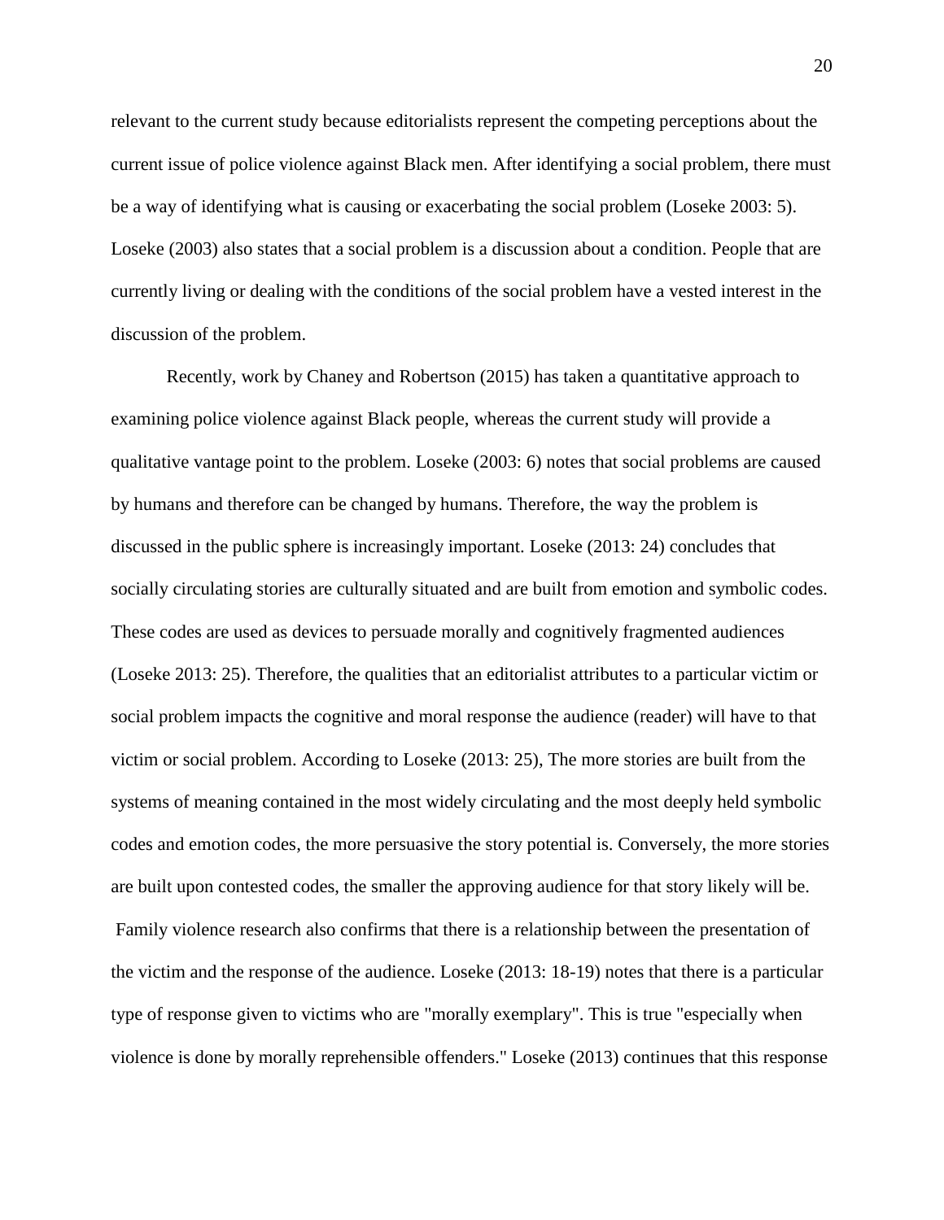relevant to the current study because editorialists represent the competing perceptions about the current issue of police violence against Black men. After identifying a social problem, there must be a way of identifying what is causing or exacerbating the social problem (Loseke 2003: 5). Loseke (2003) also states that a social problem is a discussion about a condition. People that are currently living or dealing with the conditions of the social problem have a vested interest in the discussion of the problem.

Recently, work by Chaney and Robertson (2015) has taken a quantitative approach to examining police violence against Black people, whereas the current study will provide a qualitative vantage point to the problem. Loseke (2003: 6) notes that social problems are caused by humans and therefore can be changed by humans. Therefore, the way the problem is discussed in the public sphere is increasingly important. Loseke (2013: 24) concludes that socially circulating stories are culturally situated and are built from emotion and symbolic codes. These codes are used as devices to persuade morally and cognitively fragmented audiences (Loseke 2013: 25). Therefore, the qualities that an editorialist attributes to a particular victim or social problem impacts the cognitive and moral response the audience (reader) will have to that victim or social problem. According to Loseke (2013: 25), The more stories are built from the systems of meaning contained in the most widely circulating and the most deeply held symbolic codes and emotion codes, the more persuasive the story potential is. Conversely, the more stories are built upon contested codes, the smaller the approving audience for that story likely will be. Family violence research also confirms that there is a relationship between the presentation of the victim and the response of the audience. Loseke (2013: 18-19) notes that there is a particular type of response given to victims who are "morally exemplary". This is true "especially when violence is done by morally reprehensible offenders." Loseke (2013) continues that this response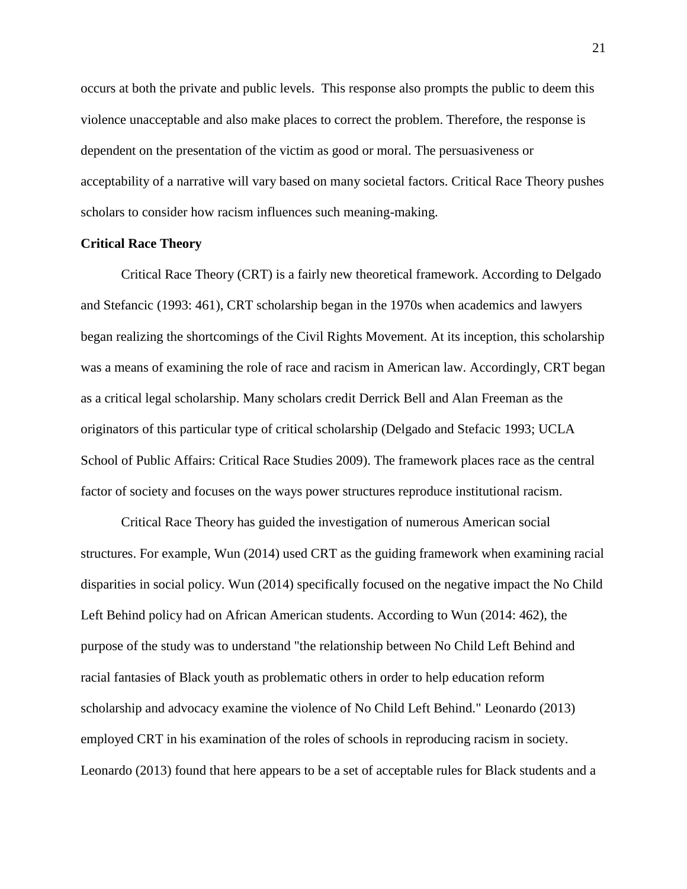occurs at both the private and public levels. This response also prompts the public to deem this violence unacceptable and also make places to correct the problem. Therefore, the response is dependent on the presentation of the victim as good or moral. The persuasiveness or acceptability of a narrative will vary based on many societal factors. Critical Race Theory pushes scholars to consider how racism influences such meaning-making.

**Critical Race Theory**

Critical Race Theory (CRT) is a fairly new theoretical framework. According to Delgado and Stefancic (1993: 461), CRT scholarship began in the 1970s when academics and lawyers began realizing the shortcomings of the Civil Rights Movement. At its inception, this scholarship was a means of examining the role of race and racism in American law. Accordingly, CRT began as a critical legal scholarship. Many scholars credit Derrick Bell and Alan Freeman as the originators of this particular type of critical scholarship (Delgado and Stefacic 1993; UCLA School of Public Affairs: Critical Race Studies 2009). The framework places race as the central factor of society and focuses on the ways power structures reproduce institutional racism.

Critical Race Theory has guided the investigation of numerous American social structures. For example, Wun (2014) used CRT as the guiding framework when examining racial disparities in social policy. Wun (2014) specifically focused on the negative impact the No Child Left Behind policy had on African American students. According to Wun (2014: 462), the purpose of the study was to understand "the relationship between No Child Left Behind and racial fantasies of Black youth as problematic others in order to help education reform scholarship and advocacy examine the violence of No Child Left Behind." Leonardo (2013) employed CRT in his examination of the roles of schools in reproducing racism in society. Leonardo (2013) found that here appears to be a set of acceptable rules for Black students and a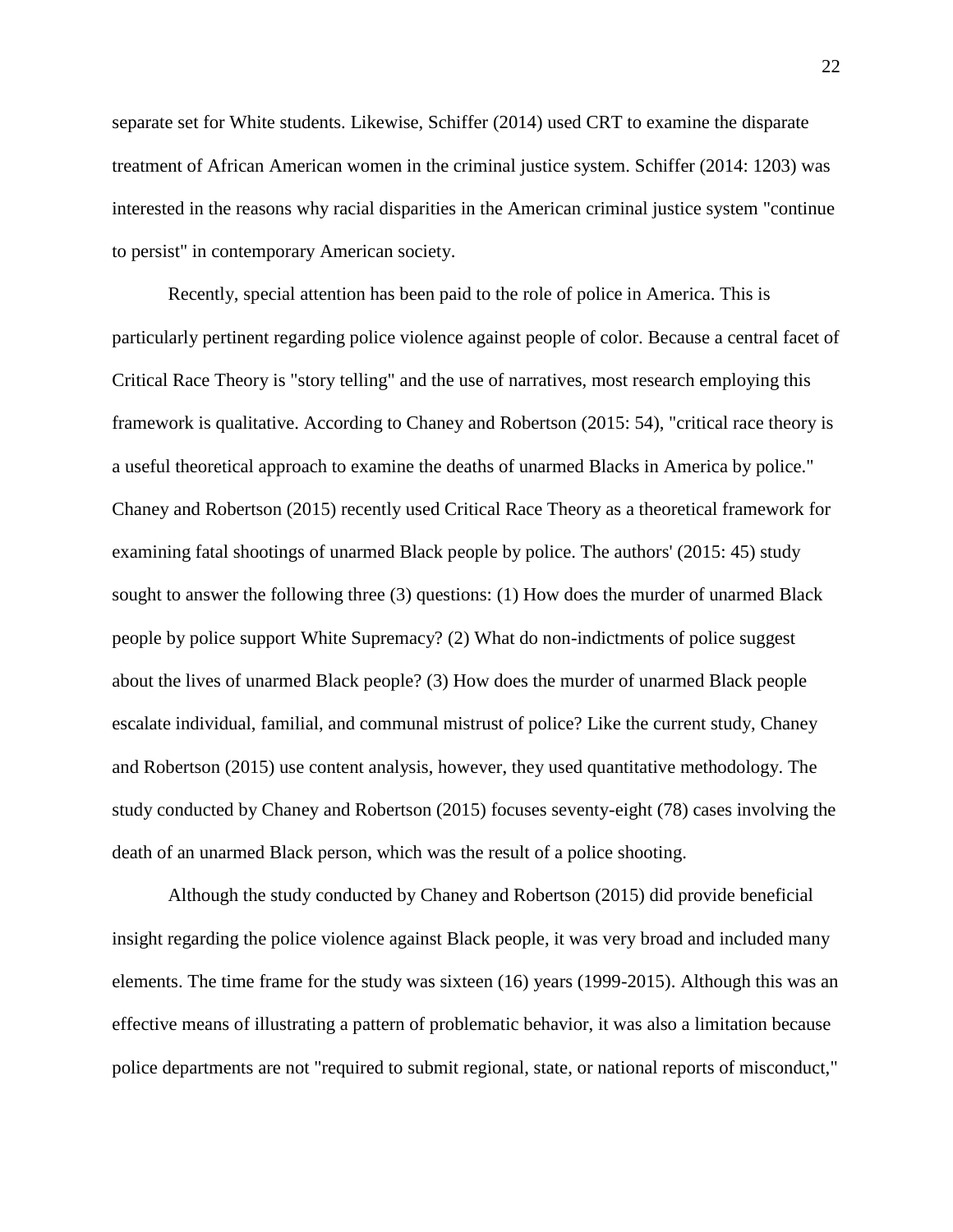separate set for White students. Likewise, Schiffer (2014) used CRT to examine the disparate treatment of African American women in the criminal justice system. Schiffer (2014: 1203) was interested in the reasons why racial disparities in the American criminal justice system "continue to persist" in contemporary American society.

Recently, special attention has been paid to the role of police in America. This is particularly pertinent regarding police violence against people of color. Because a central facet of Critical Race Theory is "story telling" and the use of narratives, most research employing this framework is qualitative. According to Chaney and Robertson (2015: 54), "critical race theory is a useful theoretical approach to examine the deaths of unarmed Blacks in America by police." Chaney and Robertson (2015) recently used Critical Race Theory as a theoretical framework for examining fatal shootings of unarmed Black people by police. The authors' (2015: 45) study sought to answer the following three (3) questions: (1) How does the murder of unarmed Black people by police support White Supremacy? (2) What do non-indictments of police suggest about the lives of unarmed Black people? (3) How does the murder of unarmed Black people escalate individual, familial, and communal mistrust of police? Like the current study, Chaney and Robertson (2015) use content analysis, however, they used quantitative methodology. The study conducted by Chaney and Robertson (2015) focuses seventy-eight (78) cases involving the death of an unarmed Black person, which was the result of a police shooting.

Although the study conducted by Chaney and Robertson (2015) did provide beneficial insight regarding the police violence against Black people, it was very broad and included many elements. The time frame for the study was sixteen (16) years (1999-2015). Although this was an effective means of illustrating a pattern of problematic behavior, it was also a limitation because police departments are not "required to submit regional, state, or national reports of misconduct,"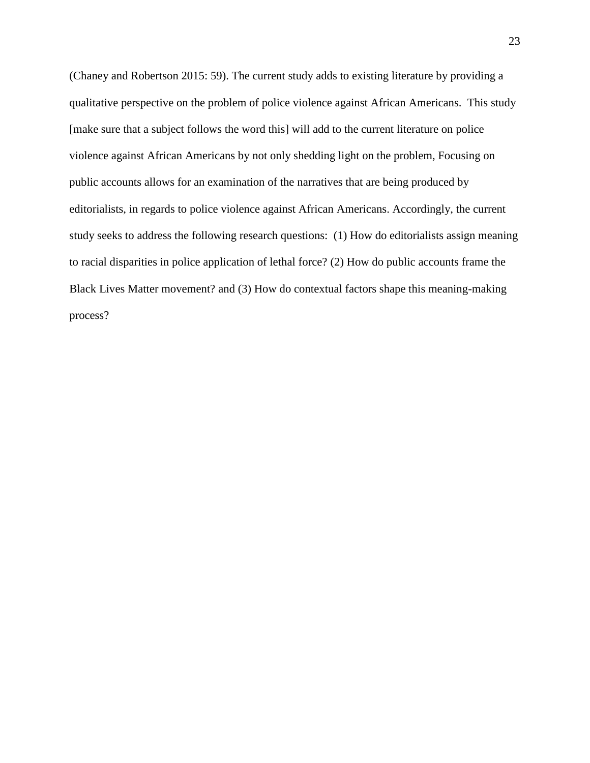(Chaney and Robertson 2015: 59). The current study adds to existing literature by providing a qualitative perspective on the problem of police violence against African Americans.  This study [make sure that a subject follows the word this] will add to the current literature on police violence against African Americans by not only shedding light on the problem, Focusing on public accounts allows for an examination of the narratives that are being produced by editorialists, in regards to police violence against African Americans. Accordingly, the current study seeks to address the following research questions:  (1) How do editorialists assign meaning to racial disparities in police application of lethal force? (2) How do public accounts frame the Black Lives Matter movement? and (3) How do contextual factors shape this meaning-making process?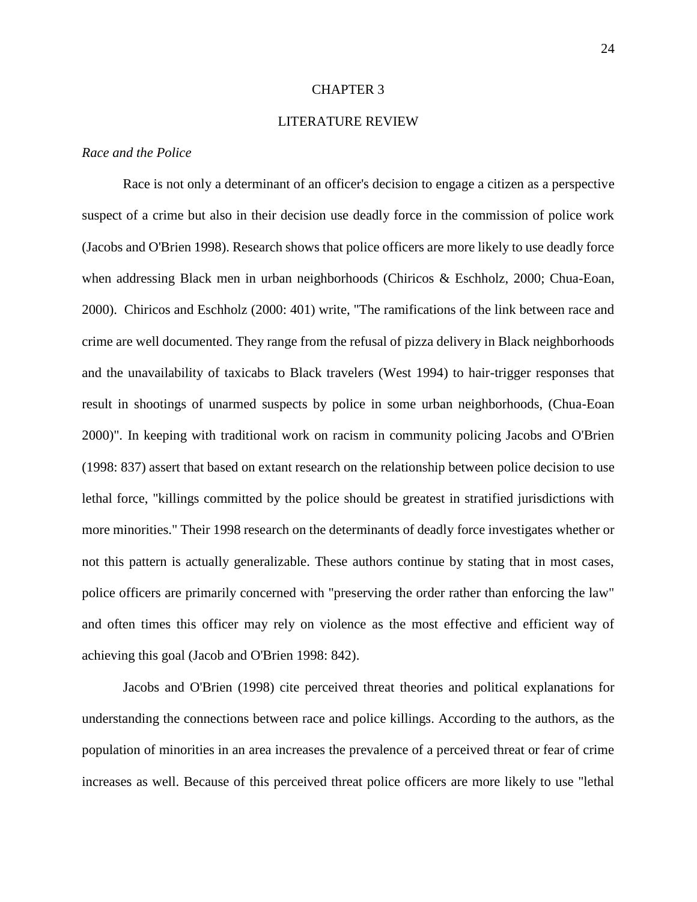# CHAPTER 3

# LITERATURE REVIEW

### *Race and the Police*

Race is not only a determinant of an officer's decision to engage a citizen as a perspective suspect of a crime but also in their decision use deadly force in the commission of police work (Jacobs and O'Brien 1998). Research shows that police officers are more likely to use deadly force when addressing Black men in urban neighborhoods (Chiricos & Eschholz, 2000; Chua-Eoan, 2000). Chiricos and Eschholz (2000: 401) write, "The ramifications of the link between race and crime are well documented. They range from the refusal of pizza delivery in Black neighborhoods and the unavailability of taxicabs to Black travelers (West 1994) to hair-trigger responses that result in shootings of unarmed suspects by police in some urban neighborhoods, (Chua-Eoan 2000)". In keeping with traditional work on racism in community policing Jacobs and O'Brien (1998: 837) assert that based on extant research on the relationship between police decision to use lethal force, "killings committed by the police should be greatest in stratified jurisdictions with more minorities." Their 1998 research on the determinants of deadly force investigates whether or not this pattern is actually generalizable. These authors continue by stating that in most cases, police officers are primarily concerned with "preserving the order rather than enforcing the law" and often times this officer may rely on violence as the most effective and efficient way of achieving this goal (Jacob and O'Brien 1998: 842).

Jacobs and O'Brien (1998) cite perceived threat theories and political explanations for understanding the connections between race and police killings. According to the authors, as the population of minorities in an area increases the prevalence of a perceived threat or fear of crime increases as well. Because of this perceived threat police officers are more likely to use "lethal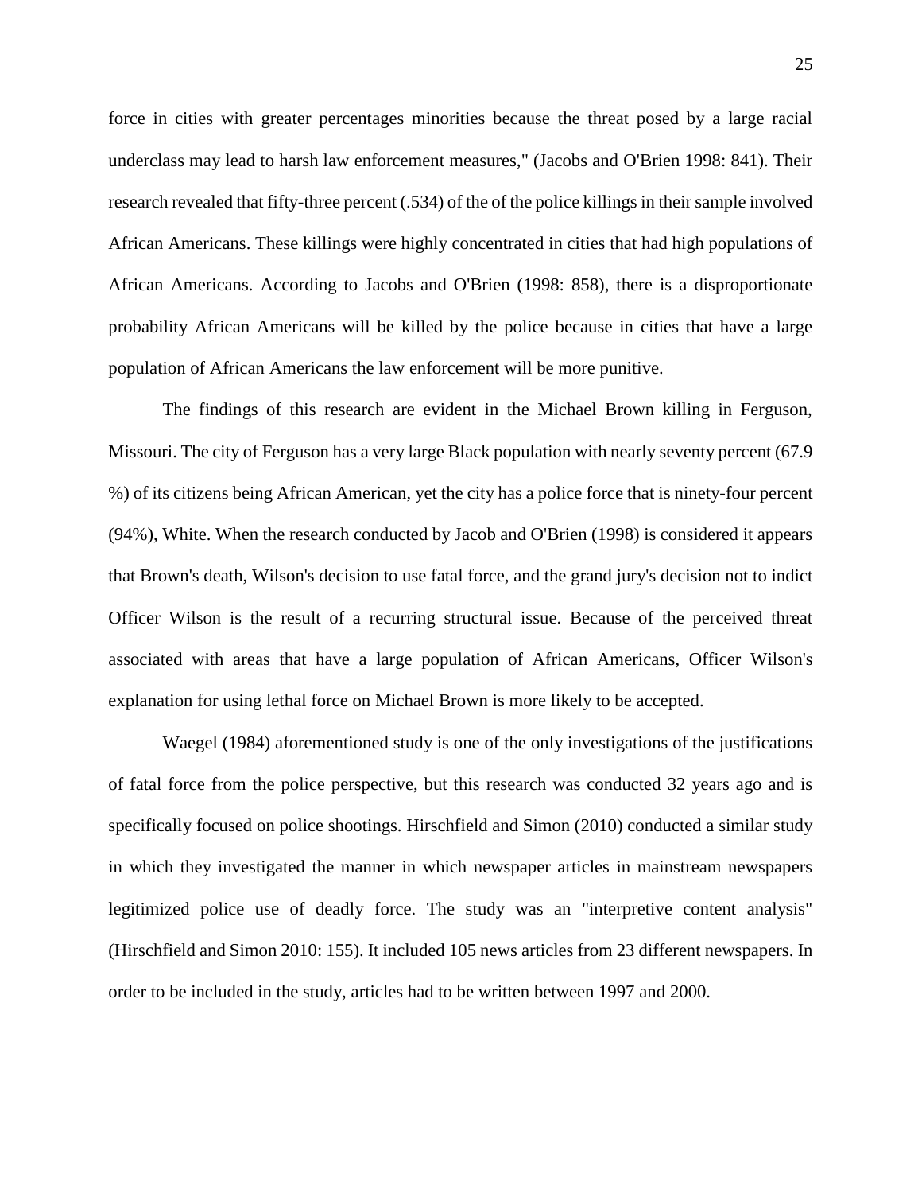force in cities with greater percentages minorities because the threat posed by a large racial underclass may lead to harsh law enforcement measures," (Jacobs and O'Brien 1998: 841). Their research revealed that fifty-three percent (.534) of the of the police killings in their sample involved African Americans. These killings were highly concentrated in cities that had high populations of African Americans. According to Jacobs and O'Brien (1998: 858), there is a disproportionate probability African Americans will be killed by the police because in cities that have a large population of African Americans the law enforcement will be more punitive.

The findings of this research are evident in the Michael Brown killing in Ferguson, Missouri. The city of Ferguson has a very large Black population with nearly seventy percent (67.9 %) of its citizens being African American, yet the city has a police force that is ninety-four percent (94%), White. When the research conducted by Jacob and O'Brien (1998) is considered it appears that Brown's death, Wilson's decision to use fatal force, and the grand jury's decision not to indict Officer Wilson is the result of a recurring structural issue. Because of the perceived threat associated with areas that have a large population of African Americans, Officer Wilson's explanation for using lethal force on Michael Brown is more likely to be accepted.

Waegel (1984) aforementioned study is one of the only investigations of the justifications of fatal force from the police perspective, but this research was conducted 32 years ago and is specifically focused on police shootings. Hirschfield and Simon (2010) conducted a similar study in which they investigated the manner in which newspaper articles in mainstream newspapers legitimized police use of deadly force. The study was an "interpretive content analysis" (Hirschfield and Simon 2010: 155). It included 105 news articles from 23 different newspapers. In order to be included in the study, articles had to be written between 1997 and 2000.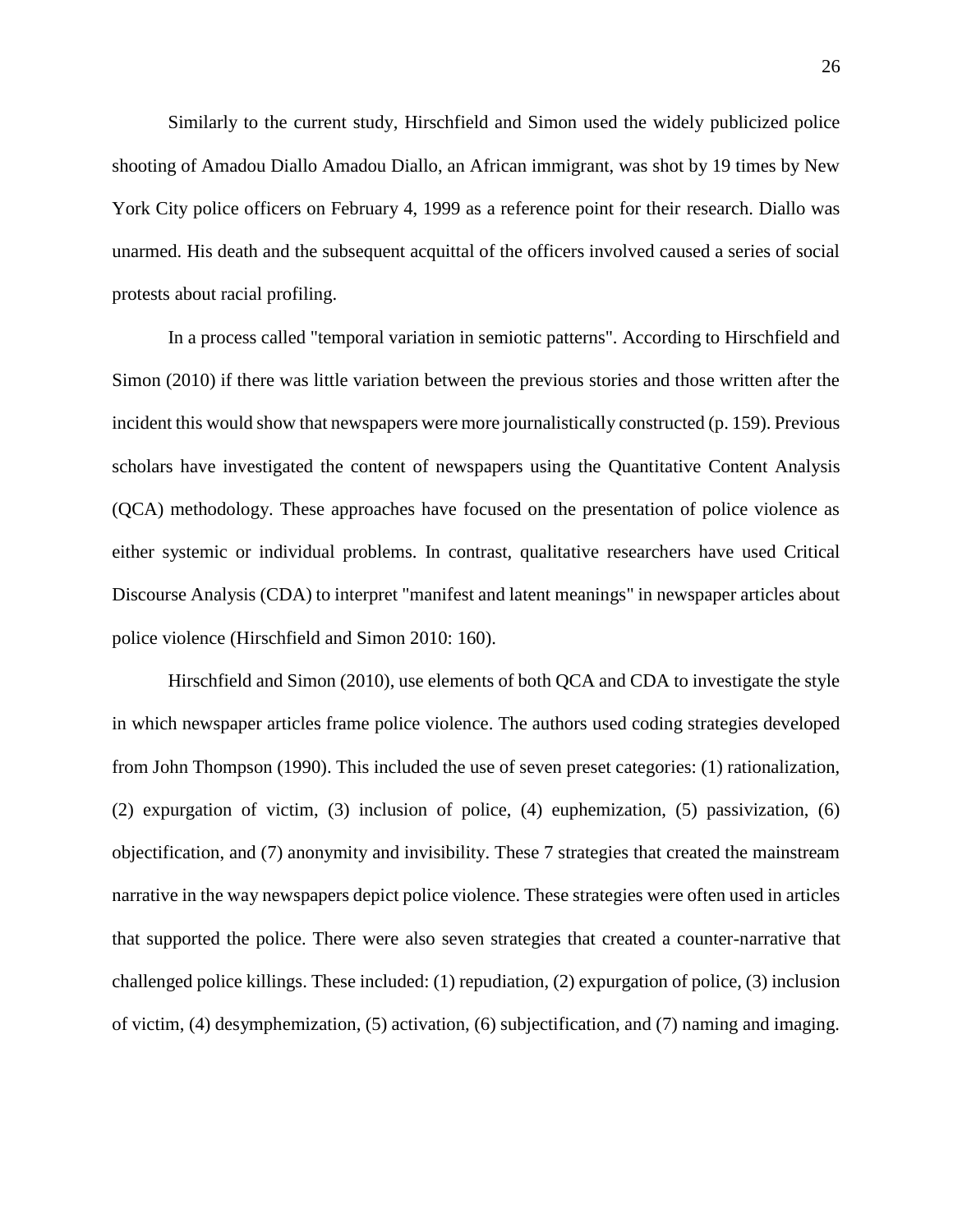Similarly to the current study, Hirschfield and Simon used the widely publicized police shooting of Amadou Diallo Amadou Diallo, an African immigrant, was shot by 19 times by New York City police officers on February 4, 1999 as a reference point for their research. Diallo was unarmed. His death and the subsequent acquittal of the officers involved caused a series of social protests about racial profiling.

In a process called "temporal variation in semiotic patterns". According to Hirschfield and Simon (2010) if there was little variation between the previous stories and those written after the incident this would show that newspapers were more journalistically constructed (p. 159). Previous scholars have investigated the content of newspapers using the Quantitative Content Analysis (QCA) methodology. These approaches have focused on the presentation of police violence as either systemic or individual problems. In contrast, qualitative researchers have used Critical Discourse Analysis (CDA) to interpret "manifest and latent meanings" in newspaper articles about police violence (Hirschfield and Simon 2010: 160).

Hirschfield and Simon (2010), use elements of both QCA and CDA to investigate the style in which newspaper articles frame police violence. The authors used coding strategies developed from John Thompson (1990). This included the use of seven preset categories: (1) rationalization, (2) expurgation of victim, (3) inclusion of police, (4) euphemization, (5) passivization, (6) objectification, and (7) anonymity and invisibility. These 7 strategies that created the mainstream narrative in the way newspapers depict police violence. These strategies were often used in articles that supported the police. There were also seven strategies that created a counter-narrative that challenged police killings. These included: (1) repudiation, (2) expurgation of police, (3) inclusion of victim, (4) desymphemization, (5) activation, (6) subjectification, and (7) naming and imaging.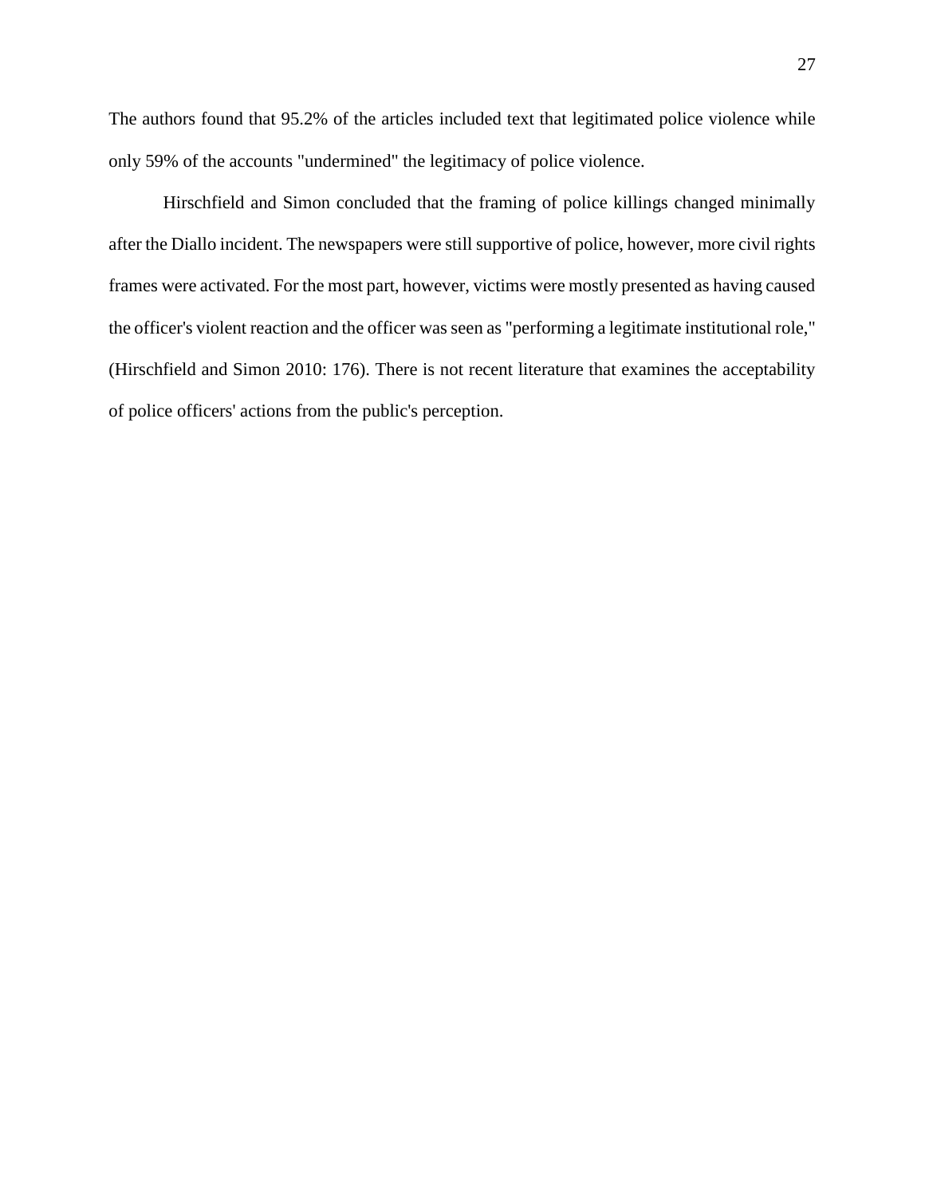The authors found that 95.2% of the articles included text that legitimated police violence while only 59% of the accounts "undermined" the legitimacy of police violence.

Hirschfield and Simon concluded that the framing of police killings changed minimally after the Diallo incident. The newspapers were still supportive of police, however, more civil rights frames were activated. For the most part, however, victims were mostly presented as having caused the officer's violent reaction and the officer was seen as "performing a legitimate institutional role," (Hirschfield and Simon 2010: 176). There is not recent literature that examines the acceptability of police officers' actions from the public's perception.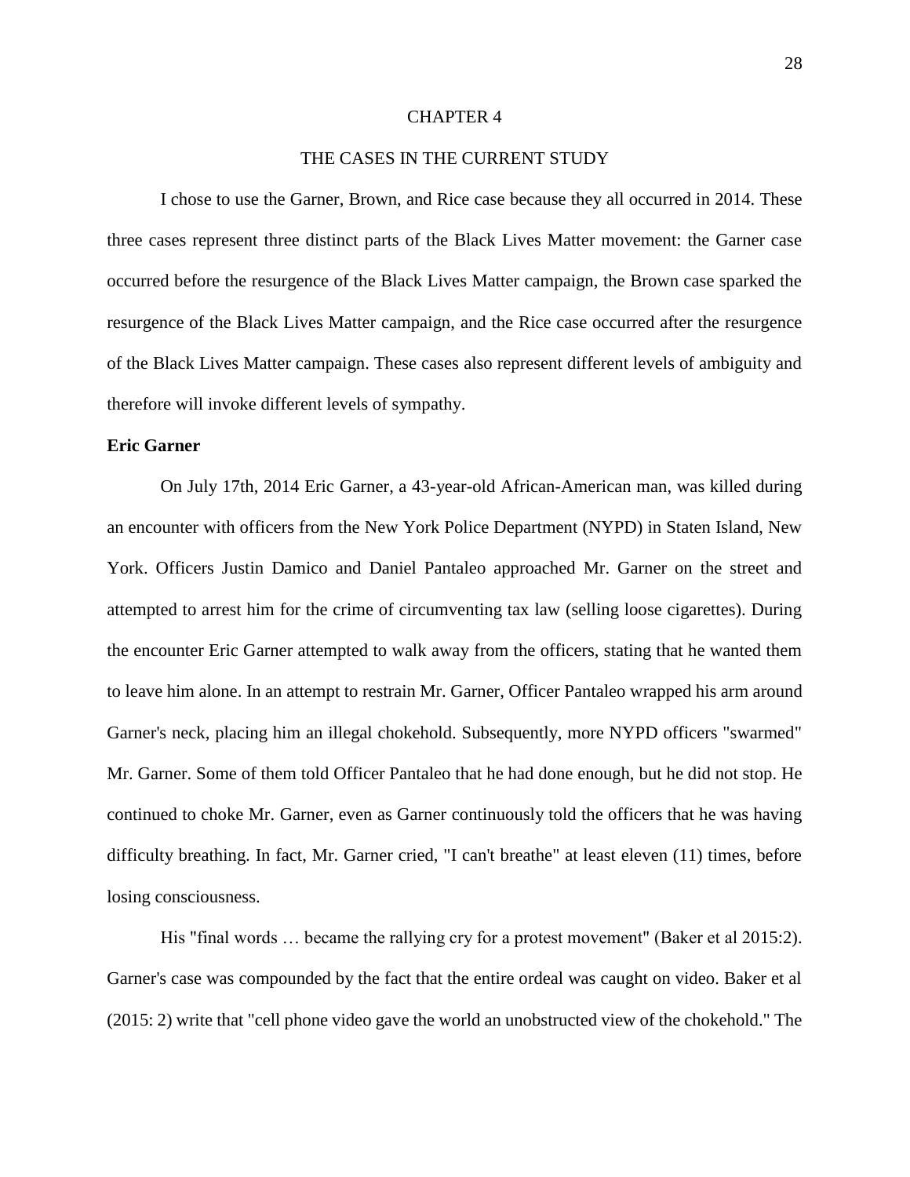# CHAPTER 4

## THE CASES IN THE CURRENT STUDY

I chose to use the Garner, Brown, and Rice case because they all occurred in 2014. These three cases represent three distinct parts of the Black Lives Matter movement: the Garner case occurred before the resurgence of the Black Lives Matter campaign, the Brown case sparked the resurgence of the Black Lives Matter campaign, and the Rice case occurred after the resurgence of the Black Lives Matter campaign. These cases also represent different levels of ambiguity and therefore will invoke different levels of sympathy.

**Eric Garner**

On July 17th, 2014 Eric Garner, a 43-year-old African-American man, was killed during an encounter with officers from the New York Police Department (NYPD) in Staten Island, New York. Officers Justin Damico and Daniel Pantaleo approached Mr. Garner on the street and attempted to arrest him for the crime of circumventing tax law (selling loose cigarettes). During the encounter Eric Garner attempted to walk away from the officers, stating that he wanted them to leave him alone. In an attempt to restrain Mr. Garner, Officer Pantaleo wrapped his arm around Garner's neck, placing him an illegal chokehold. Subsequently, more NYPD officers "swarmed" Mr. Garner. Some of them told Officer Pantaleo that he had done enough, but he did not stop. He continued to choke Mr. Garner, even as Garner continuously told the officers that he was having difficulty breathing. In fact, Mr. Garner cried, "I can't breathe" at least eleven (11) times, before losing consciousness.

His "final words … became the rallying cry for a protest movement" (Baker et al 2015:2). Garner's case was compounded by the fact that the entire ordeal was caught on video. Baker et al (2015: 2) write that "cell phone video gave the world an unobstructed view of the chokehold." The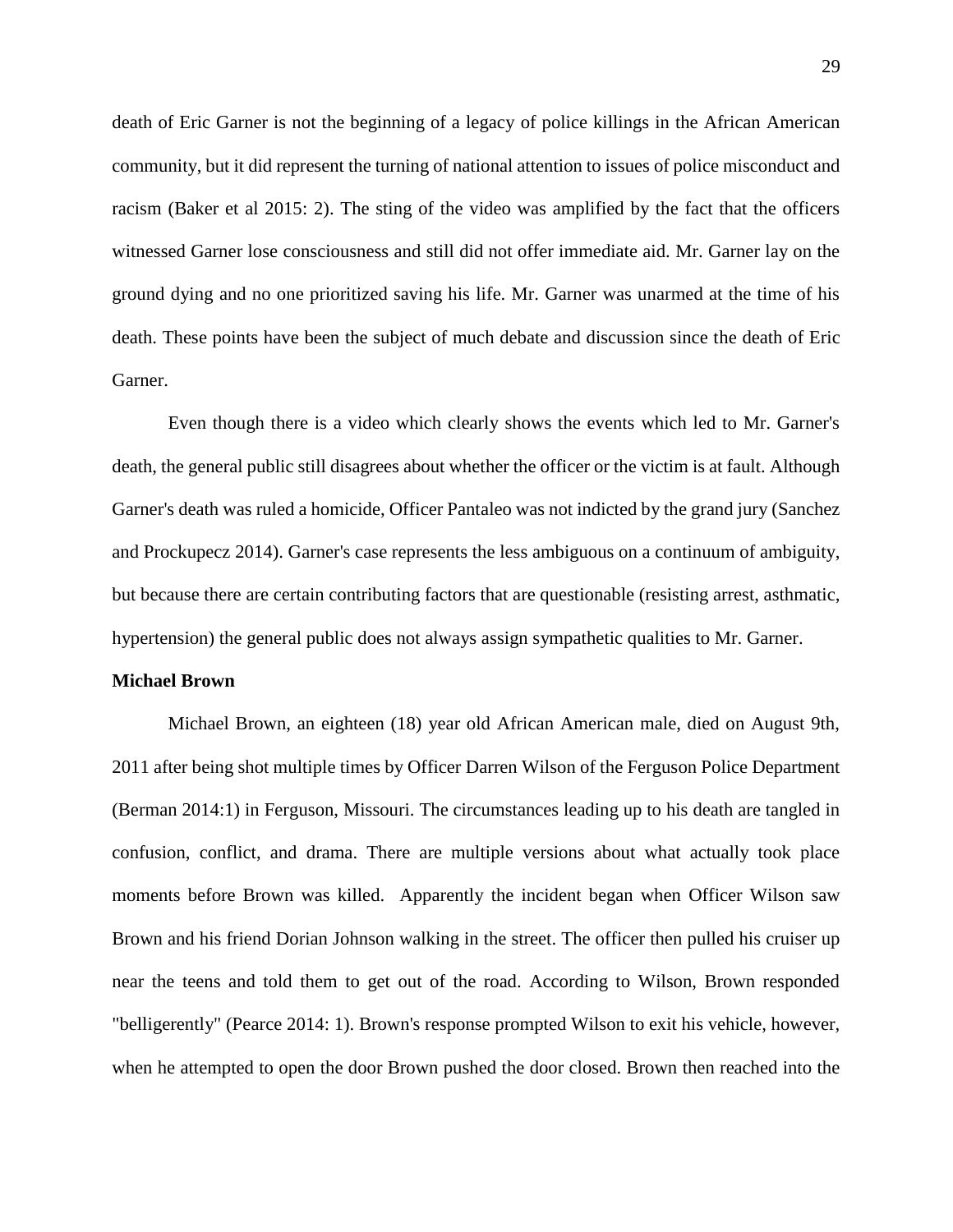death of Eric Garner is not the beginning of a legacy of police killings in the African American community, but it did represent the turning of national attention to issues of police misconduct and racism (Baker et al 2015: 2). The sting of the video was amplified by the fact that the officers witnessed Garner lose consciousness and still did not offer immediate aid. Mr. Garner lay on the ground dying and no one prioritized saving his life. Mr. Garner was unarmed at the time of his death. These points have been the subject of much debate and discussion since the death of Eric Garner.

Even though there is a video which clearly shows the events which led to Mr. Garner's death, the general public still disagrees about whether the officer or the victim is at fault. Although Garner's death was ruled a homicide, Officer Pantaleo was not indicted by the grand jury (Sanchez and Prockupecz 2014). Garner's case represents the less ambiguous on a continuum of ambiguity, but because there are certain contributing factors that are questionable (resisting arrest, asthmatic, hypertension) the general public does not always assign sympathetic qualities to Mr. Garner.

**Michael Brown**

Michael Brown, an eighteen (18) year old African American male, died on August 9th, 2011 after being shot multiple times by Officer Darren Wilson of the Ferguson Police Department (Berman 2014:1) in Ferguson, Missouri. The circumstances leading up to his death are tangled in confusion, conflict, and drama. There are multiple versions about what actually took place moments before Brown was killed. Apparently the incident began when Officer Wilson saw Brown and his friend Dorian Johnson walking in the street. The officer then pulled his cruiser up near the teens and told them to get out of the road. According to Wilson, Brown responded "belligerently" (Pearce 2014: 1). Brown's response prompted Wilson to exit his vehicle, however, when he attempted to open the door Brown pushed the door closed. Brown then reached into the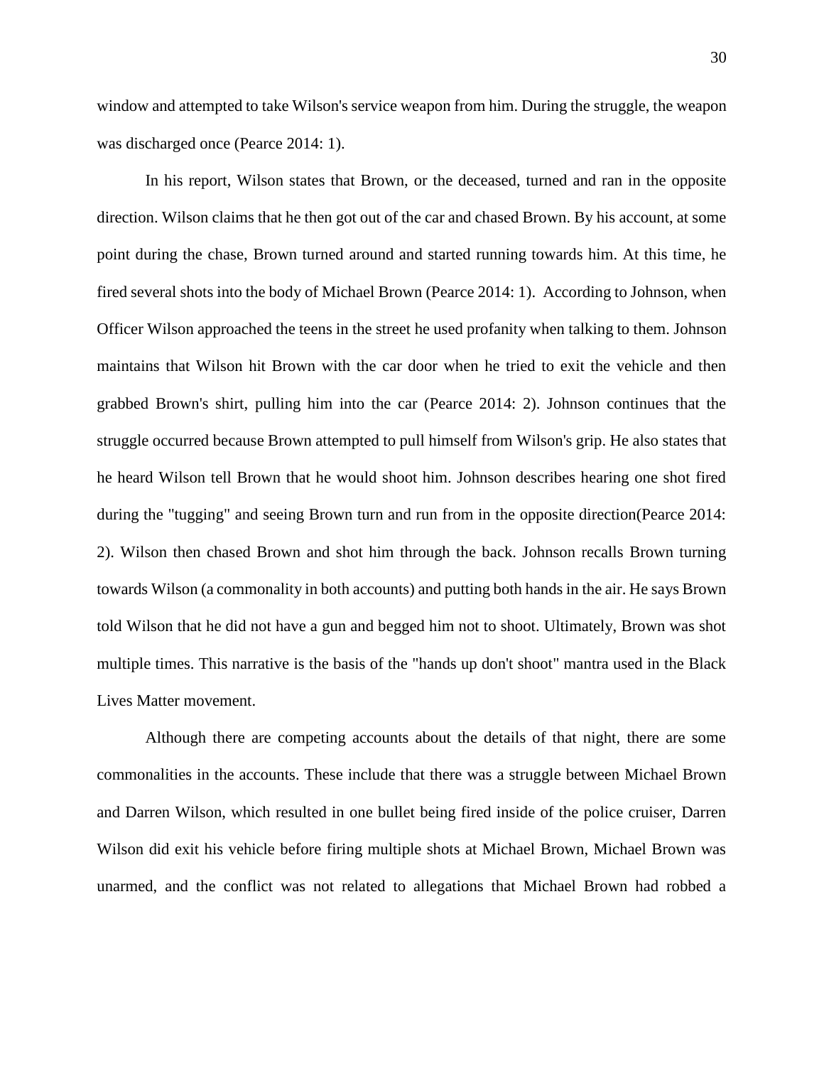window and attempted to take Wilson's service weapon from him. During the struggle, the weapon was discharged once (Pearce 2014: 1).

In his report, Wilson states that Brown, or the deceased, turned and ran in the opposite direction. Wilson claims that he then got out of the car and chased Brown. By his account, at some point during the chase, Brown turned around and started running towards him. At this time, he fired several shots into the body of Michael Brown (Pearce 2014: 1). According to Johnson, when Officer Wilson approached the teens in the street he used profanity when talking to them. Johnson maintains that Wilson hit Brown with the car door when he tried to exit the vehicle and then grabbed Brown's shirt, pulling him into the car (Pearce 2014: 2). Johnson continues that the struggle occurred because Brown attempted to pull himself from Wilson's grip. He also states that he heard Wilson tell Brown that he would shoot him. Johnson describes hearing one shot fired during the "tugging" and seeing Brown turn and run from in the opposite direction(Pearce 2014: 2). Wilson then chased Brown and shot him through the back. Johnson recalls Brown turning towards Wilson (a commonality in both accounts) and putting both hands in the air. He says Brown told Wilson that he did not have a gun and begged him not to shoot. Ultimately, Brown was shot multiple times. This narrative is the basis of the "hands up don't shoot" mantra used in the Black Lives Matter movement.

Although there are competing accounts about the details of that night, there are some commonalities in the accounts. These include that there was a struggle between Michael Brown and Darren Wilson, which resulted in one bullet being fired inside of the police cruiser, Darren Wilson did exit his vehicle before firing multiple shots at Michael Brown, Michael Brown was unarmed, and the conflict was not related to allegations that Michael Brown had robbed a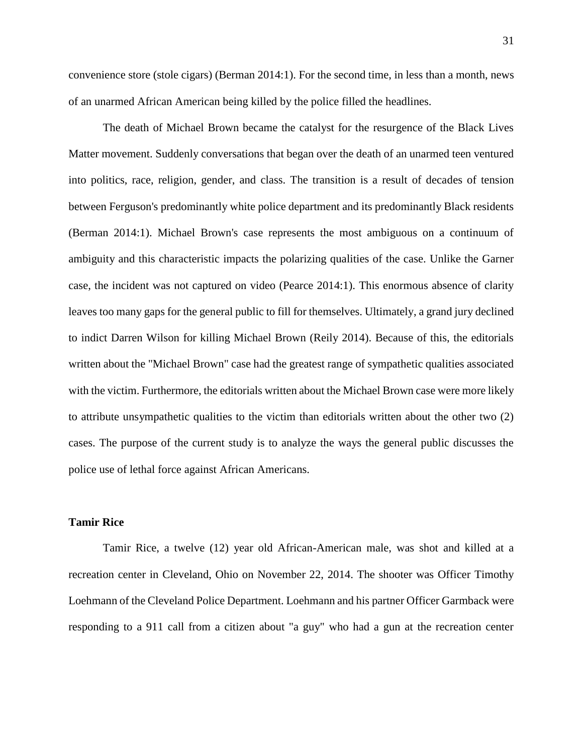convenience store (stole cigars) (Berman 2014:1). For the second time, in less than a month, news of an unarmed African American being killed by the police filled the headlines.

The death of Michael Brown became the catalyst for the resurgence of the Black Lives Matter movement. Suddenly conversations that began over the death of an unarmed teen ventured into politics, race, religion, gender, and class. The transition is a result of decades of tension between Ferguson's predominantly white police department and its predominantly Black residents (Berman 2014:1). Michael Brown's case represents the most ambiguous on a continuum of ambiguity and this characteristic impacts the polarizing qualities of the case. Unlike the Garner case, the incident was not captured on video (Pearce 2014:1). This enormous absence of clarity leaves too many gaps for the general public to fill for themselves. Ultimately, a grand jury declined to indict Darren Wilson for killing Michael Brown (Reily 2014). Because of this, the editorials written about the "Michael Brown" case had the greatest range of sympathetic qualities associated with the victim. Furthermore, the editorials written about the Michael Brown case were more likely to attribute unsympathetic qualities to the victim than editorials written about the other two (2) cases. The purpose of the current study is to analyze the ways the general public discusses the police use of lethal force against African Americans.

**Tamir Rice**

Tamir Rice, a twelve (12) year old African-American male, was shot and killed at a recreation center in Cleveland, Ohio on November 22, 2014. The shooter was Officer Timothy Loehmann of the Cleveland Police Department. Loehmann and his partner Officer Garmback were responding to a 911 call from a citizen about "a guy" who had a gun at the recreation center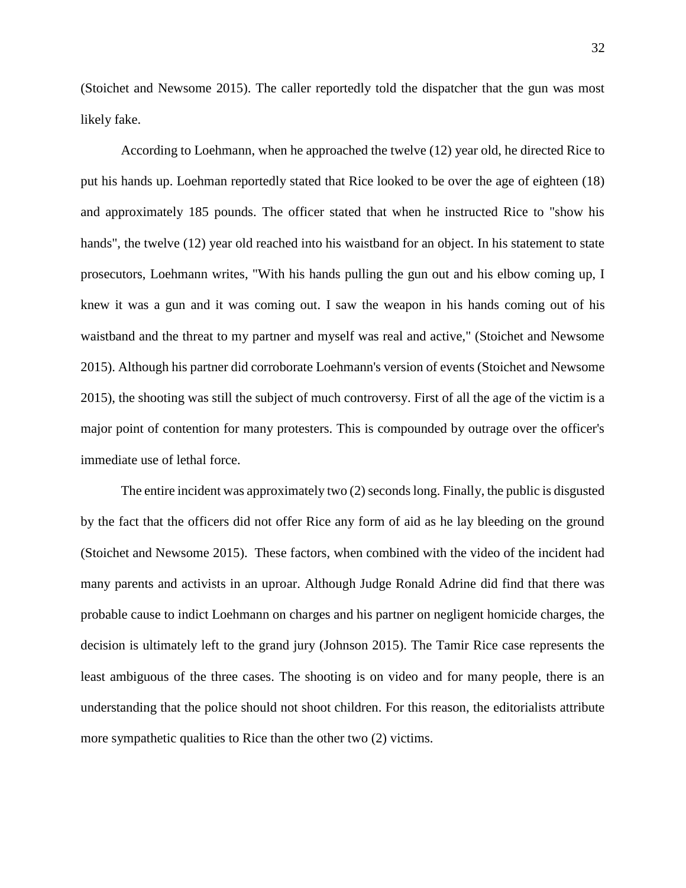(Stoichet and Newsome 2015). The caller reportedly told the dispatcher that the gun was most likely fake.

According to Loehmann, when he approached the twelve (12) year old, he directed Rice to put his hands up. Loehman reportedly stated that Rice looked to be over the age of eighteen (18) and approximately 185 pounds. The officer stated that when he instructed Rice to "show his hands", the twelve (12) year old reached into his waistband for an object. In his statement to state prosecutors, Loehmann writes, "With his hands pulling the gun out and his elbow coming up, I knew it was a gun and it was coming out. I saw the weapon in his hands coming out of his waistband and the threat to my partner and myself was real and active," (Stoichet and Newsome 2015). Although his partner did corroborate Loehmann's version of events (Stoichet and Newsome 2015), the shooting was still the subject of much controversy. First of all the age of the victim is a major point of contention for many protesters. This is compounded by outrage over the officer's immediate use of lethal force.

The entire incident was approximately two (2) seconds long. Finally, the public is disgusted by the fact that the officers did not offer Rice any form of aid as he lay bleeding on the ground (Stoichet and Newsome 2015). These factors, when combined with the video of the incident had many parents and activists in an uproar. Although Judge Ronald Adrine did find that there was probable cause to indict Loehmann on charges and his partner on negligent homicide charges, the decision is ultimately left to the grand jury (Johnson 2015). The Tamir Rice case represents the least ambiguous of the three cases. The shooting is on video and for many people, there is an understanding that the police should not shoot children. For this reason, the editorialists attribute more sympathetic qualities to Rice than the other two (2) victims.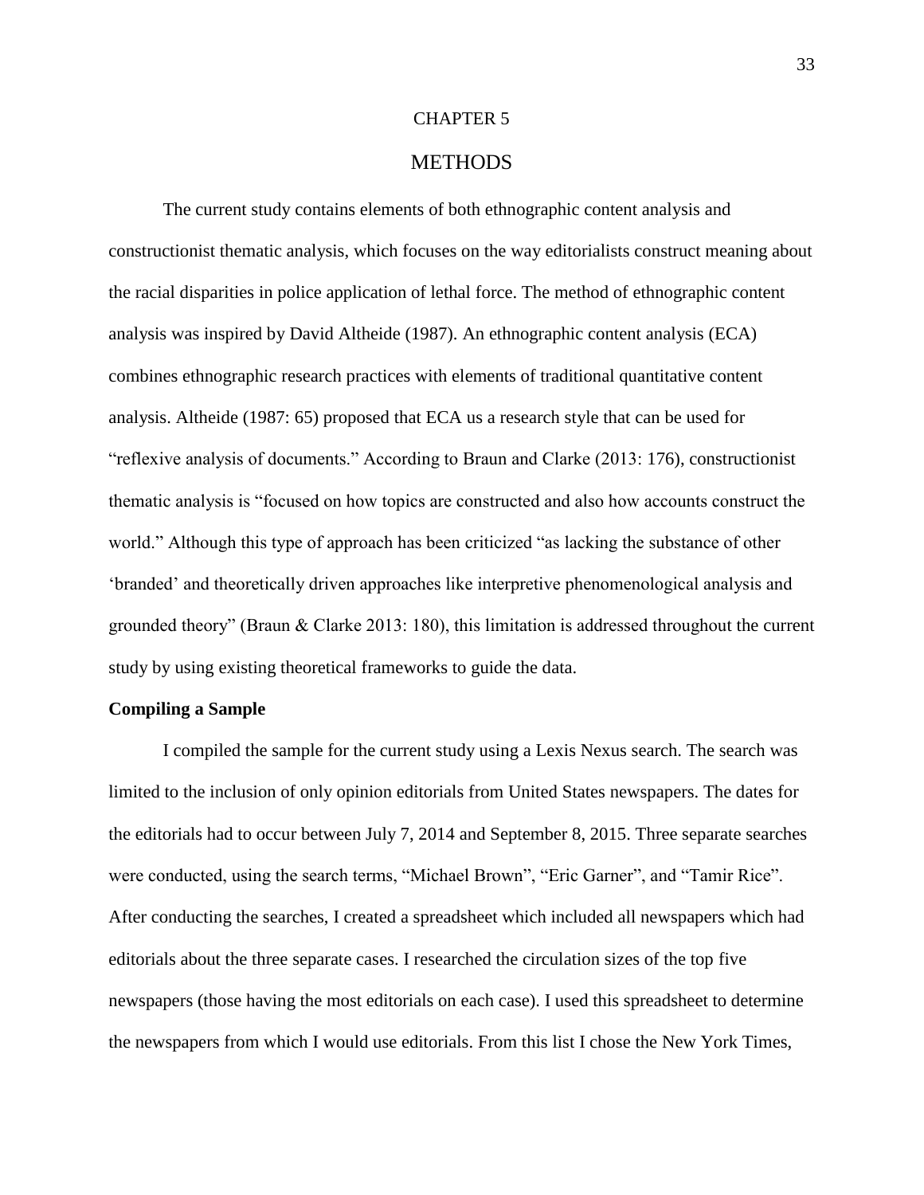# CHAPTER 5

## METHODS

The current study contains elements of both ethnographic content analysis and constructionist thematic analysis, which focuses on the way editorialists construct meaning about the racial disparities in police application of lethal force. The method of ethnographic content analysis was inspired by David Altheide (1987). An ethnographic content analysis (ECA) combines ethnographic research practices with elements of traditional quantitative content analysis. Altheide (1987: 65) proposed that ECA us a research style that can be used for "reflexive analysis of documents." According to Braun and Clarke (2013: 176), constructionist thematic analysis is "focused on how topics are constructed and also how accounts construct the world." Although this type of approach has been criticized "as lacking the substance of other 'branded' and theoretically driven approaches like interpretive phenomenological analysis and grounded theory" (Braun & Clarke 2013: 180), this limitation is addressed throughout the current study by using existing theoretical frameworks to guide the data.

**Compiling a Sample**

I compiled the sample for the current study using a Lexis Nexus search. The search was limited to the inclusion of only opinion editorials from United States newspapers. The dates for the editorials had to occur between July 7, 2014 and September 8, 2015. Three separate searches were conducted, using the search terms, "Michael Brown", "Eric Garner", and "Tamir Rice". After conducting the searches, I created a spreadsheet which included all newspapers which had editorials about the three separate cases. I researched the circulation sizes of the top five newspapers (those having the most editorials on each case). I used this spreadsheet to determine the newspapers from which I would use editorials. From this list I chose the New York Times,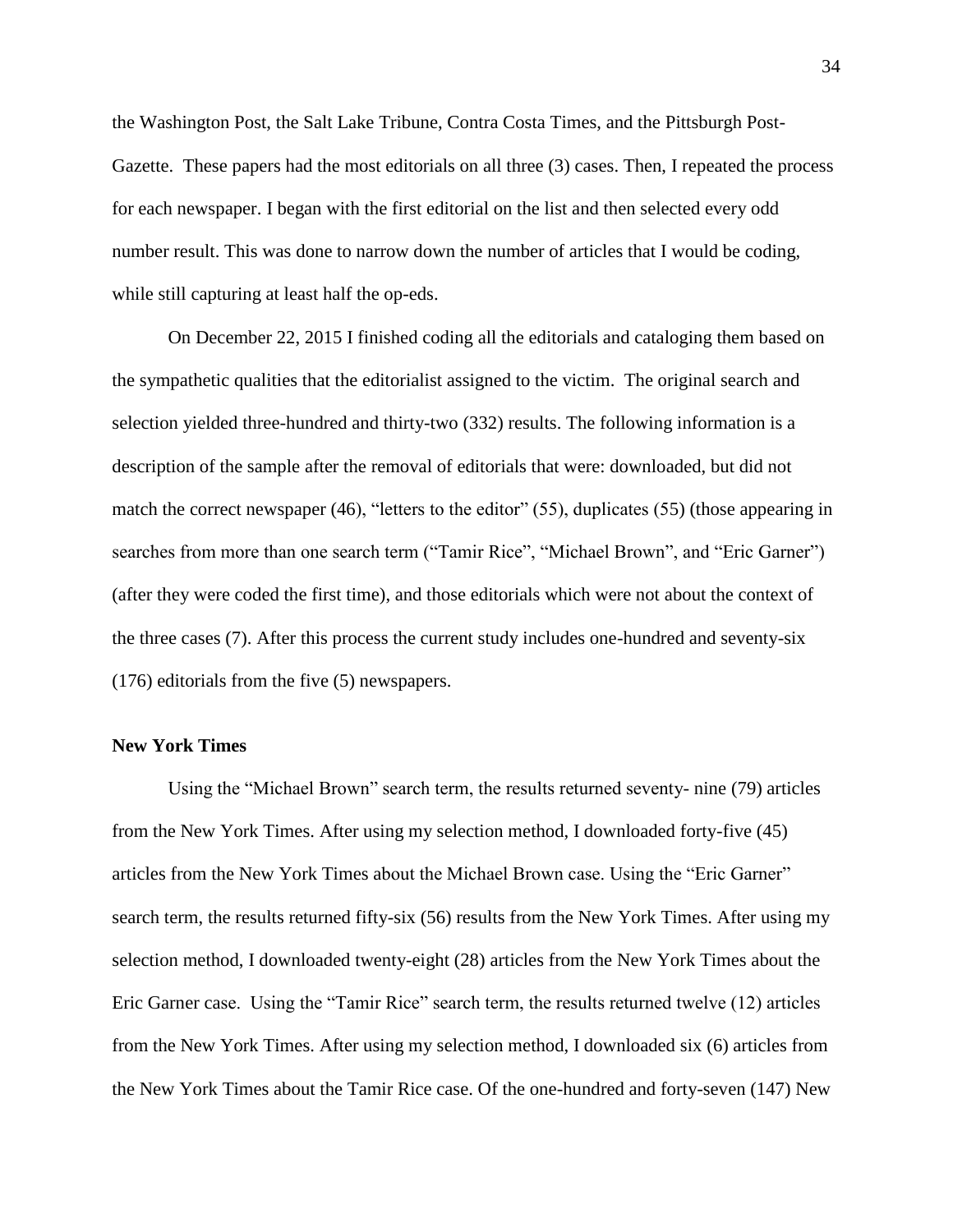the Washington Post, the Salt Lake Tribune, Contra Costa Times, and the Pittsburgh Post-Gazette. These papers had the most editorials on all three (3) cases. Then, I repeated the process for each newspaper. I began with the first editorial on the list and then selected every odd number result. This was done to narrow down the number of articles that I would be coding, while still capturing at least half the op-eds.

On December 22, 2015 I finished coding all the editorials and cataloging them based on the sympathetic qualities that the editorialist assigned to the victim. The original search and selection yielded three-hundred and thirty-two (332) results. The following information is a description of the sample after the removal of editorials that were: downloaded, but did not match the correct newspaper (46), "letters to the editor" (55), duplicates (55) (those appearing in searches from more than one search term ("Tamir Rice", "Michael Brown", and "Eric Garner") (after they were coded the first time), and those editorials which were not about the context of the three cases (7). After this process the current study includes one-hundred and seventy-six (176) editorials from the five (5) newspapers.

**New York Times**

Using the "Michael Brown" search term, the results returned seventy- nine (79) articles from the New York Times. After using my selection method, I downloaded forty-five (45) articles from the New York Times about the Michael Brown case. Using the "Eric Garner" search term, the results returned fifty-six (56) results from the New York Times. After using my selection method, I downloaded twenty-eight (28) articles from the New York Times about the Eric Garner case. Using the "Tamir Rice" search term, the results returned twelve (12) articles from the New York Times. After using my selection method, I downloaded six (6) articles from the New York Times about the Tamir Rice case. Of the one-hundred and forty-seven (147) New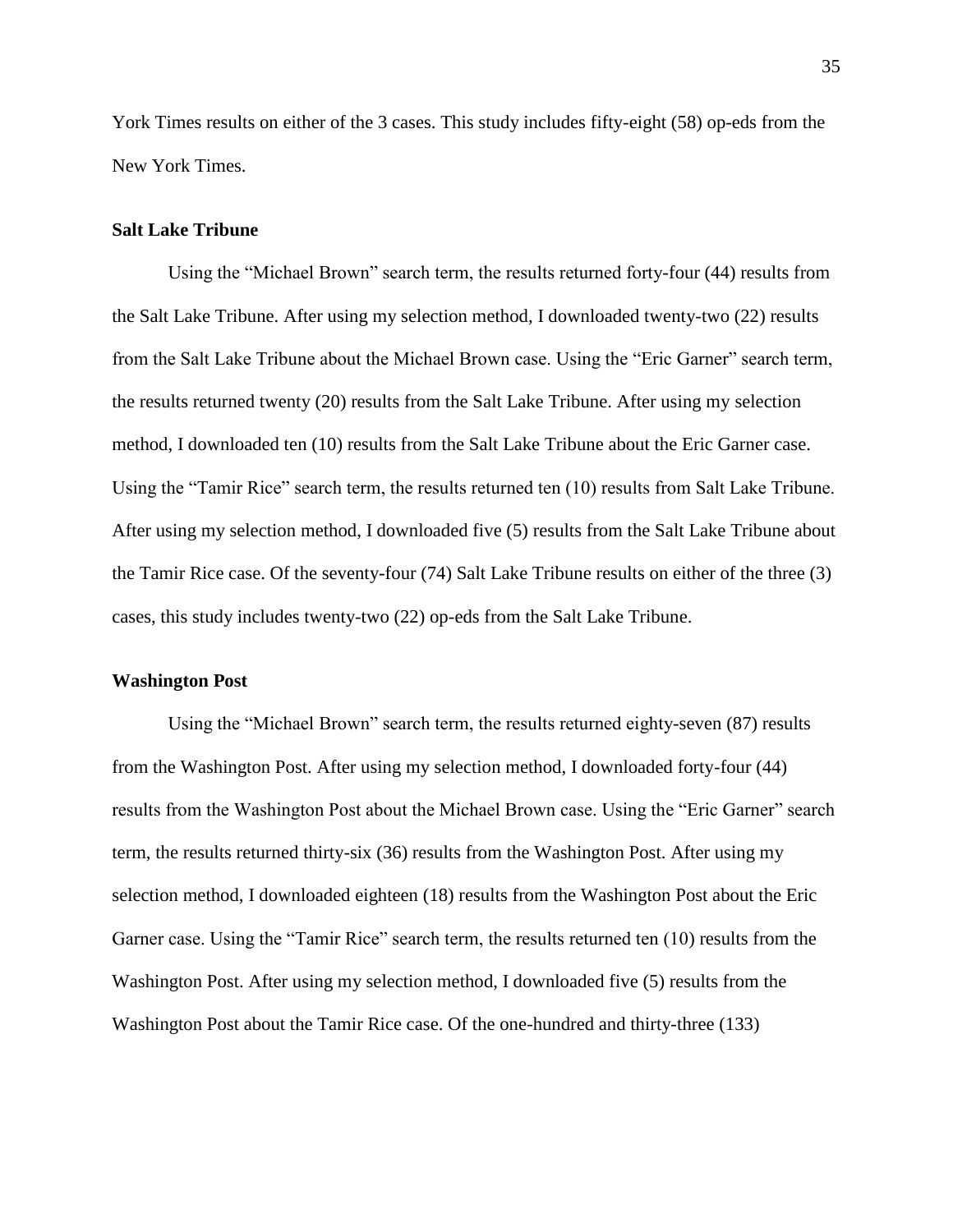York Times results on either of the 3 cases. This study includes fifty-eight (58) op-eds from the New York Times.

### Salt Lake Tribune

Using the "Michael Brown" search term, the results returned forty-four (44) results from the Salt Lake Tribune. After using my selection method, I downloaded twenty-two (22) results from the Salt Lake Tribune about the Michael Brown case. Using the "Eric Garner" search term, the results returned twenty (20) results from the Salt Lake Tribune. After using my selection method, I downloaded ten (10) results from the Salt Lake Tribune about the Eric Garner case. Using the "Tamir Rice" search term, the results returned ten (10) results from Salt Lake Tribune. After using my selection method, I downloaded five (5) results from the Salt Lake Tribune about the Tamir Rice case. Of the seventy-four (74) Salt Lake Tribune results on either of the three (3) cases, this study includes twenty-two (22) op-eds from the Salt Lake Tribune.

### Washington Post

Using the "Michael Brown" search term, the results returned eighty-seven (87) results from the Washington Post. After using my selection method, I downloaded forty-four (44) results from the Washington Post about the Michael Brown case. Using the "Eric Garner" search term, the results returned thirty-six (36) results from the Washington Post. After using my selection method, I downloaded eighteen (18) results from the Washington Post about the Eric Garner case. Using the "Tamir Rice" search term, the results returned ten (10) results from the Washington Post. After using my selection method, I downloaded five (5) results from the Washington Post about the Tamir Rice case. Of the one-hundred and thirty-three (133)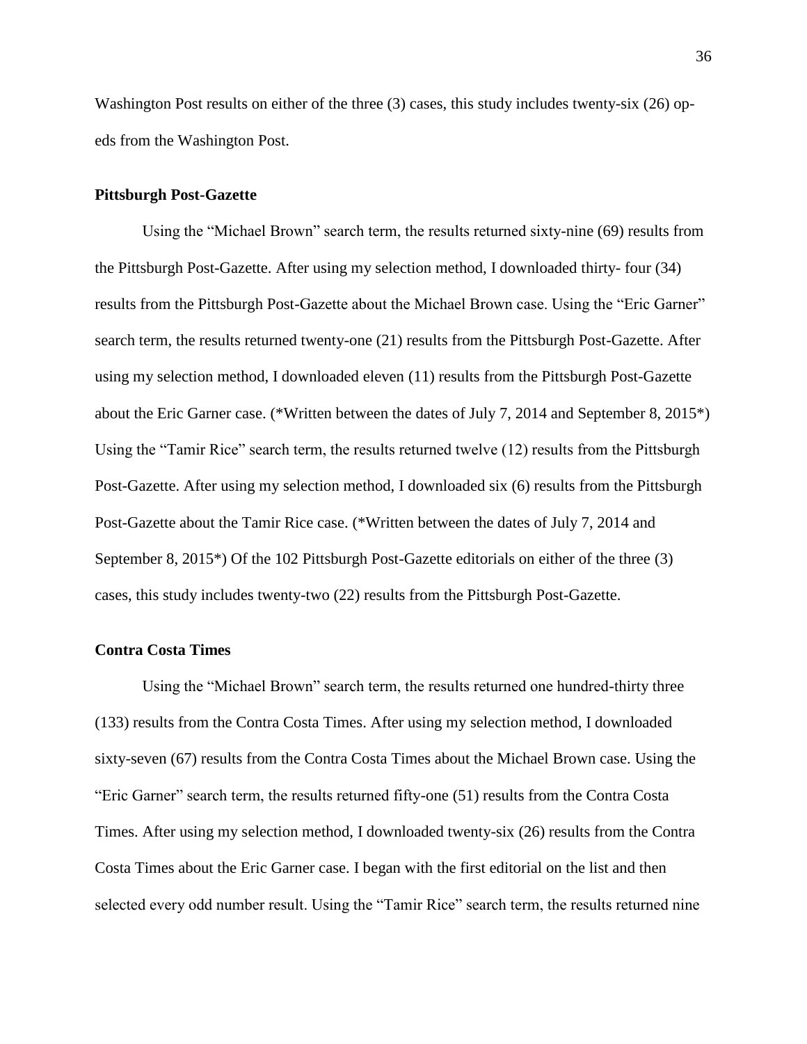Washington Post results on either of the three (3) cases, this study includes twenty-six (26) op-eds from the Washington Post.

### Pittsburgh Post-Gazette

Using the "Michael Brown" search term, the results returned sixty-nine (69) results from the Pittsburgh Post-Gazette. After using my selection method, I downloaded thirty- four (34) results from the Pittsburgh Post-Gazette about the Michael Brown case. Using the "Eric Garner" search term, the results returned twenty-one (21) results from the Pittsburgh Post-Gazette. After using my selection method, I downloaded eleven (11) results from the Pittsburgh Post-Gazette about the Eric Garner case. (*Written between the dates of July 7, 2014 and September 8, 2015*) Using the "Tamir Rice" search term, the results returned twelve (12) results from the Pittsburgh Post-Gazette. After using my selection method, I downloaded six (6) results from the Pittsburgh Post-Gazette about the Tamir Rice case. (*Written between the dates of July 7, 2014 and September 8, 2015*) Of the 102 Pittsburgh Post-Gazette editorials on either of the three (3) cases, this study includes twenty-two (22) results from the Pittsburgh Post-Gazette.

### Contra Costa Times

Using the "Michael Brown" search term, the results returned one hundred-thirty three (133) results from the Contra Costa Times. After using my selection method, I downloaded sixty-seven (67) results from the Contra Costa Times about the Michael Brown case. Using the "Eric Garner" search term, the results returned fifty-one (51) results from the Contra Costa Times. After using my selection method, I downloaded twenty-six (26) results from the Contra Costa Times about the Eric Garner case. I began with the first editorial on the list and then selected every odd number result. Using the "Tamir Rice" search term, the results returned nine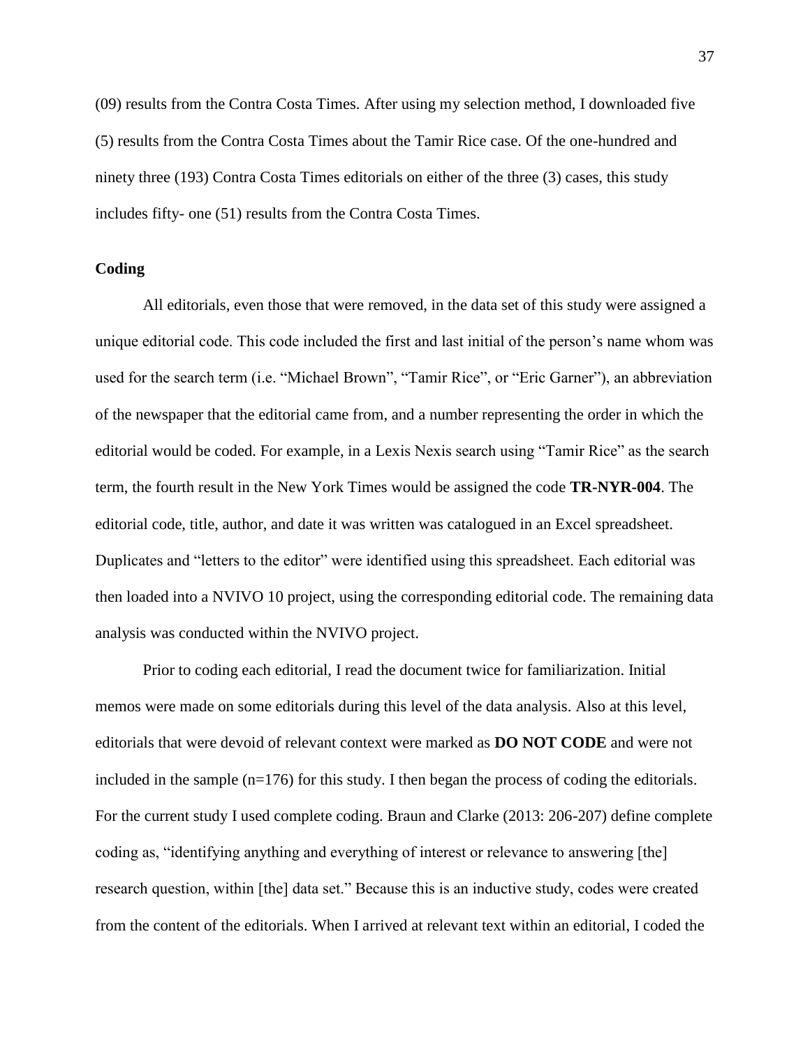(09) results from the Contra Costa Times. After using my selection method, I downloaded five (5) results from the Contra Costa Times about the Tamir Rice case. Of the one-hundred and ninety three (193) Contra Costa Times editorials on either of the three (3) cases, this study includes fifty- one (51) results from the Contra Costa Times.

### Coding

All editorials, even those that were removed, in the data set of this study were assigned a unique editorial code. This code included the first and last initial of the person's name whom was used for the search term (i.e. "Michael Brown", "Tamir Rice", or "Eric Garner"), an abbreviation of the newspaper that the editorial came from, and a number representing the order in which the editorial would be coded. For example, in a Lexis Nexis search using "Tamir Rice" as the search term, the fourth result in the New York Times would be assigned the code **TR-NYR-004**. The editorial code, title, author, and date it was written was catalogued in an Excel spreadsheet. Duplicates and "letters to the editor" were identified using this spreadsheet. Each editorial was then loaded into a NVIVO 10 project, using the corresponding editorial code. The remaining data analysis was conducted within the NVIVO project.

Prior to coding each editorial, I read the document twice for familiarization. Initial memos were made on some editorials during this level of the data analysis. Also at this level, editorials that were devoid of relevant context were marked as **DO NOT CODE** and were not included in the sample (n=176) for this study. I then began the process of coding the editorials. For the current study I used complete coding. Braun and Clarke (2013: 206-207) define complete coding as, "identifying anything and everything of interest or relevance to answering [the] research question, within [the] data set." Because this is an inductive study, codes were created from the content of the editorials. When I arrived at relevant text within an editorial, I coded the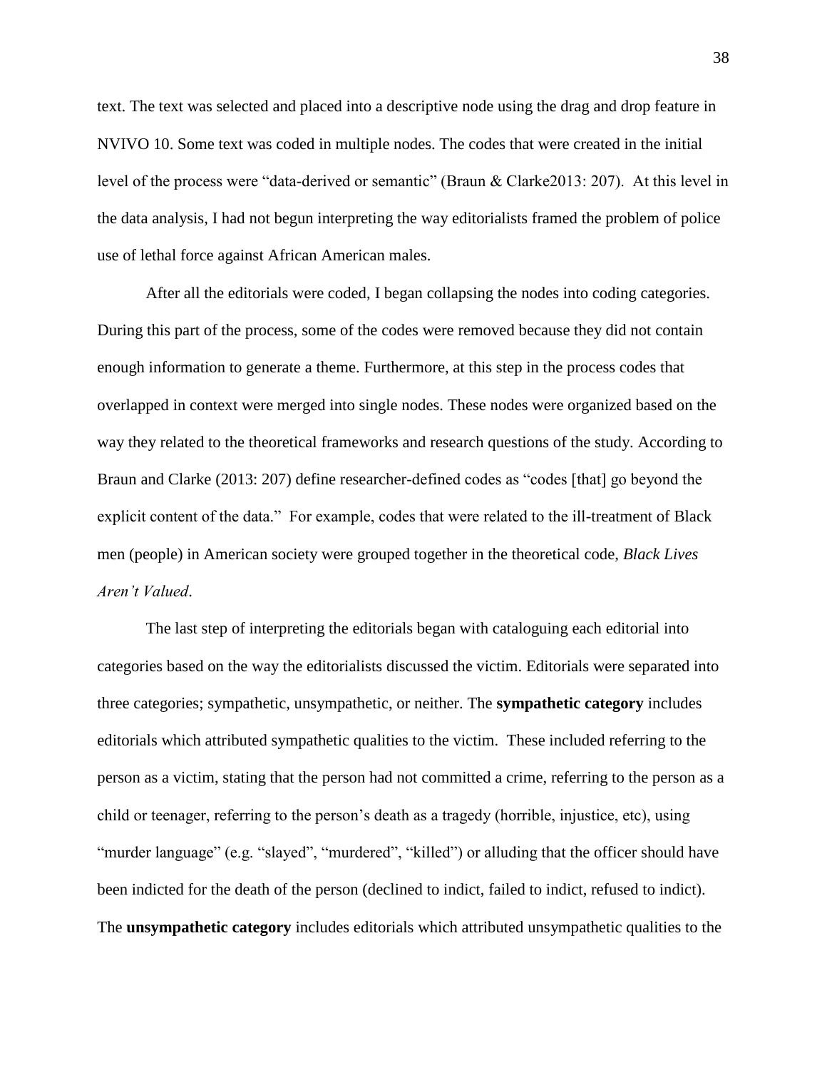text. The text was selected and placed into a descriptive node using the drag and drop feature in NVIVO 10. Some text was coded in multiple nodes. The codes that were created in the initial level of the process were "data-derived or semantic" (Braun & Clarke2013: 207). At this level in the data analysis, I had not begun interpreting the way editorialists framed the problem of police use of lethal force against African American males.

After all the editorials were coded, I began collapsing the nodes into coding categories. During this part of the process, some of the codes were removed because they did not contain enough information to generate a theme. Furthermore, at this step in the process codes that overlapped in context were merged into single nodes. These nodes were organized based on the way they related to the theoretical frameworks and research questions of the study. According to Braun and Clarke (2013: 207) define researcher-defined codes as "codes [that] go beyond the explicit content of the data." For example, codes that were related to the ill-treatment of Black men (people) in American society were grouped together in the theoretical code, *Black Lives Aren't Valued*.

The last step of interpreting the editorials began with cataloguing each editorial into categories based on the way the editorialists discussed the victim. Editorials were separated into three categories; sympathetic, unsympathetic, or neither. The **sympathetic category** includes editorials which attributed sympathetic qualities to the victim. These included referring to the person as a victim, stating that the person had not committed a crime, referring to the person as a child or teenager, referring to the person's death as a tragedy (horrible, injustice, etc), using "murder language" (e.g. "slayed", "murdered", "killed") or alluding that the officer should have been indicted for the death of the person (declined to indict, failed to indict, refused to indict). The **unsympathetic category** includes editorials which attributed unsympathetic qualities to the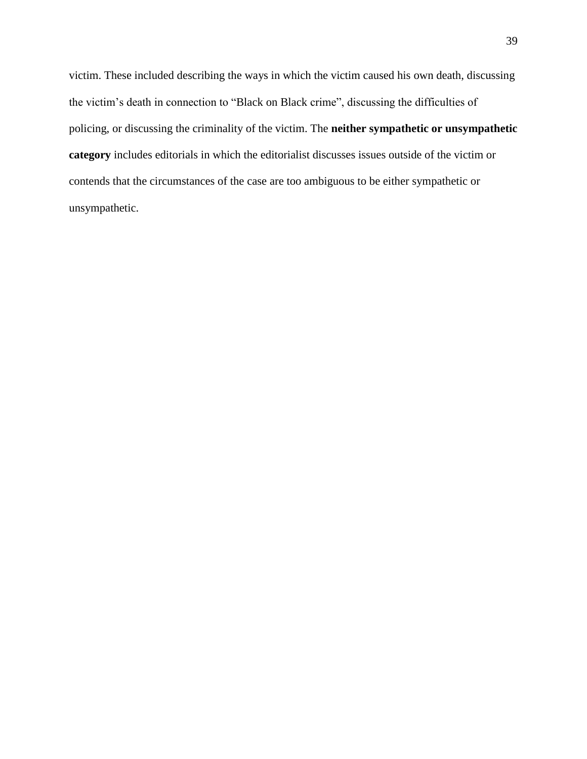victim. These included describing the ways in which the victim caused his own death, discussing the victim's death in connection to "Black on Black crime", discussing the difficulties of policing, or discussing the criminality of the victim. The **neither sympathetic or unsympathetic category** includes editorials in which the editorialist discusses issues outside of the victim or contends that the circumstances of the case are too ambiguous to be either sympathetic or unsympathetic.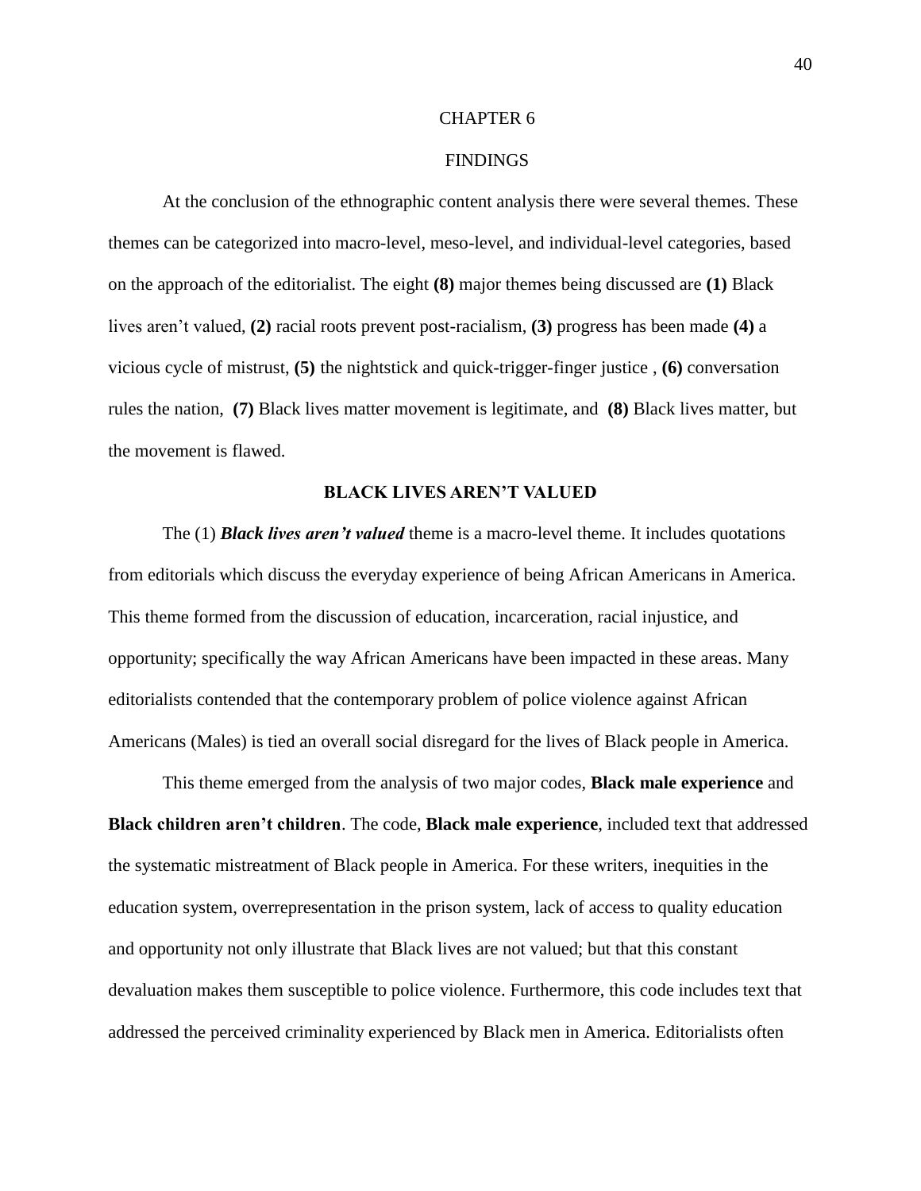# CHAPTER 6

# FINDINGS

At the conclusion of the ethnographic content analysis there were several themes. These themes can be categorized into macro-level, meso-level, and individual-level categories, based on the approach of the editorialist. The eight **(8)** major themes being discussed are **(1)** Black lives aren't valued, **(2)** racial roots prevent post-racialism, **(3)** progress has been made **(4)** a vicious cycle of mistrust, **(5)** the nightstick and quick-trigger-finger justice , **(6)** conversation rules the nation, **(7)** Black lives matter movement is legitimate, and **(8)** Black lives matter, but the movement is flawed.

## BLACK LIVES AREN'T VALUED

The (1) ***Black lives aren't valued*** theme is a macro-level theme. It includes quotations from editorials which discuss the everyday experience of being African Americans in America. This theme formed from the discussion of education, incarceration, racial injustice, and opportunity; specifically the way African Americans have been impacted in these areas. Many editorialists contended that the contemporary problem of police violence against African Americans (Males) is tied an overall social disregard for the lives of Black people in America.

This theme emerged from the analysis of two major codes, **Black male experience** and **Black children aren't children**. The code, **Black male experience**, included text that addressed the systematic mistreatment of Black people in America. For these writers, inequities in the education system, overrepresentation in the prison system, lack of access to quality education and opportunity not only illustrate that Black lives are not valued; but that this constant devaluation makes them susceptible to police violence. Furthermore, this code includes text that addressed the perceived criminality experienced by Black men in America. Editorialists often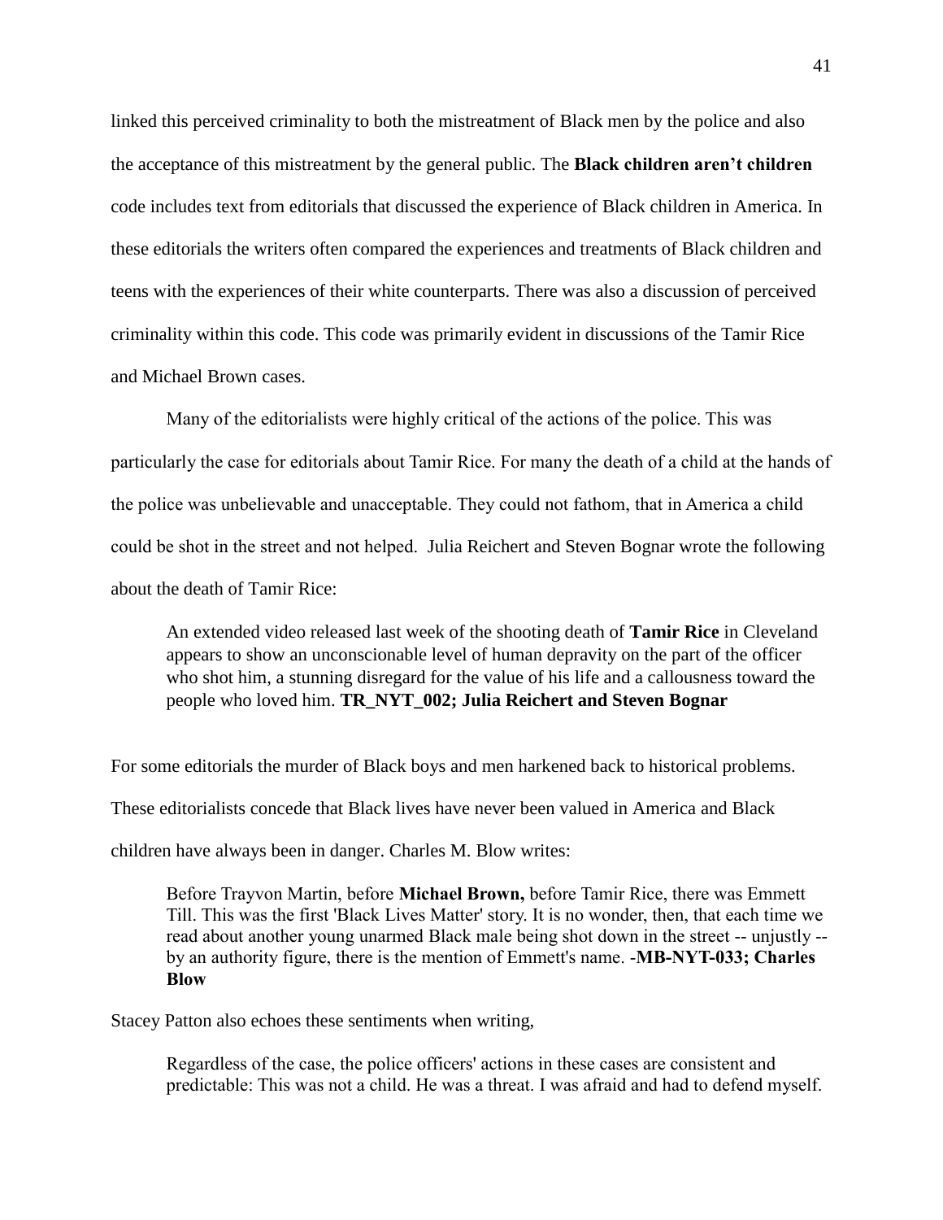linked this perceived criminality to both the mistreatment of Black men by the police and also the acceptance of this mistreatment by the general public. The **Black children aren't children** code includes text from editorials that discussed the experience of Black children in America. In these editorials the writers often compared the experiences and treatments of Black children and teens with the experiences of their white counterparts. There was also a discussion of perceived criminality within this code. This code was primarily evident in discussions of the Tamir Rice and Michael Brown cases.

Many of the editorialists were highly critical of the actions of the police. This was particularly the case for editorials about Tamir Rice. For many the death of a child at the hands of the police was unbelievable and unacceptable. They could not fathom, that in America a child could be shot in the street and not helped. Julia Reichert and Steven Bognar wrote the following about the death of Tamir Rice:

> An extended video released last week of the shooting death of **Tamir Rice** in Cleveland appears to show an unconscionable level of human depravity on the part of the officer who shot him, a stunning disregard for the value of his life and a callousness toward the people who loved him. **TR_NYT_002; Julia Reichert and Steven Bognar**

For some editorials the murder of Black boys and men harkened back to historical problems. These editorialists concede that Black lives have never been valued in America and Black children have always been in danger. Charles M. Blow writes:

> Before Trayvon Martin, before **Michael Brown,** before Tamir Rice, there was Emmett Till. This was the first 'Black Lives Matter' story. It is no wonder, then, that each time we read about another young unarmed Black male being shot down in the street -- unjustly -- by an authority figure, there is the mention of Emmett's name. -**MB-NYT-033; Charles Blow**

Stacey Patton also echoes these sentiments when writing,

> Regardless of the case, the police officers' actions in these cases are consistent and predictable: This was not a child. He was a threat. I was afraid and had to defend myself.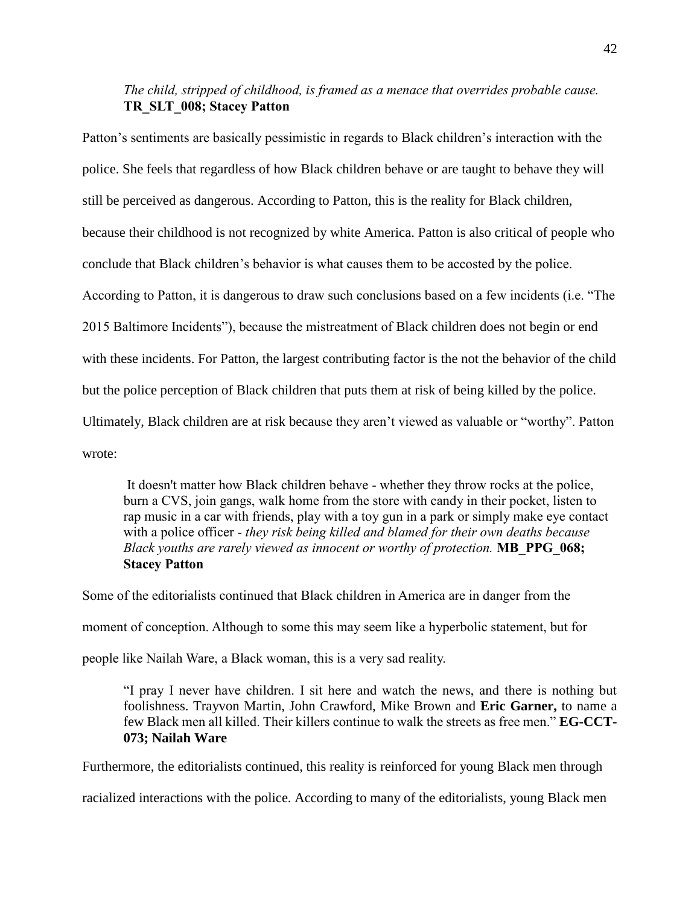> *The child, stripped of childhood, is framed as a menace that overrides probable cause.* **TR_SLT_008; Stacey Patton**

Patton's sentiments are basically pessimistic in regards to Black children's interaction with the police. She feels that regardless of how Black children behave or are taught to behave they will still be perceived as dangerous. According to Patton, this is the reality for Black children, because their childhood is not recognized by white America. Patton is also critical of people who conclude that Black children's behavior is what causes them to be accosted by the police. According to Patton, it is dangerous to draw such conclusions based on a few incidents (i.e. "The 2015 Baltimore Incidents"), because the mistreatment of Black children does not begin or end with these incidents. For Patton, the largest contributing factor is the not the behavior of the child but the police perception of Black children that puts them at risk of being killed by the police. Ultimately, Black children are at risk because they aren't viewed as valuable or "worthy". Patton wrote:

> It doesn't matter how Black children behave - whether they throw rocks at the police, burn a CVS, join gangs, walk home from the store with candy in their pocket, listen to rap music in a car with friends, play with a toy gun in a park or simply make eye contact with a police officer - *they risk being killed and blamed for their own deaths because Black youths are rarely viewed as innocent or worthy of protection.* **MB_PPG_068; Stacey Patton**

Some of the editorialists continued that Black children in America are in danger from the moment of conception. Although to some this may seem like a hyperbolic statement, but for people like Nailah Ware, a Black woman, this is a very sad reality.

> "I pray I never have children. I sit here and watch the news, and there is nothing but foolishness. Trayvon Martin, John Crawford, Mike Brown and **Eric Garner,** to name a few Black men all killed. Their killers continue to walk the streets as free men." **EG-CCT-073; Nailah Ware**

Furthermore, the editorialists continued, this reality is reinforced for young Black men through racialized interactions with the police. According to many of the editorialists, young Black men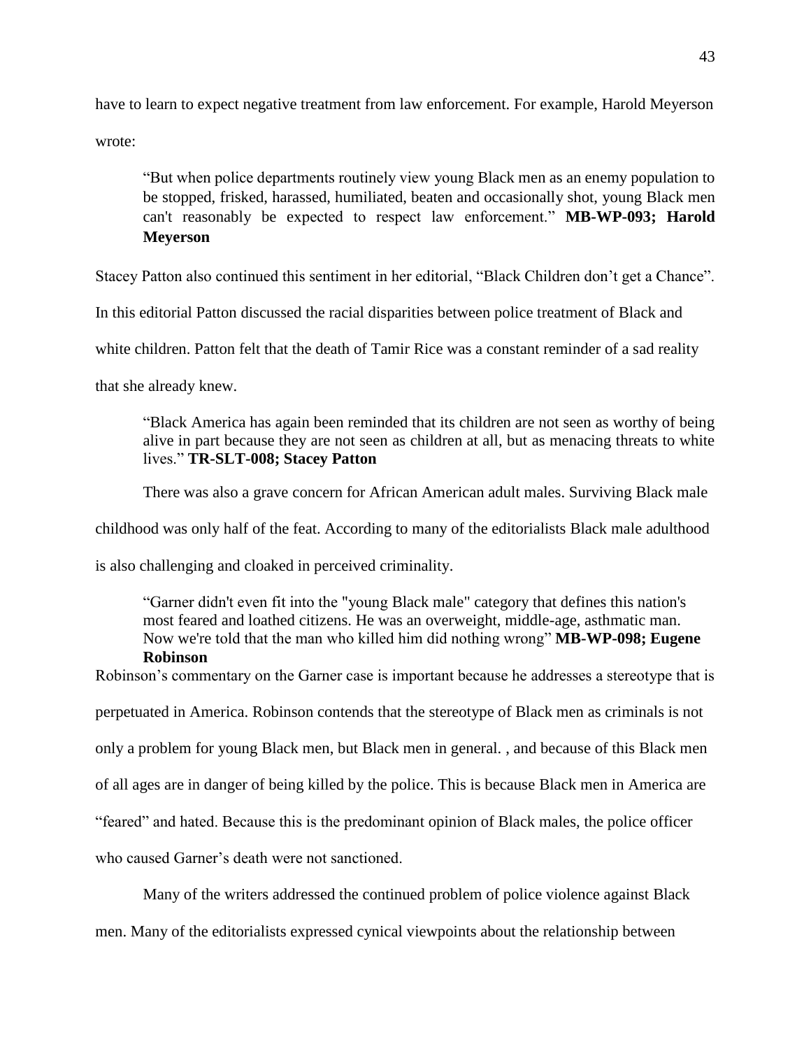have to learn to expect negative treatment from law enforcement. For example, Harold Meyerson wrote:

> "But when police departments routinely view young Black men as an enemy population to be stopped, frisked, harassed, humiliated, beaten and occasionally shot, young Black men can't reasonably be expected to respect law enforcement." **MB-WP-093; Harold Meyerson**

Stacey Patton also continued this sentiment in her editorial, "Black Children don't get a Chance". In this editorial Patton discussed the racial disparities between police treatment of Black and white children. Patton felt that the death of Tamir Rice was a constant reminder of a sad reality that she already knew.

> "Black America has again been reminded that its children are not seen as worthy of being alive in part because they are not seen as children at all, but as menacing threats to white lives." **TR-SLT-008; Stacey Patton**

There was also a grave concern for African American adult males. Surviving Black male childhood was only half of the feat. According to many of the editorialists Black male adulthood is also challenging and cloaked in perceived criminality.

> "Garner didn't even fit into the "young Black male" category that defines this nation's most feared and loathed citizens. He was an overweight, middle-age, asthmatic man. Now we're told that the man who killed him did nothing wrong" **MB-WP-098; Eugene Robinson**

Robinson's commentary on the Garner case is important because he addresses a stereotype that is perpetuated in America. Robinson contends that the stereotype of Black men as criminals is not only a problem for young Black men, but Black men in general. , and because of this Black men of all ages are in danger of being killed by the police. This is because Black men in America are "feared" and hated. Because this is the predominant opinion of Black males, the police officer who caused Garner's death were not sanctioned.

Many of the writers addressed the continued problem of police violence against Black men. Many of the editorialists expressed cynical viewpoints about the relationship between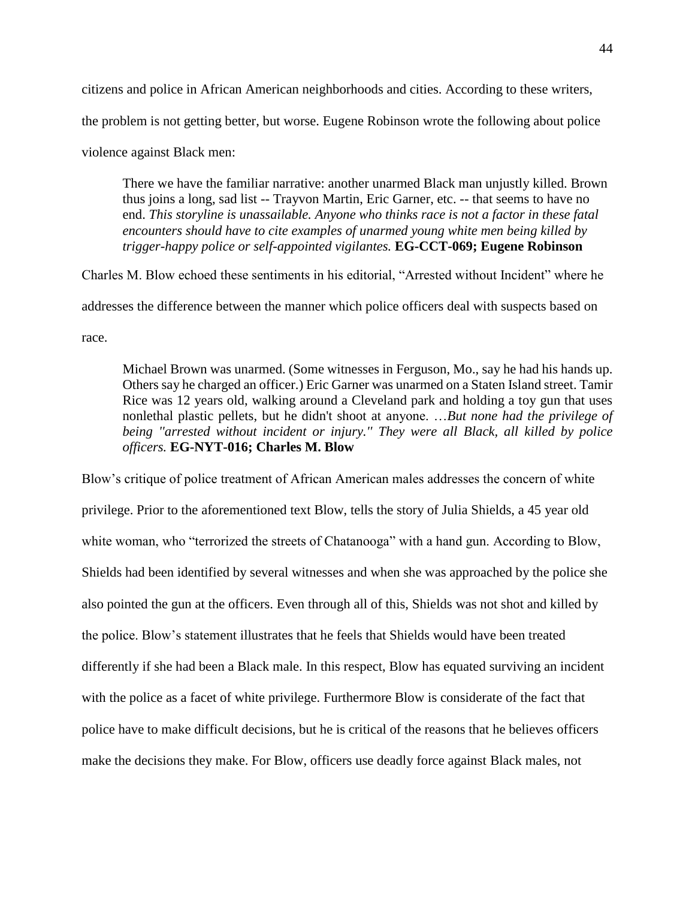citizens and police in African American neighborhoods and cities. According to these writers, the problem is not getting better, but worse. Eugene Robinson wrote the following about police violence against Black men:

> There we have the familiar narrative: another unarmed Black man unjustly killed. Brown thus joins a long, sad list -- Trayvon Martin, Eric Garner, etc. -- that seems to have no end. *This storyline is unassailable. Anyone who thinks race is not a factor in these fatal encounters should have to cite examples of unarmed young white men being killed by trigger-happy police or self-appointed vigilantes.* **EG-CCT-069; Eugene Robinson**

Charles M. Blow echoed these sentiments in his editorial, "Arrested without Incident" where he addresses the difference between the manner which police officers deal with suspects based on race.

> Michael Brown was unarmed. (Some witnesses in Ferguson, Mo., say he had his hands up. Others say he charged an officer.) Eric Garner was unarmed on a Staten Island street. Tamir Rice was 12 years old, walking around a Cleveland park and holding a toy gun that uses nonlethal plastic pellets, but he didn't shoot at anyone. …*But none had the privilege of being "arrested without incident or injury." They were all Black, all killed by police officers.* **EG-NYT-016; Charles M. Blow**

Blow's critique of police treatment of African American males addresses the concern of white privilege. Prior to the aforementioned text Blow, tells the story of Julia Shields, a 45 year old white woman, who "terrorized the streets of Chatanooga" with a hand gun. According to Blow, Shields had been identified by several witnesses and when she was approached by the police she also pointed the gun at the officers. Even through all of this, Shields was not shot and killed by the police. Blow's statement illustrates that he feels that Shields would have been treated differently if she had been a Black male. In this respect, Blow has equated surviving an incident with the police as a facet of white privilege. Furthermore Blow is considerate of the fact that police have to make difficult decisions, but he is critical of the reasons that he believes officers make the decisions they make. For Blow, officers use deadly force against Black males, not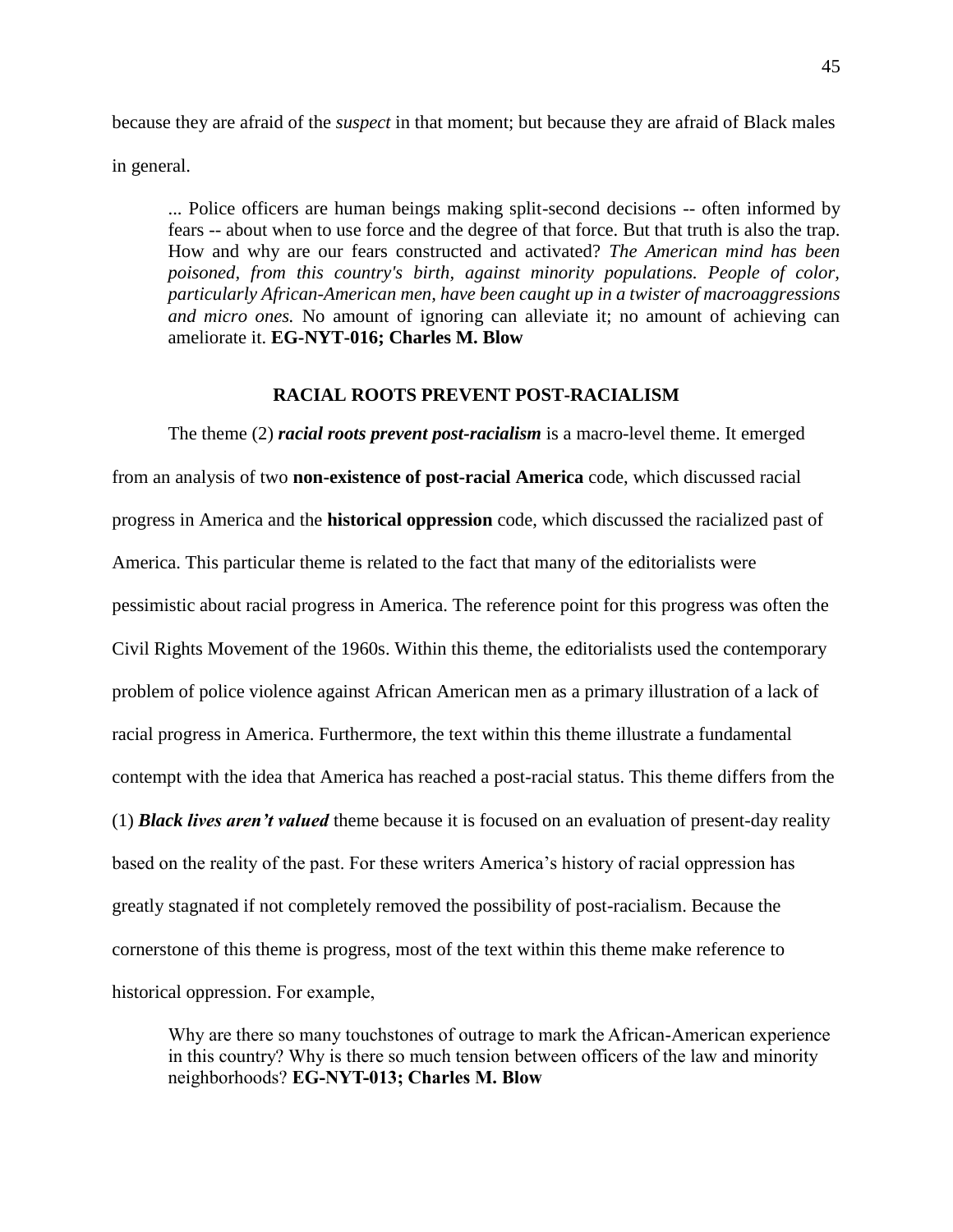because they are afraid of the *suspect* in that moment; but because they are afraid of Black males in general.

> ... Police officers are human beings making split-second decisions -- often informed by fears -- about when to use force and the degree of that force. But that truth is also the trap. How and why are our fears constructed and activated? *The American mind has been poisoned, from this country's birth, against minority populations. People of color, particularly African-American men, have been caught up in a twister of macroaggressions and micro ones.* No amount of ignoring can alleviate it; no amount of achieving can ameliorate it. **EG-NYT-016; Charles M. Blow**

## RACIAL ROOTS PREVENT POST-RACIALISM

The theme (2) ***racial roots prevent post-racialism*** is a macro-level theme. It emerged from an analysis of two **non-existence of post-racial America** code, which discussed racial progress in America and the **historical oppression** code, which discussed the racialized past of America. This particular theme is related to the fact that many of the editorialists were pessimistic about racial progress in America. The reference point for this progress was often the Civil Rights Movement of the 1960s. Within this theme, the editorialists used the contemporary problem of police violence against African American men as a primary illustration of a lack of racial progress in America. Furthermore, the text within this theme illustrate a fundamental contempt with the idea that America has reached a post-racial status. This theme differs from the (1) ***Black lives aren't valued*** theme because it is focused on an evaluation of present-day reality based on the reality of the past. For these writers America's history of racial oppression has greatly stagnated if not completely removed the possibility of post-racialism. Because the cornerstone of this theme is progress, most of the text within this theme make reference to historical oppression. For example,

> Why are there so many touchstones of outrage to mark the African-American experience in this country? Why is there so much tension between officers of the law and minority neighborhoods? **EG-NYT-013; Charles M. Blow**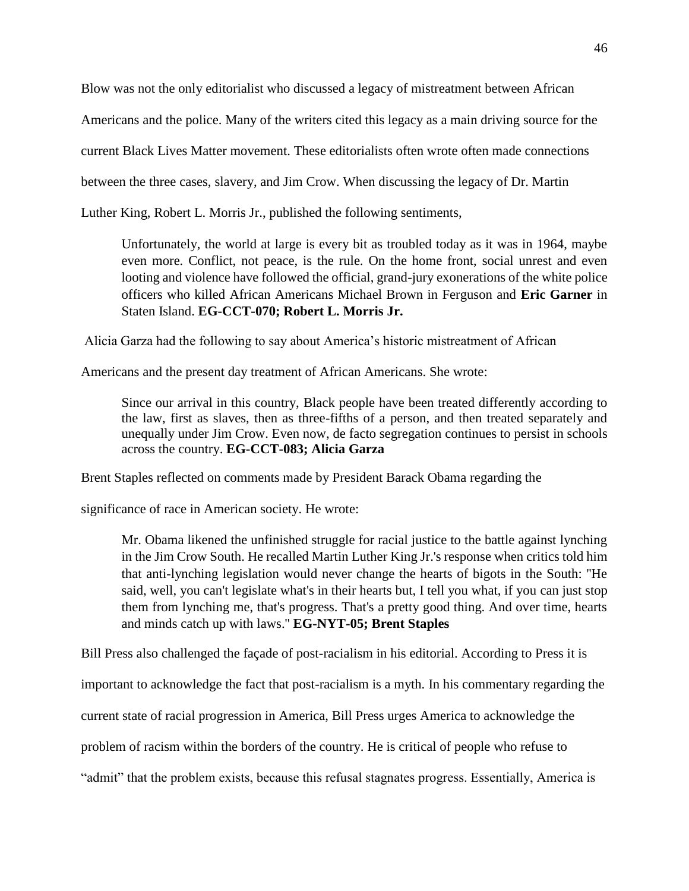Blow was not the only editorialist who discussed a legacy of mistreatment between African Americans and the police. Many of the writers cited this legacy as a main driving source for the current Black Lives Matter movement. These editorialists often wrote often made connections between the three cases, slavery, and Jim Crow. When discussing the legacy of Dr. Martin Luther King, Robert L. Morris Jr., published the following sentiments,

> Unfortunately, the world at large is every bit as troubled today as it was in 1964, maybe even more. Conflict, not peace, is the rule. On the home front, social unrest and even looting and violence have followed the official, grand-jury exonerations of the white police officers who killed African Americans Michael Brown in Ferguson and **Eric Garner** in Staten Island. **EG-CCT-070; Robert L. Morris Jr.**

Alicia Garza had the following to say about America's historic mistreatment of African Americans and the present day treatment of African Americans. She wrote:

> Since our arrival in this country, Black people have been treated differently according to the law, first as slaves, then as three-fifths of a person, and then treated separately and unequally under Jim Crow. Even now, de facto segregation continues to persist in schools across the country. **EG-CCT-083; Alicia Garza**

Brent Staples reflected on comments made by President Barack Obama regarding the significance of race in American society. He wrote:

> Mr. Obama likened the unfinished struggle for racial justice to the battle against lynching in the Jim Crow South. He recalled Martin Luther King Jr.'s response when critics told him that anti-lynching legislation would never change the hearts of bigots in the South: "He said, well, you can't legislate what's in their hearts but, I tell you what, if you can just stop them from lynching me, that's progress. That's a pretty good thing. And over time, hearts and minds catch up with laws." **EG-NYT-05; Brent Staples**

Bill Press also challenged the façade of post-racialism in his editorial. According to Press it is important to acknowledge the fact that post-racialism is a myth. In his commentary regarding the current state of racial progression in America, Bill Press urges America to acknowledge the problem of racism within the borders of the country. He is critical of people who refuse to "admit" that the problem exists, because this refusal stagnates progress. Essentially, America is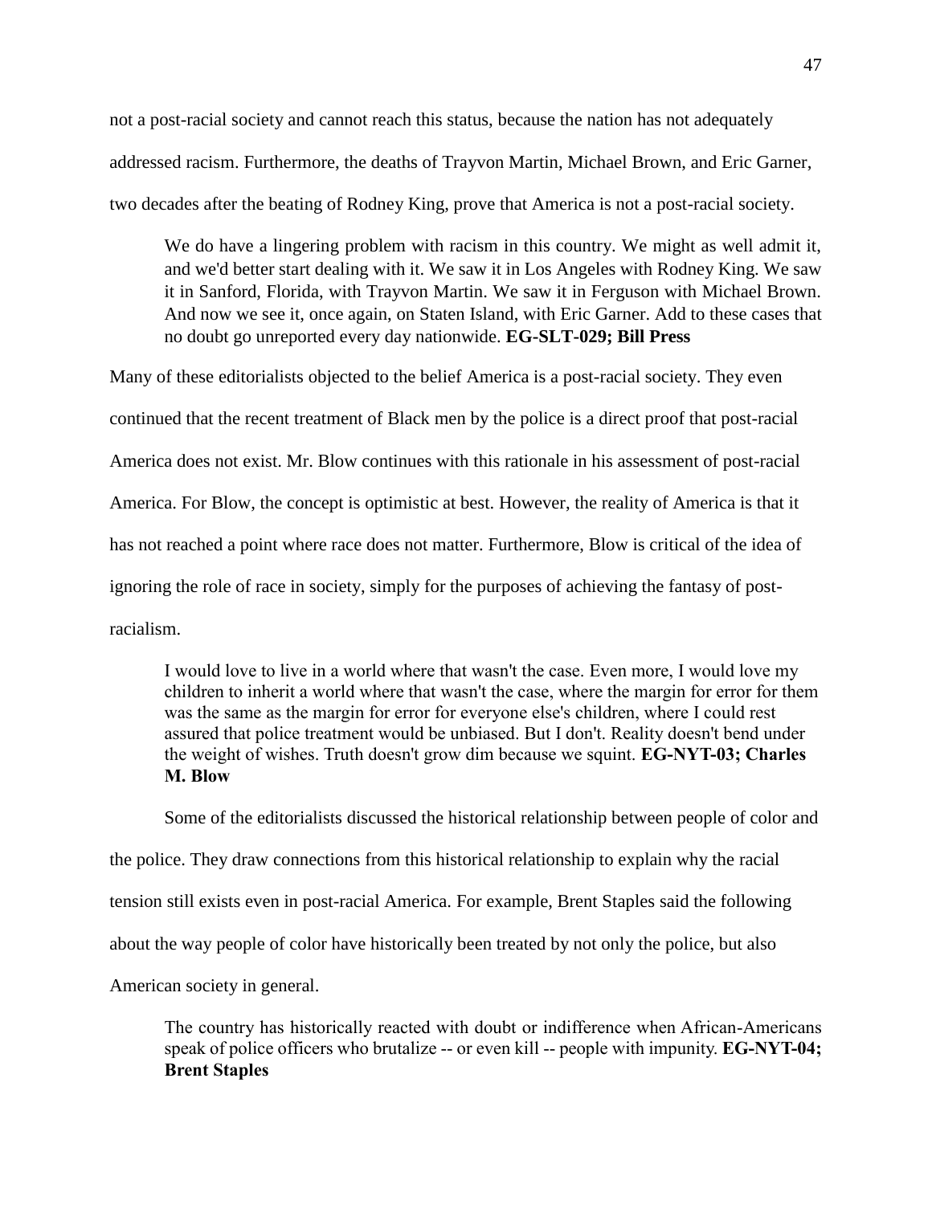not a post-racial society and cannot reach this status, because the nation has not adequately addressed racism. Furthermore, the deaths of Trayvon Martin, Michael Brown, and Eric Garner, two decades after the beating of Rodney King, prove that America is not a post-racial society.

> We do have a lingering problem with racism in this country. We might as well admit it, and we'd better start dealing with it. We saw it in Los Angeles with Rodney King. We saw it in Sanford, Florida, with Trayvon Martin. We saw it in Ferguson with Michael Brown. And now we see it, once again, on Staten Island, with Eric Garner. Add to these cases that no doubt go unreported every day nationwide. **EG-SLT-029; Bill Press**

Many of these editorialists objected to the belief America is a post-racial society. They even continued that the recent treatment of Black men by the police is a direct proof that post-racial America does not exist. Mr. Blow continues with this rationale in his assessment of post-racial America. For Blow, the concept is optimistic at best. However, the reality of America is that it has not reached a point where race does not matter. Furthermore, Blow is critical of the idea of ignoring the role of race in society, simply for the purposes of achieving the fantasy of post-racialism.

> I would love to live in a world where that wasn't the case. Even more, I would love my children to inherit a world where that wasn't the case, where the margin for error for them was the same as the margin for error for everyone else's children, where I could rest assured that police treatment would be unbiased. But I don't. Reality doesn't bend under the weight of wishes. Truth doesn't grow dim because we squint. **EG-NYT-03; Charles M. Blow**

Some of the editorialists discussed the historical relationship between people of color and the police. They draw connections from this historical relationship to explain why the racial tension still exists even in post-racial America. For example, Brent Staples said the following about the way people of color have historically been treated by not only the police, but also American society in general.

> The country has historically reacted with doubt or indifference when African-Americans speak of police officers who brutalize -- or even kill -- people with impunity. **EG-NYT-04; Brent Staples**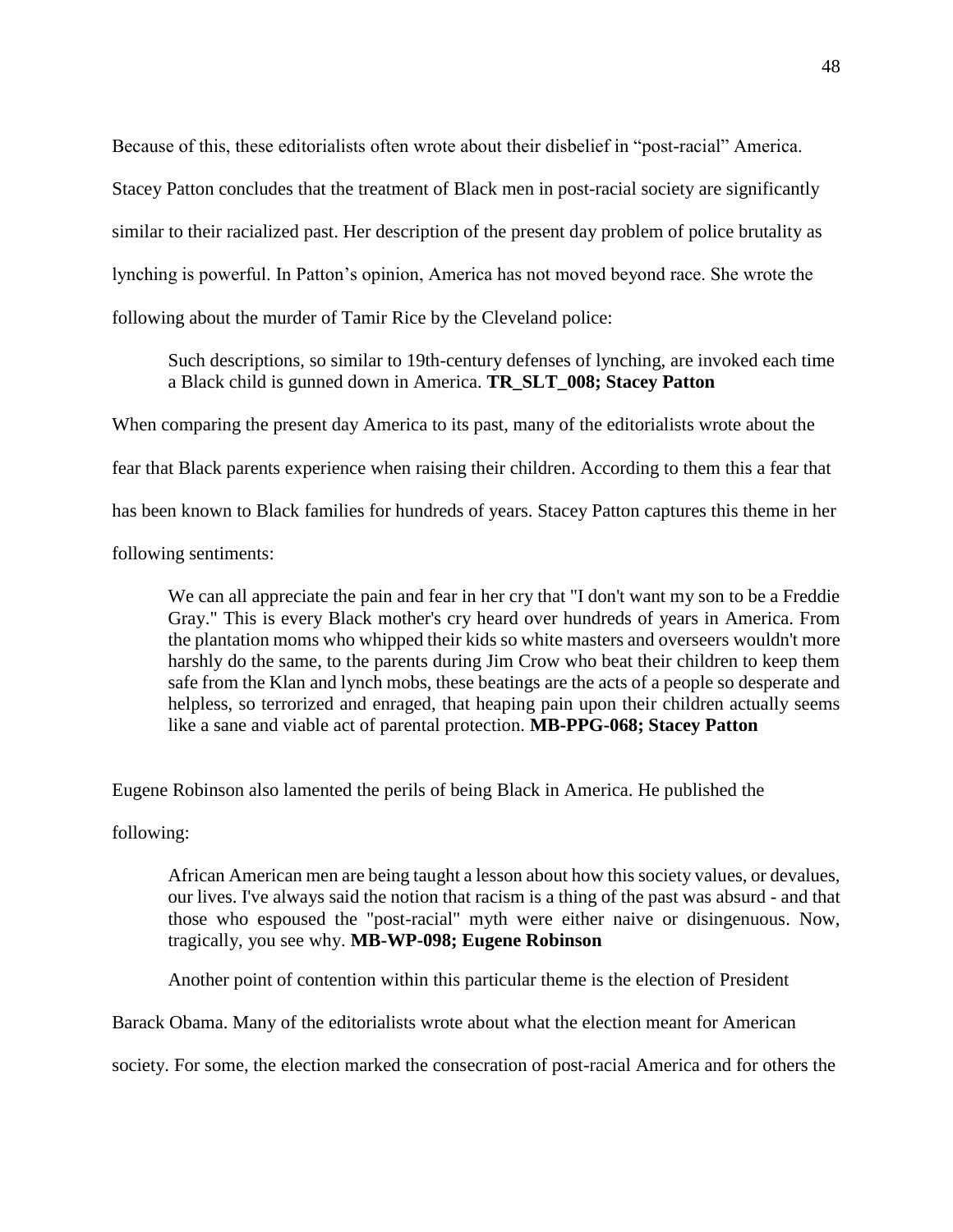Because of this, these editorialists often wrote about their disbelief in "post-racial" America. Stacey Patton concludes that the treatment of Black men in post-racial society are significantly similar to their racialized past. Her description of the present day problem of police brutality as lynching is powerful. In Patton's opinion, America has not moved beyond race. She wrote the following about the murder of Tamir Rice by the Cleveland police:

> Such descriptions, so similar to 19th-century defenses of lynching, are invoked each time a Black child is gunned down in America. **TR_SLT_008; Stacey Patton**

When comparing the present day America to its past, many of the editorialists wrote about the fear that Black parents experience when raising their children. According to them this a fear that has been known to Black families for hundreds of years. Stacey Patton captures this theme in her following sentiments:

> We can all appreciate the pain and fear in her cry that "I don't want my son to be a Freddie Gray." This is every Black mother's cry heard over hundreds of years in America. From the plantation moms who whipped their kids so white masters and overseers wouldn't more harshly do the same, to the parents during Jim Crow who beat their children to keep them safe from the Klan and lynch mobs, these beatings are the acts of a people so desperate and helpless, so terrorized and enraged, that heaping pain upon their children actually seems like a sane and viable act of parental protection. **MB-PPG-068; Stacey Patton**

Eugene Robinson also lamented the perils of being Black in America. He published the following:

> African American men are being taught a lesson about how this society values, or devalues, our lives. I've always said the notion that racism is a thing of the past was absurd - and that those who espoused the "post-racial" myth were either naive or disingenuous. Now, tragically, you see why. **MB-WP-098; Eugene Robinson**

Another point of contention within this particular theme is the election of President Barack Obama. Many of the editorialists wrote about what the election meant for American society. For some, the election marked the consecration of post-racial America and for others the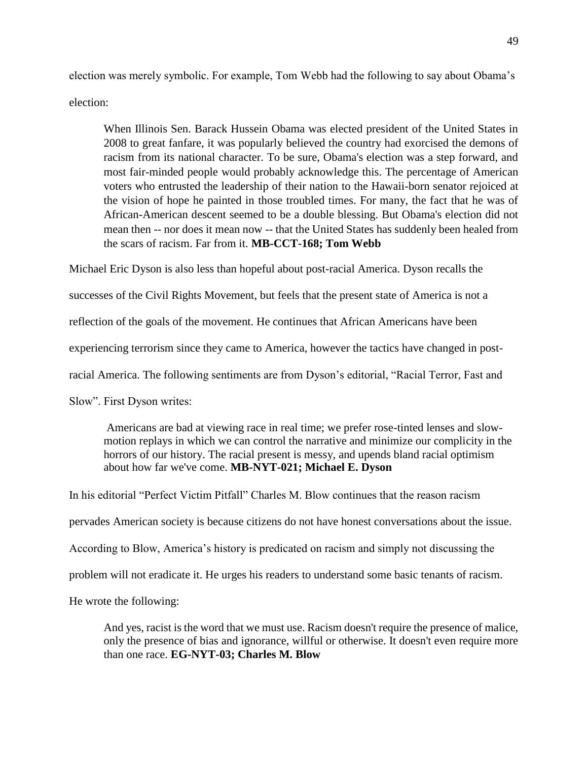election was merely symbolic. For example, Tom Webb had the following to say about Obama's election:

> When Illinois Sen. Barack Hussein Obama was elected president of the United States in 2008 to great fanfare, it was popularly believed the country had exorcised the demons of racism from its national character. To be sure, Obama's election was a step forward, and most fair-minded people would probably acknowledge this. The percentage of American voters who entrusted the leadership of their nation to the Hawaii-born senator rejoiced at the vision of hope he painted in those troubled times. For many, the fact that he was of African-American descent seemed to be a double blessing. But Obama's election did not mean then -- nor does it mean now -- that the United States has suddenly been healed from the scars of racism. Far from it. **MB-CCT-168; Tom Webb**

Michael Eric Dyson is also less than hopeful about post-racial America. Dyson recalls the successes of the Civil Rights Movement, but feels that the present state of America is not a reflection of the goals of the movement. He continues that African Americans have been experiencing terrorism since they came to America, however the tactics have changed in post-racial America. The following sentiments are from Dyson's editorial, "Racial Terror, Fast and Slow". First Dyson writes:

> Americans are bad at viewing race in real time; we prefer rose-tinted lenses and slow-motion replays in which we can control the narrative and minimize our complicity in the horrors of our history. The racial present is messy, and upends bland racial optimism about how far we've come. **MB-NYT-021; Michael E. Dyson**

In his editorial "Perfect Victim Pitfall" Charles M. Blow continues that the reason racism pervades American society is because citizens do not have honest conversations about the issue. According to Blow, America's history is predicated on racism and simply not discussing the problem will not eradicate it. He urges his readers to understand some basic tenants of racism. He wrote the following:

> And yes, racist is the word that we must use. Racism doesn't require the presence of malice, only the presence of bias and ignorance, willful or otherwise. It doesn't even require more than one race. **EG-NYT-03; Charles M. Blow**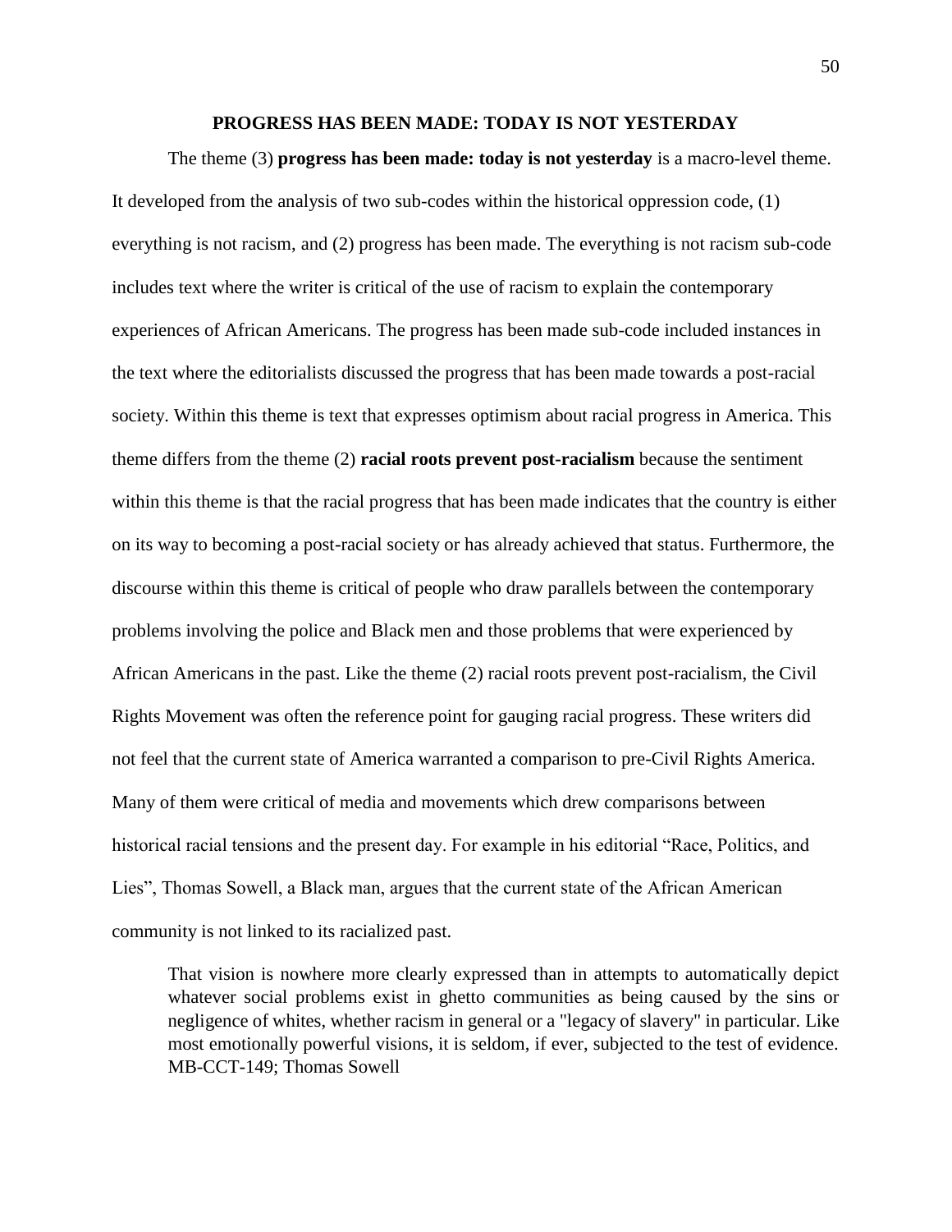## PROGRESS HAS BEEN MADE: TODAY IS NOT YESTERDAY

The theme (3) **progress has been made: today is not yesterday** is a macro-level theme. It developed from the analysis of two sub-codes within the historical oppression code, (1) everything is not racism, and (2) progress has been made. The everything is not racism sub-code includes text where the writer is critical of the use of racism to explain the contemporary experiences of African Americans. The progress has been made sub-code included instances in the text where the editorialists discussed the progress that has been made towards a post-racial society. Within this theme is text that expresses optimism about racial progress in America. This theme differs from the theme (2) **racial roots prevent post-racialism** because the sentiment within this theme is that the racial progress that has been made indicates that the country is either on its way to becoming a post-racial society or has already achieved that status. Furthermore, the discourse within this theme is critical of people who draw parallels between the contemporary problems involving the police and Black men and those problems that were experienced by African Americans in the past. Like the theme (2) racial roots prevent post-racialism, the Civil Rights Movement was often the reference point for gauging racial progress. These writers did not feel that the current state of America warranted a comparison to pre-Civil Rights America. Many of them were critical of media and movements which drew comparisons between historical racial tensions and the present day. For example in his editorial "Race, Politics, and Lies", Thomas Sowell, a Black man, argues that the current state of the African American community is not linked to its racialized past.

> That vision is nowhere more clearly expressed than in attempts to automatically depict whatever social problems exist in ghetto communities as being caused by the sins or negligence of whites, whether racism in general or a "legacy of slavery" in particular. Like most emotionally powerful visions, it is seldom, if ever, subjected to the test of evidence. MB-CCT-149; Thomas Sowell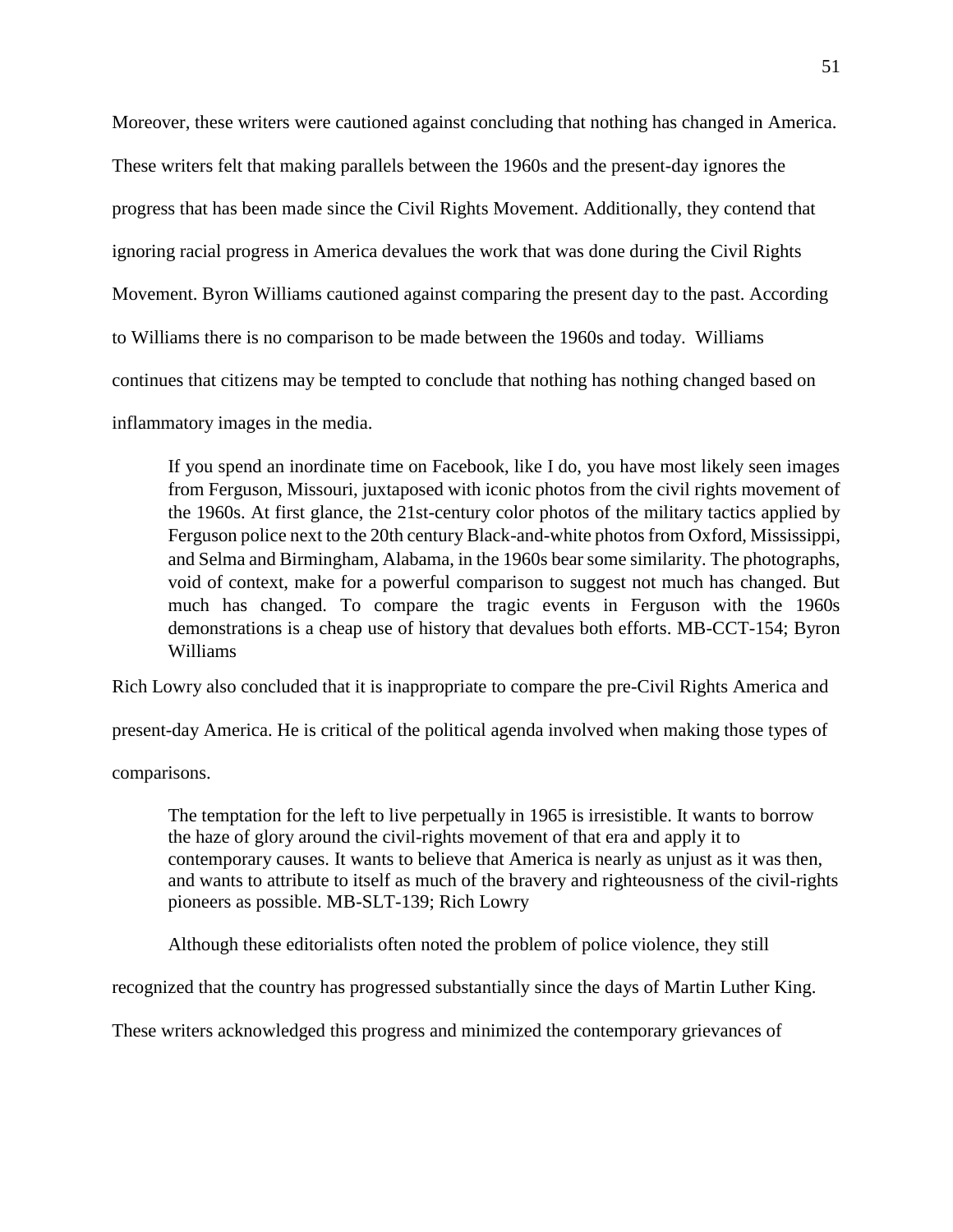Moreover, these writers were cautioned against concluding that nothing has changed in America. These writers felt that making parallels between the 1960s and the present-day ignores the progress that has been made since the Civil Rights Movement. Additionally, they contend that ignoring racial progress in America devalues the work that was done during the Civil Rights Movement. Byron Williams cautioned against comparing the present day to the past. According to Williams there is no comparison to be made between the 1960s and today. Williams continues that citizens may be tempted to conclude that nothing has nothing changed based on inflammatory images in the media.

> If you spend an inordinate time on Facebook, like I do, you have most likely seen images from Ferguson, Missouri, juxtaposed with iconic photos from the civil rights movement of the 1960s. At first glance, the 21st-century color photos of the military tactics applied by Ferguson police next to the 20th century Black-and-white photos from Oxford, Mississippi, and Selma and Birmingham, Alabama, in the 1960s bear some similarity. The photographs, void of context, make for a powerful comparison to suggest not much has changed. But much has changed. To compare the tragic events in Ferguson with the 1960s demonstrations is a cheap use of history that devalues both efforts. MB-CCT-154; Byron Williams

Rich Lowry also concluded that it is inappropriate to compare the pre-Civil Rights America and present-day America. He is critical of the political agenda involved when making those types of comparisons.

> The temptation for the left to live perpetually in 1965 is irresistible. It wants to borrow the haze of glory around the civil-rights movement of that era and apply it to contemporary causes. It wants to believe that America is nearly as unjust as it was then, and wants to attribute to itself as much of the bravery and righteousness of the civil-rights pioneers as possible. MB-SLT-139; Rich Lowry

Although these editorialists often noted the problem of police violence, they still recognized that the country has progressed substantially since the days of Martin Luther King. These writers acknowledged this progress and minimized the contemporary grievances of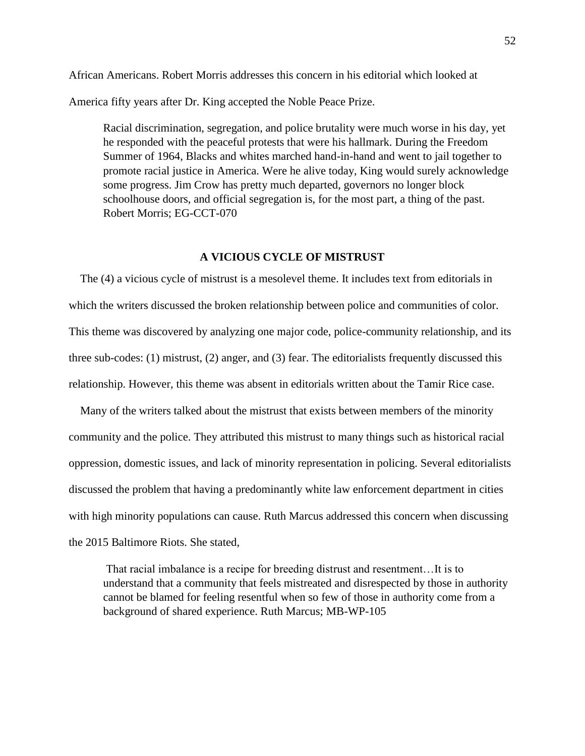African Americans. Robert Morris addresses this concern in his editorial which looked at America fifty years after Dr. King accepted the Noble Peace Prize.

> Racial discrimination, segregation, and police brutality were much worse in his day, yet he responded with the peaceful protests that were his hallmark. During the Freedom Summer of 1964, Blacks and whites marched hand-in-hand and went to jail together to promote racial justice in America. Were he alive today, King would surely acknowledge some progress. Jim Crow has pretty much departed, governors no longer block schoolhouse doors, and official segregation is, for the most part, a thing of the past. Robert Morris; EG-CCT-070

## A VICIOUS CYCLE OF MISTRUST

The (4) a vicious cycle of mistrust is a mesolevel theme. It includes text from editorials in which the writers discussed the broken relationship between police and communities of color. This theme was discovered by analyzing one major code, police-community relationship, and its three sub-codes: (1) mistrust, (2) anger, and (3) fear. The editorialists frequently discussed this relationship. However, this theme was absent in editorials written about the Tamir Rice case.

Many of the writers talked about the mistrust that exists between members of the minority community and the police. They attributed this mistrust to many things such as historical racial oppression, domestic issues, and lack of minority representation in policing. Several editorialists discussed the problem that having a predominantly white law enforcement department in cities with high minority populations can cause. Ruth Marcus addressed this concern when discussing the 2015 Baltimore Riots. She stated,

> That racial imbalance is a recipe for breeding distrust and resentment…It is to understand that a community that feels mistreated and disrespected by those in authority cannot be blamed for feeling resentful when so few of those in authority come from a background of shared experience. Ruth Marcus; MB-WP-105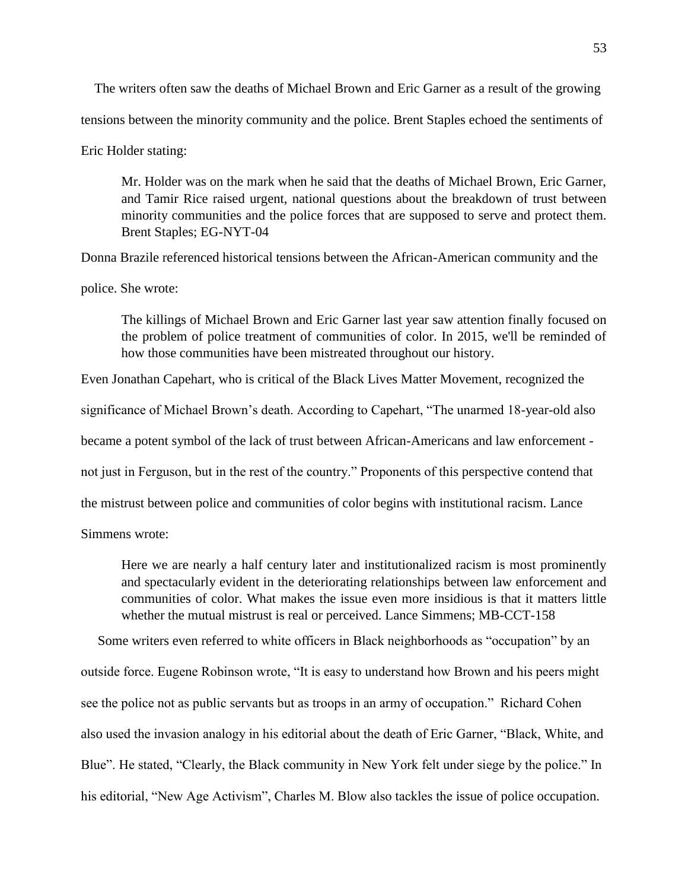The writers often saw the deaths of Michael Brown and Eric Garner as a result of the growing tensions between the minority community and the police. Brent Staples echoed the sentiments of Eric Holder stating:

> Mr. Holder was on the mark when he said that the deaths of Michael Brown, Eric Garner, and Tamir Rice raised urgent, national questions about the breakdown of trust between minority communities and the police forces that are supposed to serve and protect them. Brent Staples; EG-NYT-04

Donna Brazile referenced historical tensions between the African-American community and the police. She wrote:

> The killings of Michael Brown and Eric Garner last year saw attention finally focused on the problem of police treatment of communities of color. In 2015, we'll be reminded of how those communities have been mistreated throughout our history.

Even Jonathan Capehart, who is critical of the Black Lives Matter Movement, recognized the significance of Michael Brown's death. According to Capehart, "The unarmed 18-year-old also became a potent symbol of the lack of trust between African-Americans and law enforcement - not just in Ferguson, but in the rest of the country." Proponents of this perspective contend that the mistrust between police and communities of color begins with institutional racism. Lance Simmens wrote:

> Here we are nearly a half century later and institutionalized racism is most prominently and spectacularly evident in the deteriorating relationships between law enforcement and communities of color. What makes the issue even more insidious is that it matters little whether the mutual mistrust is real or perceived. Lance Simmens; MB-CCT-158

Some writers even referred to white officers in Black neighborhoods as "occupation" by an outside force. Eugene Robinson wrote, "It is easy to understand how Brown and his peers might see the police not as public servants but as troops in an army of occupation." Richard Cohen also used the invasion analogy in his editorial about the death of Eric Garner, "Black, White, and Blue". He stated, "Clearly, the Black community in New York felt under siege by the police." In his editorial, "New Age Activism", Charles M. Blow also tackles the issue of police occupation.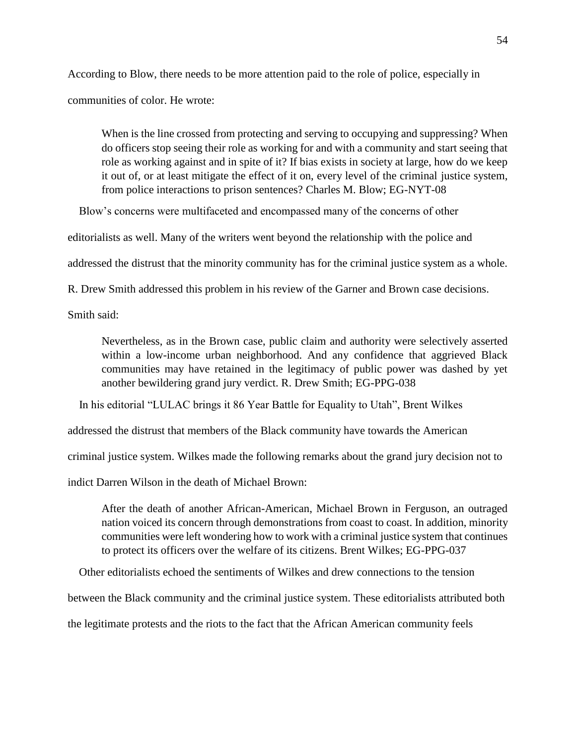According to Blow, there needs to be more attention paid to the role of police, especially in communities of color. He wrote:

> When is the line crossed from protecting and serving to occupying and suppressing? When do officers stop seeing their role as working for and with a community and start seeing that role as working against and in spite of it? If bias exists in society at large, how do we keep it out of, or at least mitigate the effect of it on, every level of the criminal justice system, from police interactions to prison sentences? Charles M. Blow; EG-NYT-08

Blow's concerns were multifaceted and encompassed many of the concerns of other editorialists as well. Many of the writers went beyond the relationship with the police and addressed the distrust that the minority community has for the criminal justice system as a whole. R. Drew Smith addressed this problem in his review of the Garner and Brown case decisions. Smith said:

> Nevertheless, as in the Brown case, public claim and authority were selectively asserted within a low-income urban neighborhood. And any confidence that aggrieved Black communities may have retained in the legitimacy of public power was dashed by yet another bewildering grand jury verdict. R. Drew Smith; EG-PPG-038

In his editorial "LULAC brings it 86 Year Battle for Equality to Utah", Brent Wilkes addressed the distrust that members of the Black community have towards the American criminal justice system. Wilkes made the following remarks about the grand jury decision not to indict Darren Wilson in the death of Michael Brown:

> After the death of another African-American, Michael Brown in Ferguson, an outraged nation voiced its concern through demonstrations from coast to coast. In addition, minority communities were left wondering how to work with a criminal justice system that continues to protect its officers over the welfare of its citizens. Brent Wilkes; EG-PPG-037

Other editorialists echoed the sentiments of Wilkes and drew connections to the tension between the Black community and the criminal justice system. These editorialists attributed both the legitimate protests and the riots to the fact that the African American community feels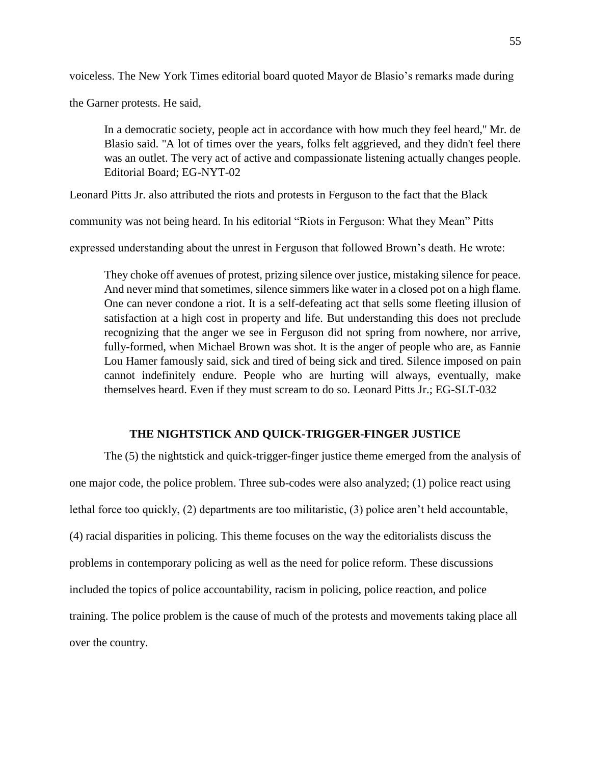voiceless. The New York Times editorial board quoted Mayor de Blasio's remarks made during the Garner protests. He said,

> In a democratic society, people act in accordance with how much they feel heard," Mr. de Blasio said. "A lot of times over the years, folks felt aggrieved, and they didn't feel there was an outlet. The very act of active and compassionate listening actually changes people. Editorial Board; EG-NYT-02

Leonard Pitts Jr. also attributed the riots and protests in Ferguson to the fact that the Black community was not being heard. In his editorial "Riots in Ferguson: What they Mean" Pitts expressed understanding about the unrest in Ferguson that followed Brown's death. He wrote:

> They choke off avenues of protest, prizing silence over justice, mistaking silence for peace. And never mind that sometimes, silence simmers like water in a closed pot on a high flame. One can never condone a riot. It is a self-defeating act that sells some fleeting illusion of satisfaction at a high cost in property and life. But understanding this does not preclude recognizing that the anger we see in Ferguson did not spring from nowhere, nor arrive, fully-formed, when Michael Brown was shot. It is the anger of people who are, as Fannie Lou Hamer famously said, sick and tired of being sick and tired. Silence imposed on pain cannot indefinitely endure. People who are hurting will always, eventually, make themselves heard. Even if they must scream to do so. Leonard Pitts Jr.; EG-SLT-032

## THE NIGHTSTICK AND QUICK-TRIGGER-FINGER JUSTICE

The (5) the nightstick and quick-trigger-finger justice theme emerged from the analysis of one major code, the police problem. Three sub-codes were also analyzed; (1) police react using lethal force too quickly, (2) departments are too militaristic, (3) police aren't held accountable, (4) racial disparities in policing. This theme focuses on the way the editorialists discuss the problems in contemporary policing as well as the need for police reform. These discussions included the topics of police accountability, racism in policing, police reaction, and police training. The police problem is the cause of much of the protests and movements taking place all over the country.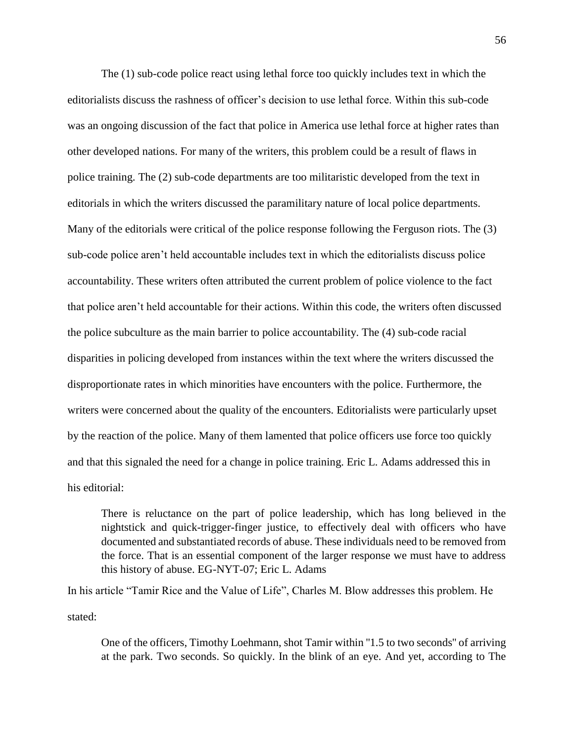The (1) sub-code police react using lethal force too quickly includes text in which the editorialists discuss the rashness of officer's decision to use lethal force. Within this sub-code was an ongoing discussion of the fact that police in America use lethal force at higher rates than other developed nations. For many of the writers, this problem could be a result of flaws in police training. The (2) sub-code departments are too militaristic developed from the text in editorials in which the writers discussed the paramilitary nature of local police departments. Many of the editorials were critical of the police response following the Ferguson riots. The (3) sub-code police aren't held accountable includes text in which the editorialists discuss police accountability. These writers often attributed the current problem of police violence to the fact that police aren't held accountable for their actions. Within this code, the writers often discussed the police subculture as the main barrier to police accountability. The (4) sub-code racial disparities in policing developed from instances within the text where the writers discussed the disproportionate rates in which minorities have encounters with the police. Furthermore, the writers were concerned about the quality of the encounters. Editorialists were particularly upset by the reaction of the police. Many of them lamented that police officers use force too quickly and that this signaled the need for a change in police training. Eric L. Adams addressed this in his editorial:

> There is reluctance on the part of police leadership, which has long believed in the nightstick and quick-trigger-finger justice, to effectively deal with officers who have documented and substantiated records of abuse. These individuals need to be removed from the force. That is an essential component of the larger response we must have to address this history of abuse. EG-NYT-07; Eric L. Adams

In his article "Tamir Rice and the Value of Life", Charles M. Blow addresses this problem. He stated:

> One of the officers, Timothy Loehmann, shot Tamir within "1.5 to two seconds" of arriving at the park. Two seconds. So quickly. In the blink of an eye. And yet, according to The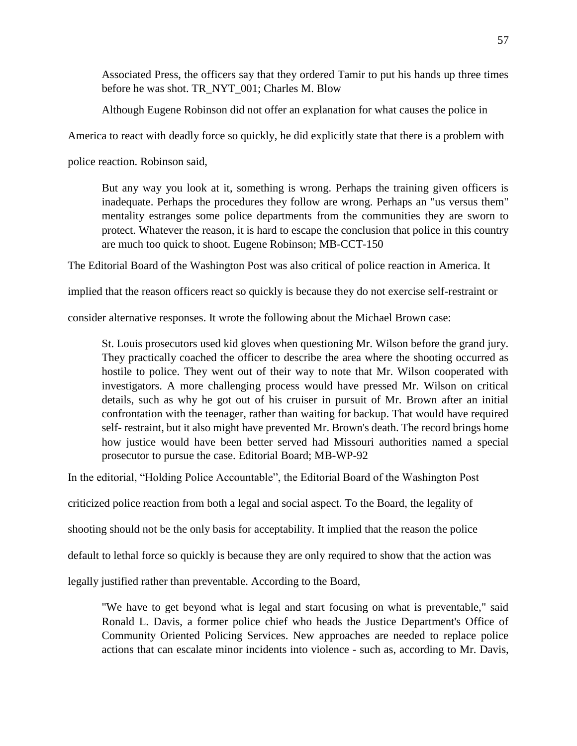> Associated Press, the officers say that they ordered Tamir to put his hands up three times before he was shot. TR_NYT_001; Charles M. Blow

Although Eugene Robinson did not offer an explanation for what causes the police in America to react with deadly force so quickly, he did explicitly state that there is a problem with police reaction. Robinson said,

> But any way you look at it, something is wrong. Perhaps the training given officers is inadequate. Perhaps the procedures they follow are wrong. Perhaps an "us versus them" mentality estranges some police departments from the communities they are sworn to protect. Whatever the reason, it is hard to escape the conclusion that police in this country are much too quick to shoot. Eugene Robinson; MB-CCT-150

The Editorial Board of the Washington Post was also critical of police reaction in America. It implied that the reason officers react so quickly is because they do not exercise self-restraint or consider alternative responses. It wrote the following about the Michael Brown case:

> St. Louis prosecutors used kid gloves when questioning Mr. Wilson before the grand jury. They practically coached the officer to describe the area where the shooting occurred as hostile to police. They went out of their way to note that Mr. Wilson cooperated with investigators. A more challenging process would have pressed Mr. Wilson on critical details, such as why he got out of his cruiser in pursuit of Mr. Brown after an initial confrontation with the teenager, rather than waiting for backup. That would have required self- restraint, but it also might have prevented Mr. Brown's death. The record brings home how justice would have been better served had Missouri authorities named a special prosecutor to pursue the case. Editorial Board; MB-WP-92

In the editorial, "Holding Police Accountable", the Editorial Board of the Washington Post criticized police reaction from both a legal and social aspect. To the Board, the legality of shooting should not be the only basis for acceptability. It implied that the reason the police default to lethal force so quickly is because they are only required to show that the action was legally justified rather than preventable. According to the Board,

> "We have to get beyond what is legal and start focusing on what is preventable," said Ronald L. Davis, a former police chief who heads the Justice Department's Office of Community Oriented Policing Services. New approaches are needed to replace police actions that can escalate minor incidents into violence - such as, according to Mr. Davis,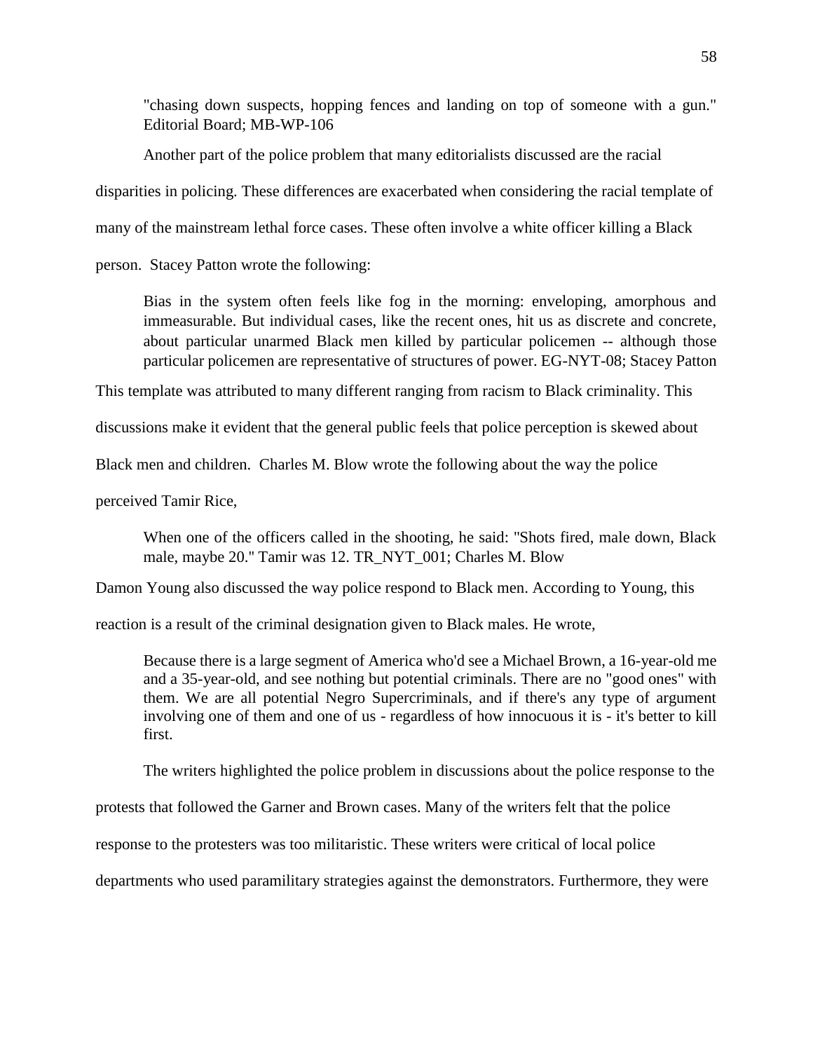> "chasing down suspects, hopping fences and landing on top of someone with a gun." Editorial Board; MB-WP-106

Another part of the police problem that many editorialists discussed are the racial disparities in policing. These differences are exacerbated when considering the racial template of many of the mainstream lethal force cases. These often involve a white officer killing a Black person. Stacey Patton wrote the following:

> Bias in the system often feels like fog in the morning: enveloping, amorphous and immeasurable. But individual cases, like the recent ones, hit us as discrete and concrete, about particular unarmed Black men killed by particular policemen -- although those particular policemen are representative of structures of power. EG-NYT-08; Stacey Patton

This template was attributed to many different ranging from racism to Black criminality. This discussions make it evident that the general public feels that police perception is skewed about Black men and children. Charles M. Blow wrote the following about the way the police perceived Tamir Rice,

> When one of the officers called in the shooting, he said: "Shots fired, male down, Black male, maybe 20." Tamir was 12. TR_NYT_001; Charles M. Blow

Damon Young also discussed the way police respond to Black men. According to Young, this reaction is a result of the criminal designation given to Black males. He wrote,

> Because there is a large segment of America who'd see a Michael Brown, a 16-year-old me and a 35-year-old, and see nothing but potential criminals. There are no "good ones" with them. We are all potential Negro Supercriminals, and if there's any type of argument involving one of them and one of us - regardless of how innocuous it is - it's better to kill first.

The writers highlighted the police problem in discussions about the police response to the protests that followed the Garner and Brown cases. Many of the writers felt that the police response to the protesters was too militaristic. These writers were critical of local police departments who used paramilitary strategies against the demonstrators. Furthermore, they were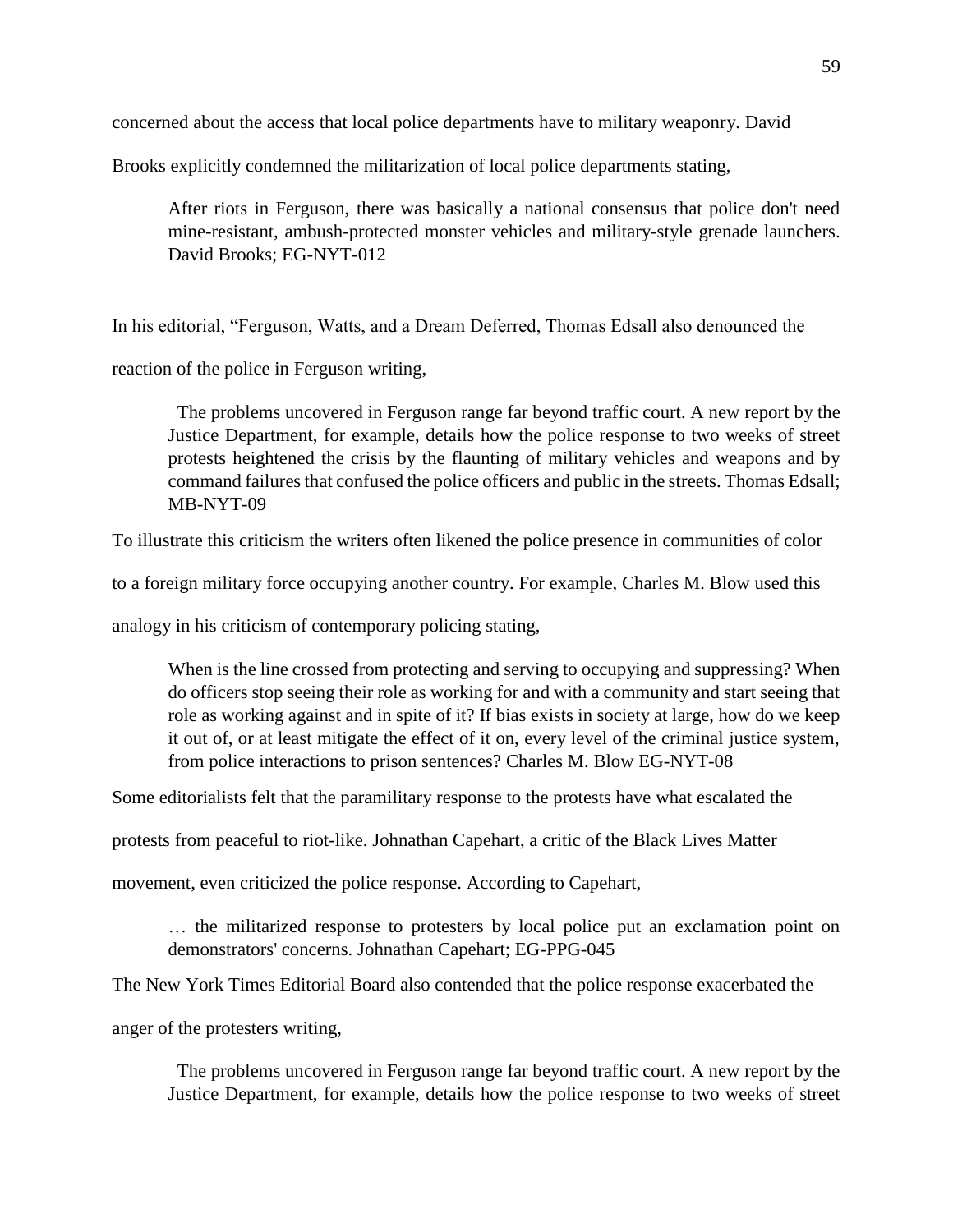concerned about the access that local police departments have to military weaponry. David Brooks explicitly condemned the militarization of local police departments stating,

> After riots in Ferguson, there was basically a national consensus that police don't need mine-resistant, ambush-protected monster vehicles and military-style grenade launchers. David Brooks; EG-NYT-012

In his editorial, "Ferguson, Watts, and a Dream Deferred, Thomas Edsall also denounced the reaction of the police in Ferguson writing,

> The problems uncovered in Ferguson range far beyond traffic court. A new report by the Justice Department, for example, details how the police response to two weeks of street protests heightened the crisis by the flaunting of military vehicles and weapons and by command failures that confused the police officers and public in the streets. Thomas Edsall; MB-NYT-09

To illustrate this criticism the writers often likened the police presence in communities of color to a foreign military force occupying another country. For example, Charles M. Blow used this analogy in his criticism of contemporary policing stating,

> When is the line crossed from protecting and serving to occupying and suppressing? When do officers stop seeing their role as working for and with a community and start seeing that role as working against and in spite of it? If bias exists in society at large, how do we keep it out of, or at least mitigate the effect of it on, every level of the criminal justice system, from police interactions to prison sentences? Charles M. Blow EG-NYT-08

Some editorialists felt that the paramilitary response to the protests have what escalated the protests from peaceful to riot-like. Johnathan Capehart, a critic of the Black Lives Matter movement, even criticized the police response. According to Capehart,

> … the militarized response to protesters by local police put an exclamation point on demonstrators' concerns. Johnathan Capehart; EG-PPG-045

The New York Times Editorial Board also contended that the police response exacerbated the anger of the protesters writing,

> The problems uncovered in Ferguson range far beyond traffic court. A new report by the Justice Department, for example, details how the police response to two weeks of street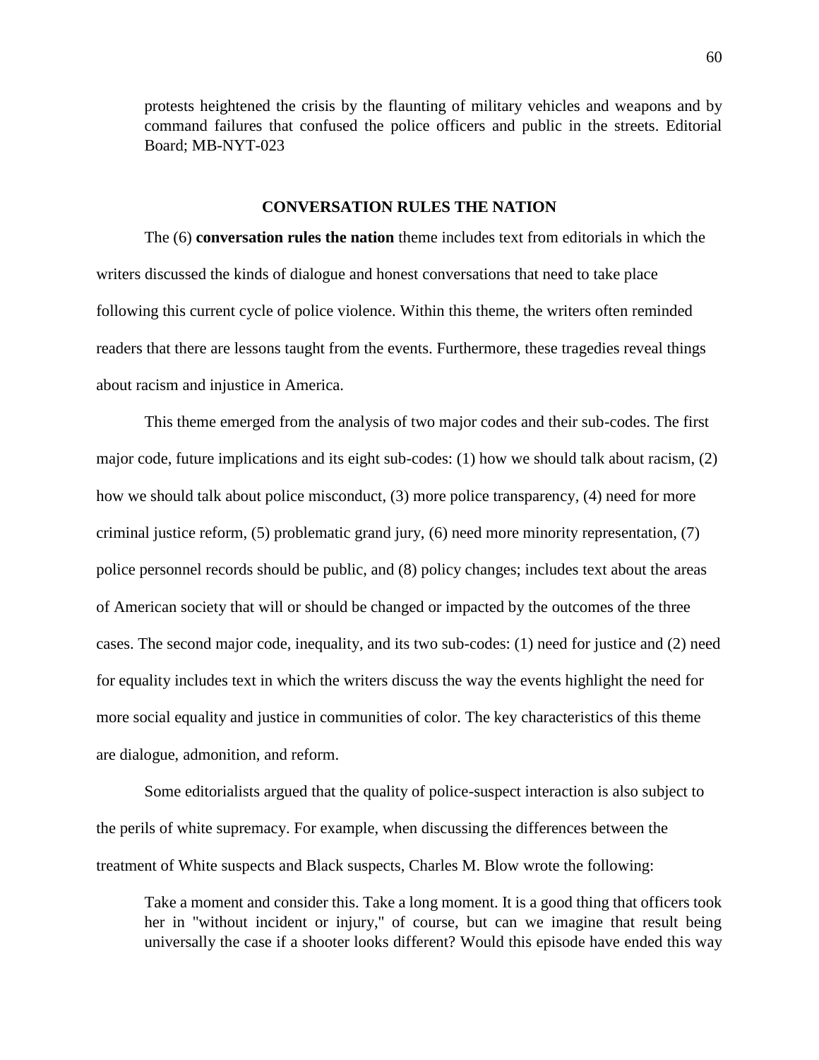> protests heightened the crisis by the flaunting of military vehicles and weapons and by command failures that confused the police officers and public in the streets. Editorial Board; MB-NYT-023

## CONVERSATION RULES THE NATION

The (6) **conversation rules the nation** theme includes text from editorials in which the writers discussed the kinds of dialogue and honest conversations that need to take place following this current cycle of police violence. Within this theme, the writers often reminded readers that there are lessons taught from the events. Furthermore, these tragedies reveal things about racism and injustice in America.

This theme emerged from the analysis of two major codes and their sub-codes. The first major code, future implications and its eight sub-codes: (1) how we should talk about racism, (2) how we should talk about police misconduct, (3) more police transparency, (4) need for more criminal justice reform, (5) problematic grand jury, (6) need more minority representation, (7) police personnel records should be public, and (8) policy changes; includes text about the areas of American society that will or should be changed or impacted by the outcomes of the three cases. The second major code, inequality, and its two sub-codes: (1) need for justice and (2) need for equality includes text in which the writers discuss the way the events highlight the need for more social equality and justice in communities of color. The key characteristics of this theme are dialogue, admonition, and reform.

Some editorialists argued that the quality of police-suspect interaction is also subject to the perils of white supremacy. For example, when discussing the differences between the treatment of White suspects and Black suspects, Charles M. Blow wrote the following:

> Take a moment and consider this. Take a long moment. It is a good thing that officers took her in "without incident or injury," of course, but can we imagine that result being universally the case if a shooter looks different? Would this episode have ended this way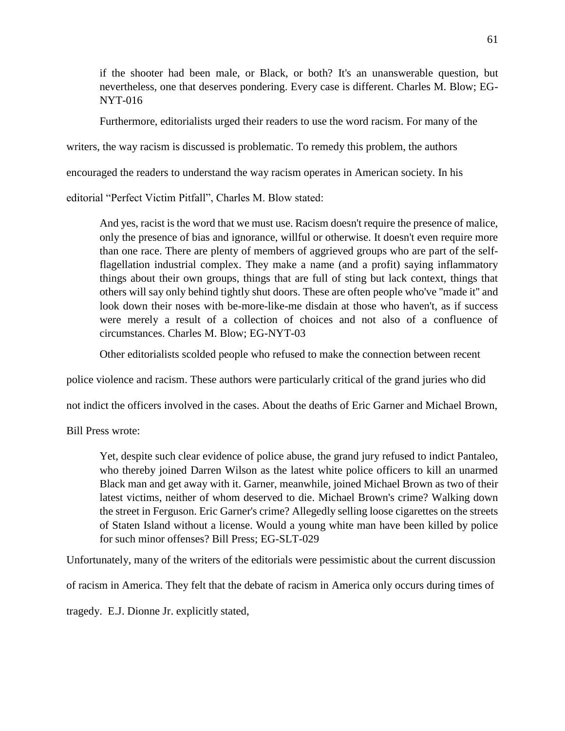> if the shooter had been male, or Black, or both? It's an unanswerable question, but nevertheless, one that deserves pondering. Every case is different. Charles M. Blow; EG-NYT-016

Furthermore, editorialists urged their readers to use the word racism. For many of the writers, the way racism is discussed is problematic. To remedy this problem, the authors encouraged the readers to understand the way racism operates in American society. In his editorial "Perfect Victim Pitfall", Charles M. Blow stated:

> And yes, racist is the word that we must use. Racism doesn't require the presence of malice, only the presence of bias and ignorance, willful or otherwise. It doesn't even require more than one race. There are plenty of members of aggrieved groups who are part of the self-flagellation industrial complex. They make a name (and a profit) saying inflammatory things about their own groups, things that are full of sting but lack context, things that others will say only behind tightly shut doors. These are often people who've "made it" and look down their noses with be-more-like-me disdain at those who haven't, as if success were merely a result of a collection of choices and not also of a confluence of circumstances. Charles M. Blow; EG-NYT-03

Other editorialists scolded people who refused to make the connection between recent police violence and racism. These authors were particularly critical of the grand juries who did not indict the officers involved in the cases. About the deaths of Eric Garner and Michael Brown, Bill Press wrote:

> Yet, despite such clear evidence of police abuse, the grand jury refused to indict Pantaleo, who thereby joined Darren Wilson as the latest white police officers to kill an unarmed Black man and get away with it. Garner, meanwhile, joined Michael Brown as two of their latest victims, neither of whom deserved to die. Michael Brown's crime? Walking down the street in Ferguson. Eric Garner's crime? Allegedly selling loose cigarettes on the streets of Staten Island without a license. Would a young white man have been killed by police for such minor offenses? Bill Press; EG-SLT-029

Unfortunately, many of the writers of the editorials were pessimistic about the current discussion of racism in America. They felt that the debate of racism in America only occurs during times of tragedy. E.J. Dionne Jr. explicitly stated,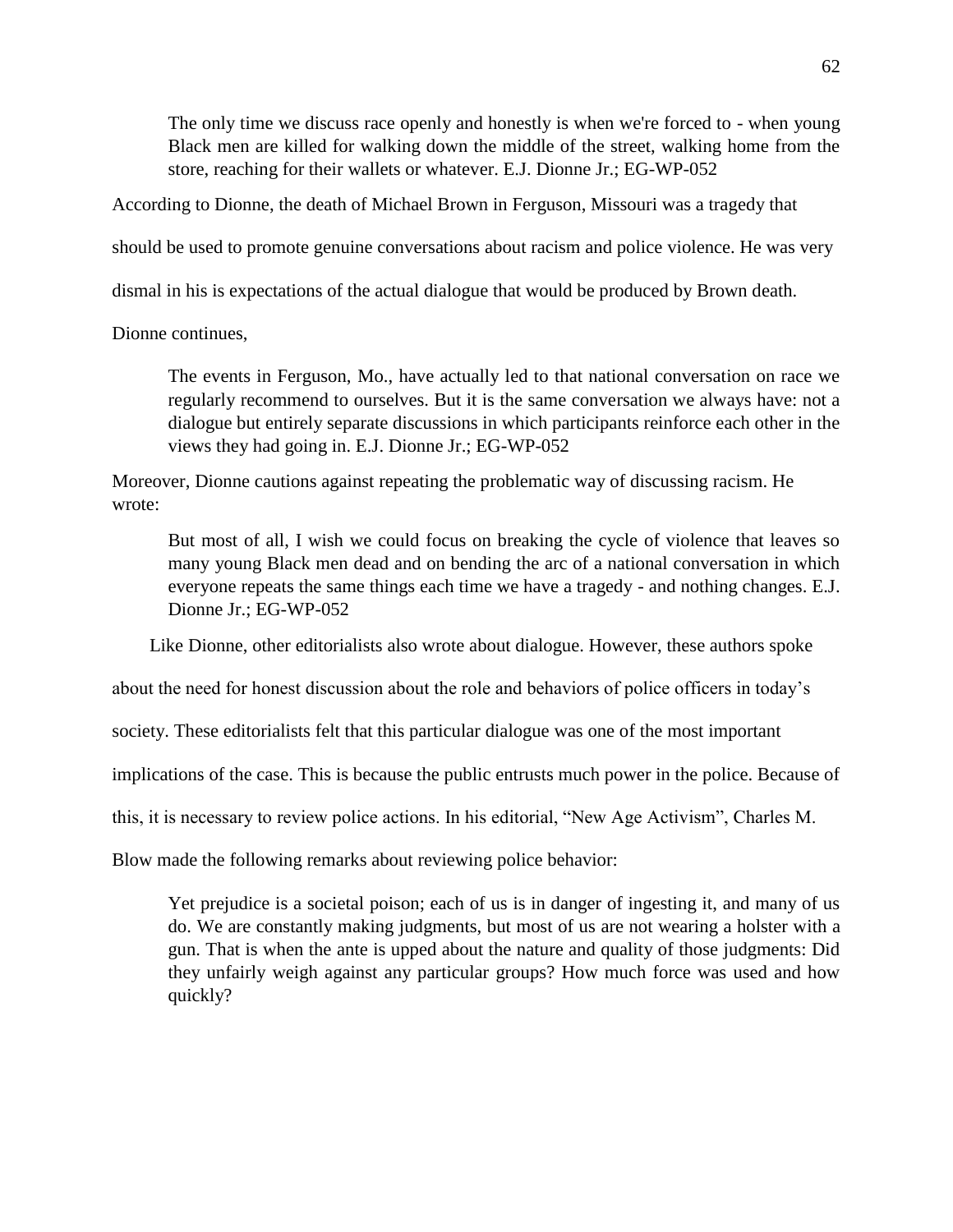> The only time we discuss race openly and honestly is when we're forced to - when young Black men are killed for walking down the middle of the street, walking home from the store, reaching for their wallets or whatever. E.J. Dionne Jr.; EG-WP-052

According to Dionne, the death of Michael Brown in Ferguson, Missouri was a tragedy that should be used to promote genuine conversations about racism and police violence. He was very dismal in his is expectations of the actual dialogue that would be produced by Brown death.

Dionne continues,

> The events in Ferguson, Mo., have actually led to that national conversation on race we regularly recommend to ourselves. But it is the same conversation we always have: not a dialogue but entirely separate discussions in which participants reinforce each other in the views they had going in. E.J. Dionne Jr.; EG-WP-052

Moreover, Dionne cautions against repeating the problematic way of discussing racism. He wrote:

> But most of all, I wish we could focus on breaking the cycle of violence that leaves so many young Black men dead and on bending the arc of a national conversation in which everyone repeats the same things each time we have a tragedy - and nothing changes. E.J. Dionne Jr.; EG-WP-052

Like Dionne, other editorialists also wrote about dialogue. However, these authors spoke about the need for honest discussion about the role and behaviors of police officers in today's society. These editorialists felt that this particular dialogue was one of the most important implications of the case. This is because the public entrusts much power in the police. Because of this, it is necessary to review police actions. In his editorial, "New Age Activism", Charles M. Blow made the following remarks about reviewing police behavior:

> Yet prejudice is a societal poison; each of us is in danger of ingesting it, and many of us do. We are constantly making judgments, but most of us are not wearing a holster with a gun. That is when the ante is upped about the nature and quality of those judgments: Did they unfairly weigh against any particular groups? How much force was used and how quickly?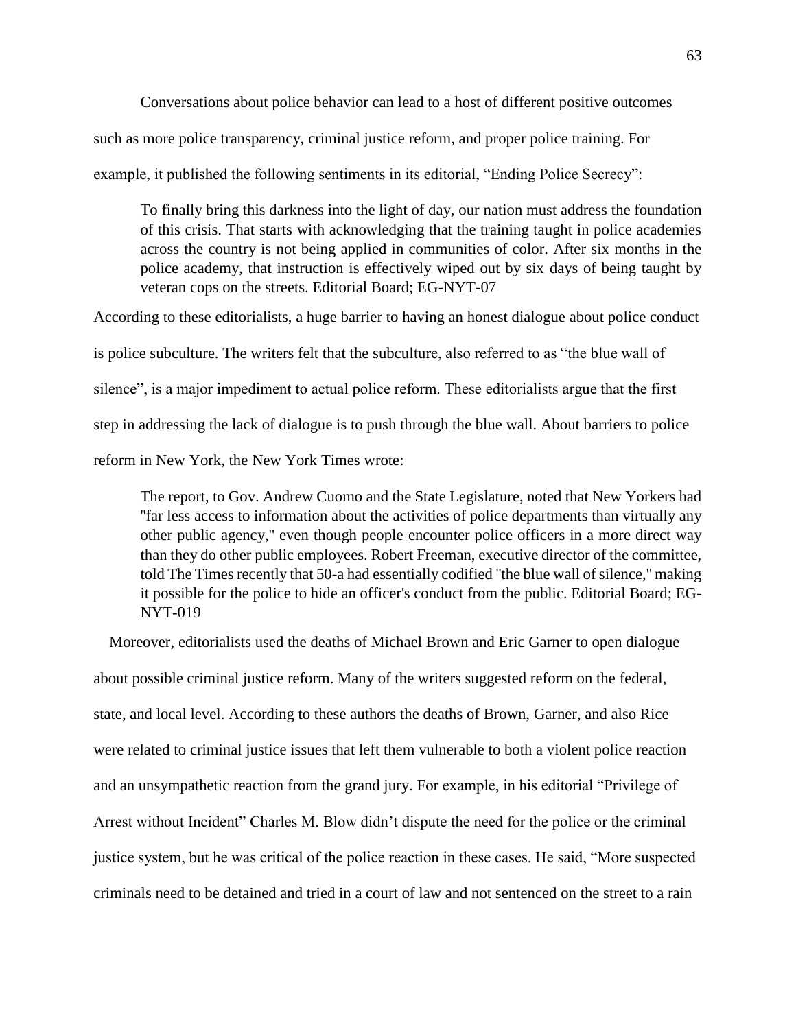Conversations about police behavior can lead to a host of different positive outcomes such as more police transparency, criminal justice reform, and proper police training. For example, it published the following sentiments in its editorial, "Ending Police Secrecy":

> To finally bring this darkness into the light of day, our nation must address the foundation of this crisis. That starts with acknowledging that the training taught in police academies across the country is not being applied in communities of color. After six months in the police academy, that instruction is effectively wiped out by six days of being taught by veteran cops on the streets. Editorial Board; EG-NYT-07

According to these editorialists, a huge barrier to having an honest dialogue about police conduct is police subculture. The writers felt that the subculture, also referred to as "the blue wall of silence", is a major impediment to actual police reform. These editorialists argue that the first step in addressing the lack of dialogue is to push through the blue wall. About barriers to police reform in New York, the New York Times wrote:

> The report, to Gov. Andrew Cuomo and the State Legislature, noted that New Yorkers had "far less access to information about the activities of police departments than virtually any other public agency," even though people encounter police officers in a more direct way than they do other public employees. Robert Freeman, executive director of the committee, told The Times recently that 50-a had essentially codified "the blue wall of silence," making it possible for the police to hide an officer's conduct from the public. Editorial Board; EG-NYT-019

Moreover, editorialists used the deaths of Michael Brown and Eric Garner to open dialogue about possible criminal justice reform. Many of the writers suggested reform on the federal, state, and local level. According to these authors the deaths of Brown, Garner, and also Rice were related to criminal justice issues that left them vulnerable to both a violent police reaction and an unsympathetic reaction from the grand jury. For example, in his editorial "Privilege of Arrest without Incident" Charles M. Blow didn't dispute the need for the police or the criminal justice system, but he was critical of the police reaction in these cases. He said, "More suspected criminals need to be detained and tried in a court of law and not sentenced on the street to a rain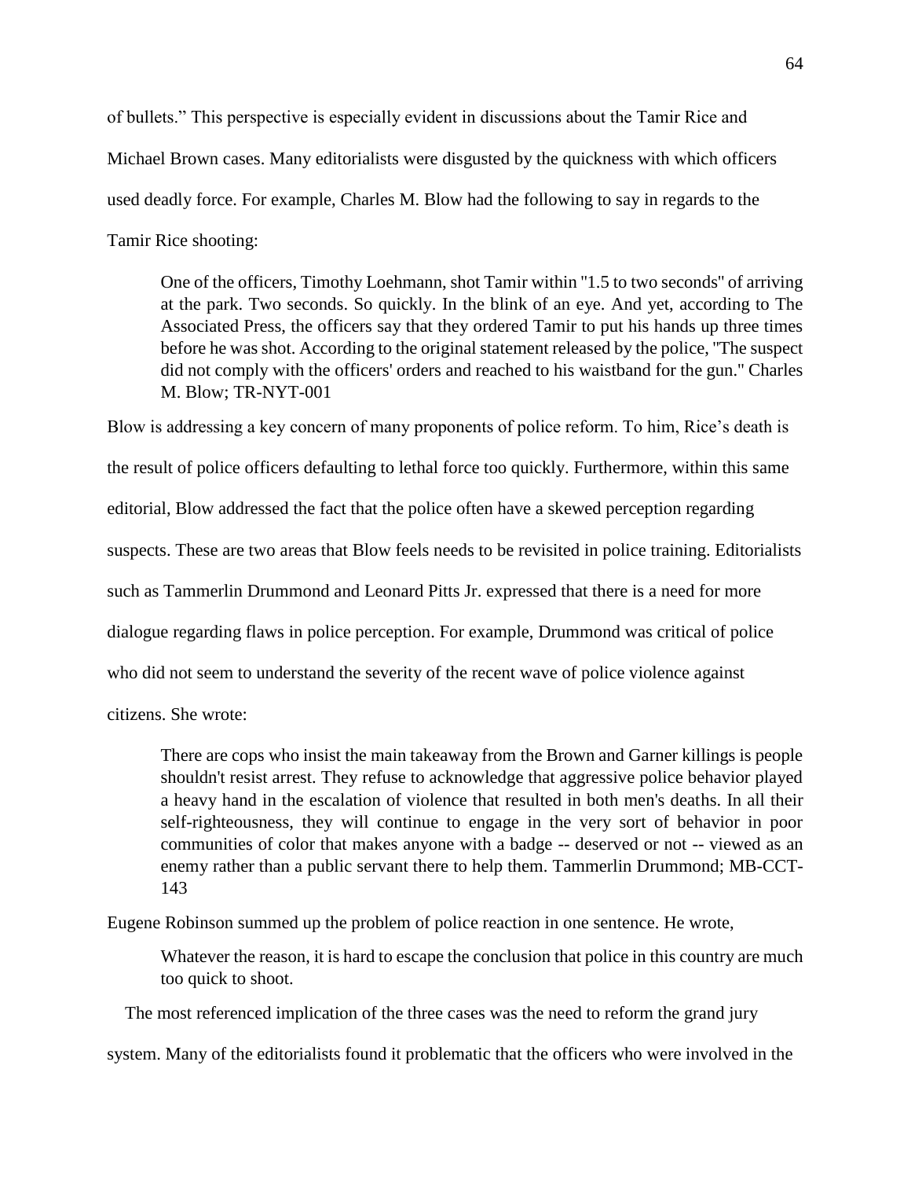of bullets." This perspective is especially evident in discussions about the Tamir Rice and Michael Brown cases. Many editorialists were disgusted by the quickness with which officers used deadly force. For example, Charles M. Blow had the following to say in regards to the Tamir Rice shooting:

> One of the officers, Timothy Loehmann, shot Tamir within "1.5 to two seconds" of arriving at the park. Two seconds. So quickly. In the blink of an eye. And yet, according to The Associated Press, the officers say that they ordered Tamir to put his hands up three times before he was shot. According to the original statement released by the police, "The suspect did not comply with the officers' orders and reached to his waistband for the gun." Charles M. Blow; TR-NYT-001

Blow is addressing a key concern of many proponents of police reform. To him, Rice's death is the result of police officers defaulting to lethal force too quickly. Furthermore, within this same editorial, Blow addressed the fact that the police often have a skewed perception regarding suspects. These are two areas that Blow feels needs to be revisited in police training. Editorialists such as Tammerlin Drummond and Leonard Pitts Jr. expressed that there is a need for more dialogue regarding flaws in police perception. For example, Drummond was critical of police who did not seem to understand the severity of the recent wave of police violence against citizens. She wrote:

> There are cops who insist the main takeaway from the Brown and Garner killings is people shouldn't resist arrest. They refuse to acknowledge that aggressive police behavior played a heavy hand in the escalation of violence that resulted in both men's deaths. In all their self-righteousness, they will continue to engage in the very sort of behavior in poor communities of color that makes anyone with a badge -- deserved or not -- viewed as an enemy rather than a public servant there to help them. Tammerlin Drummond; MB-CCT-143

Eugene Robinson summed up the problem of police reaction in one sentence. He wrote,

> Whatever the reason, it is hard to escape the conclusion that police in this country are much too quick to shoot.

The most referenced implication of the three cases was the need to reform the grand jury system. Many of the editorialists found it problematic that the officers who were involved in the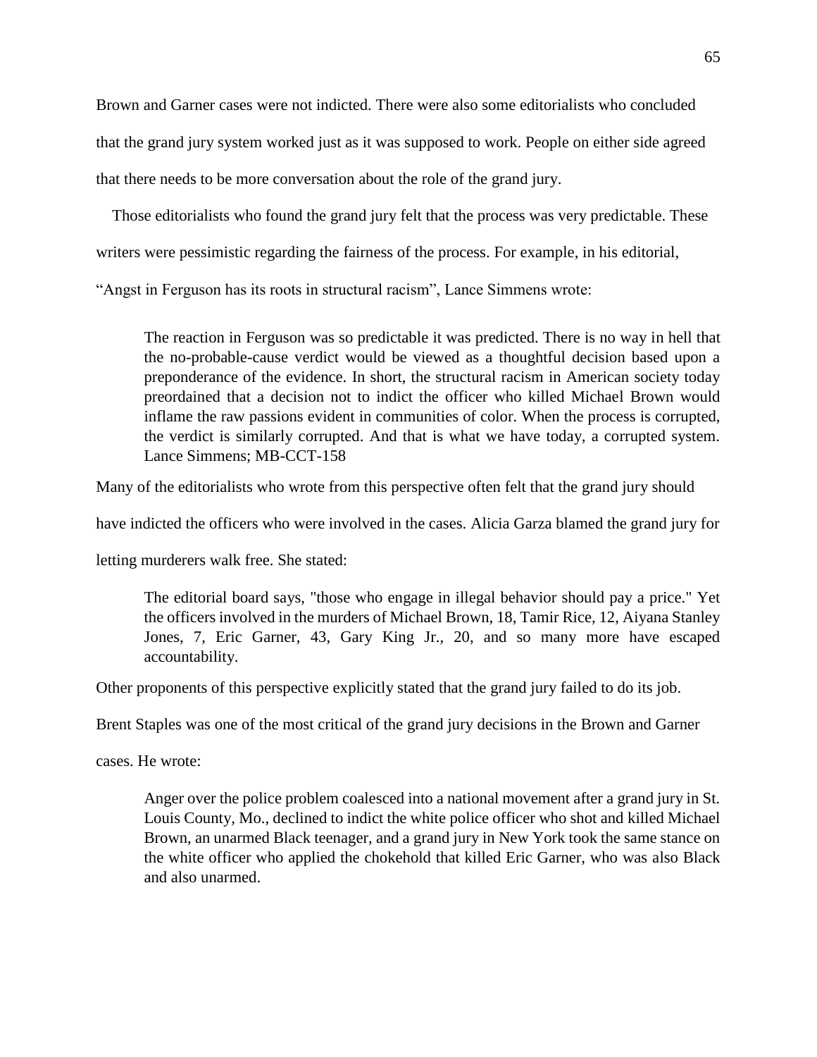Brown and Garner cases were not indicted. There were also some editorialists who concluded that the grand jury system worked just as it was supposed to work. People on either side agreed that there needs to be more conversation about the role of the grand jury.

Those editorialists who found the grand jury felt that the process was very predictable. These writers were pessimistic regarding the fairness of the process. For example, in his editorial, "Angst in Ferguson has its roots in structural racism", Lance Simmens wrote:

> The reaction in Ferguson was so predictable it was predicted. There is no way in hell that the no-probable-cause verdict would be viewed as a thoughtful decision based upon a preponderance of the evidence. In short, the structural racism in American society today preordained that a decision not to indict the officer who killed Michael Brown would inflame the raw passions evident in communities of color. When the process is corrupted, the verdict is similarly corrupted. And that is what we have today, a corrupted system. Lance Simmens; MB-CCT-158

Many of the editorialists who wrote from this perspective often felt that the grand jury should have indicted the officers who were involved in the cases. Alicia Garza blamed the grand jury for letting murderers walk free. She stated:

> The editorial board says, "those who engage in illegal behavior should pay a price." Yet the officers involved in the murders of Michael Brown, 18, Tamir Rice, 12, Aiyana Stanley Jones, 7, Eric Garner, 43, Gary King Jr., 20, and so many more have escaped accountability.

Other proponents of this perspective explicitly stated that the grand jury failed to do its job. Brent Staples was one of the most critical of the grand jury decisions in the Brown and Garner cases. He wrote:

> Anger over the police problem coalesced into a national movement after a grand jury in St. Louis County, Mo., declined to indict the white police officer who shot and killed Michael Brown, an unarmed Black teenager, and a grand jury in New York took the same stance on the white officer who applied the chokehold that killed Eric Garner, who was also Black and also unarmed.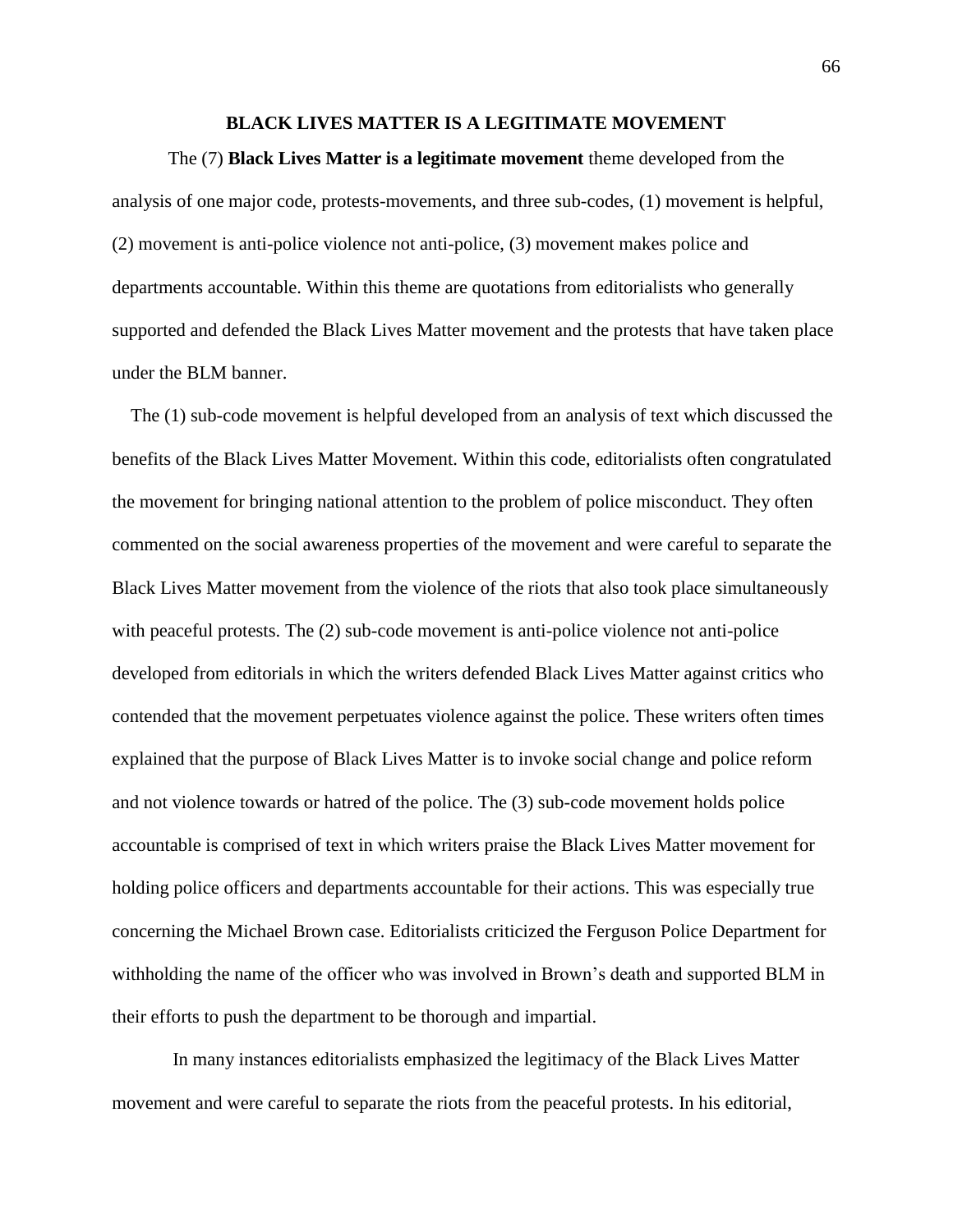## BLACK LIVES MATTER IS A LEGITIMATE MOVEMENT

The (7) **Black Lives Matter is a legitimate movement** theme developed from the analysis of one major code, protests-movements, and three sub-codes, (1) movement is helpful, (2) movement is anti-police violence not anti-police, (3) movement makes police and departments accountable. Within this theme are quotations from editorialists who generally supported and defended the Black Lives Matter movement and the protests that have taken place under the BLM banner.

The (1) sub-code movement is helpful developed from an analysis of text which discussed the benefits of the Black Lives Matter Movement. Within this code, editorialists often congratulated the movement for bringing national attention to the problem of police misconduct. They often commented on the social awareness properties of the movement and were careful to separate the Black Lives Matter movement from the violence of the riots that also took place simultaneously with peaceful protests. The (2) sub-code movement is anti-police violence not anti-police developed from editorials in which the writers defended Black Lives Matter against critics who contended that the movement perpetuates violence against the police. These writers often times explained that the purpose of Black Lives Matter is to invoke social change and police reform and not violence towards or hatred of the police. The (3) sub-code movement holds police accountable is comprised of text in which writers praise the Black Lives Matter movement for holding police officers and departments accountable for their actions. This was especially true concerning the Michael Brown case. Editorialists criticized the Ferguson Police Department for withholding the name of the officer who was involved in Brown's death and supported BLM in their efforts to push the department to be thorough and impartial.

In many instances editorialists emphasized the legitimacy of the Black Lives Matter movement and were careful to separate the riots from the peaceful protests. In his editorial,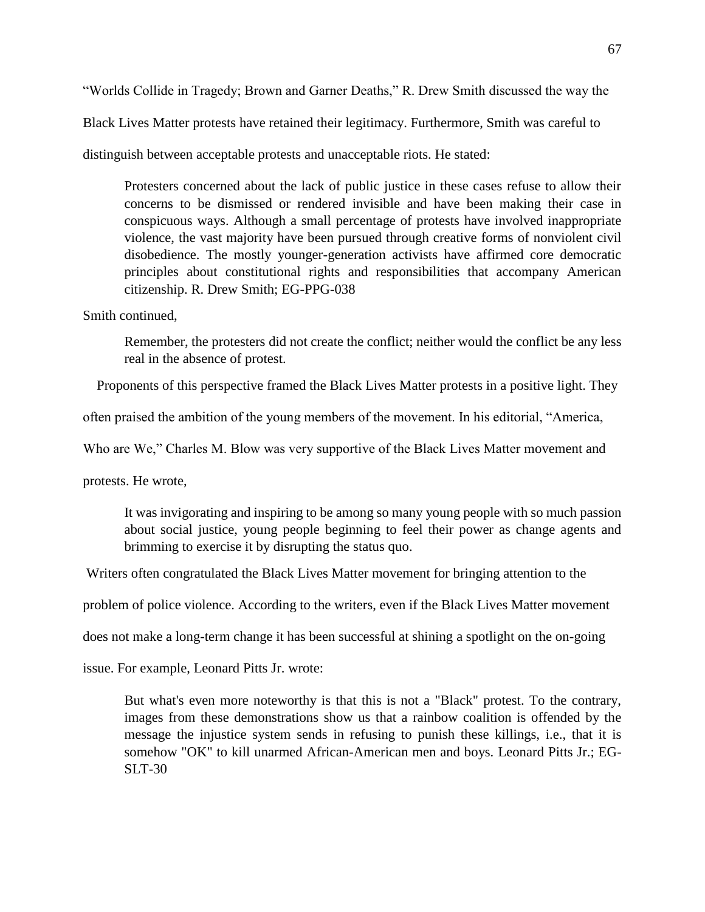"Worlds Collide in Tragedy; Brown and Garner Deaths," R. Drew Smith discussed the way the Black Lives Matter protests have retained their legitimacy. Furthermore, Smith was careful to distinguish between acceptable protests and unacceptable riots. He stated:

> Protesters concerned about the lack of public justice in these cases refuse to allow their concerns to be dismissed or rendered invisible and have been making their case in conspicuous ways. Although a small percentage of protests have involved inappropriate violence, the vast majority have been pursued through creative forms of nonviolent civil disobedience. The mostly younger-generation activists have affirmed core democratic principles about constitutional rights and responsibilities that accompany American citizenship. R. Drew Smith; EG-PPG-038

Smith continued,

> Remember, the protesters did not create the conflict; neither would the conflict be any less real in the absence of protest.

Proponents of this perspective framed the Black Lives Matter protests in a positive light. They often praised the ambition of the young members of the movement. In his editorial, "America, Who are We," Charles M. Blow was very supportive of the Black Lives Matter movement and protests. He wrote,

> It was invigorating and inspiring to be among so many young people with so much passion about social justice, young people beginning to feel their power as change agents and brimming to exercise it by disrupting the status quo.

Writers often congratulated the Black Lives Matter movement for bringing attention to the problem of police violence. According to the writers, even if the Black Lives Matter movement does not make a long-term change it has been successful at shining a spotlight on the on-going issue. For example, Leonard Pitts Jr. wrote:

> But what's even more noteworthy is that this is not a "Black" protest. To the contrary, images from these demonstrations show us that a rainbow coalition is offended by the message the injustice system sends in refusing to punish these killings, i.e., that it is somehow "OK" to kill unarmed African-American men and boys. Leonard Pitts Jr.; EG-SLT-30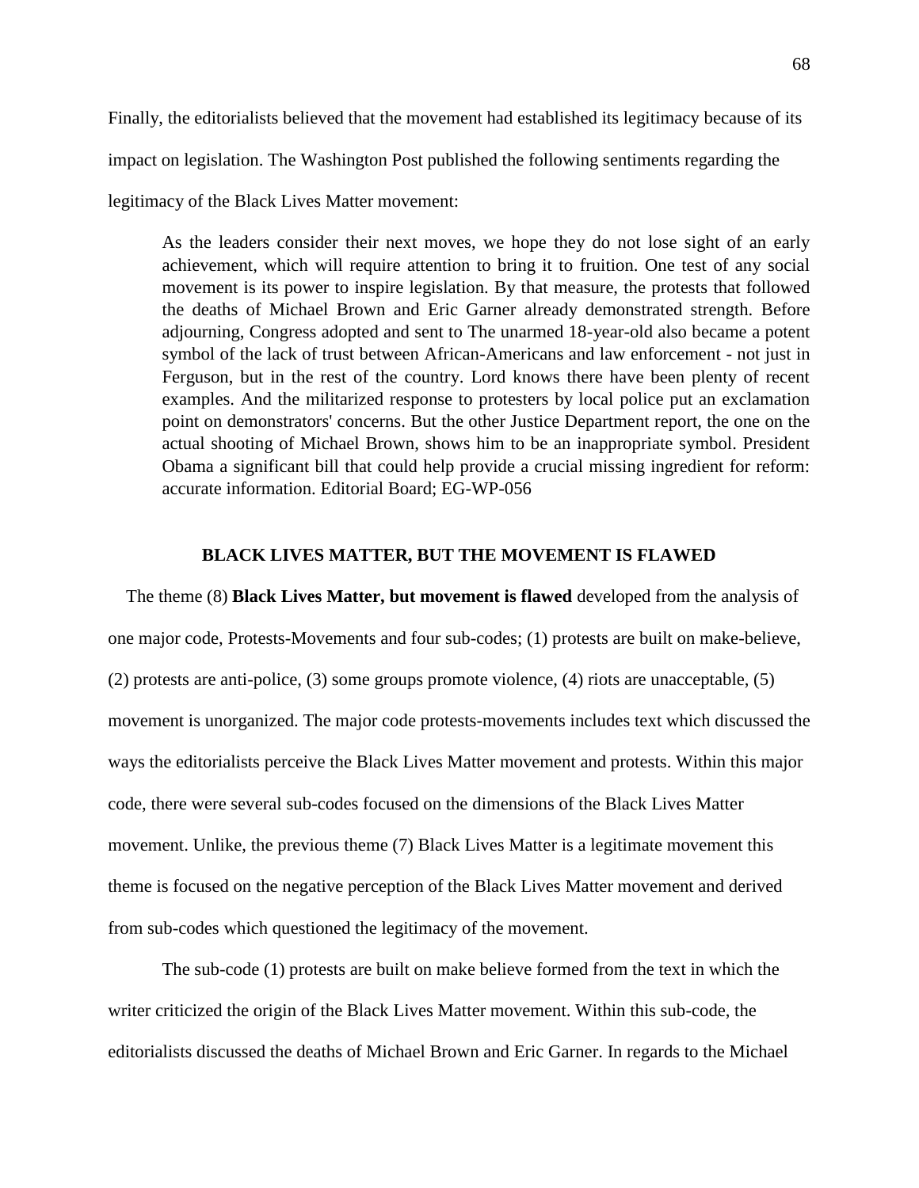Finally, the editorialists believed that the movement had established its legitimacy because of its impact on legislation. The Washington Post published the following sentiments regarding the legitimacy of the Black Lives Matter movement:

> As the leaders consider their next moves, we hope they do not lose sight of an early achievement, which will require attention to bring it to fruition. One test of any social movement is its power to inspire legislation. By that measure, the protests that followed the deaths of Michael Brown and Eric Garner already demonstrated strength. Before adjourning, Congress adopted and sent to The unarmed 18-year-old also became a potent symbol of the lack of trust between African-Americans and law enforcement - not just in Ferguson, but in the rest of the country. Lord knows there have been plenty of recent examples. And the militarized response to protesters by local police put an exclamation point on demonstrators' concerns. But the other Justice Department report, the one on the actual shooting of Michael Brown, shows him to be an inappropriate symbol. President Obama a significant bill that could help provide a crucial missing ingredient for reform: accurate information. Editorial Board; EG-WP-056

## BLACK LIVES MATTER, BUT THE MOVEMENT IS FLAWED

The theme (8) **Black Lives Matter, but movement is flawed** developed from the analysis of one major code, Protests-Movements and four sub-codes; (1) protests are built on make-believe, (2) protests are anti-police, (3) some groups promote violence, (4) riots are unacceptable, (5) movement is unorganized. The major code protests-movements includes text which discussed the ways the editorialists perceive the Black Lives Matter movement and protests. Within this major code, there were several sub-codes focused on the dimensions of the Black Lives Matter movement. Unlike, the previous theme (7) Black Lives Matter is a legitimate movement this theme is focused on the negative perception of the Black Lives Matter movement and derived from sub-codes which questioned the legitimacy of the movement.

The sub-code (1) protests are built on make believe formed from the text in which the writer criticized the origin of the Black Lives Matter movement. Within this sub-code, the editorialists discussed the deaths of Michael Brown and Eric Garner. In regards to the Michael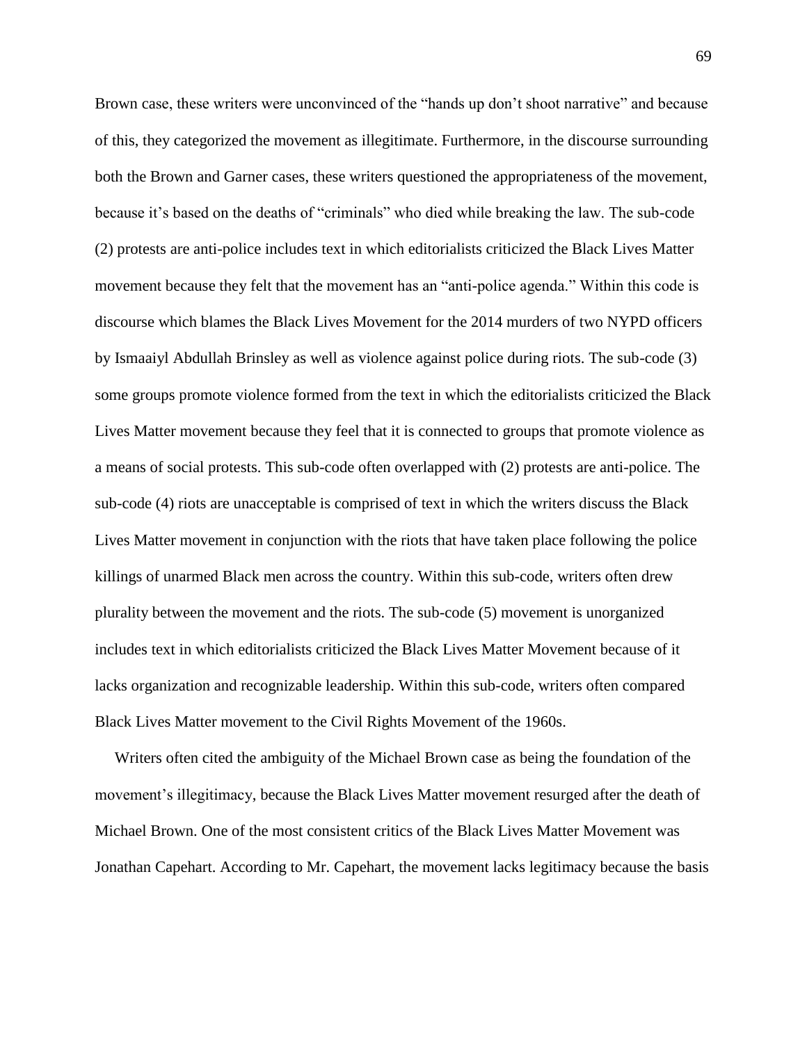Brown case, these writers were unconvinced of the "hands up don't shoot narrative" and because of this, they categorized the movement as illegitimate. Furthermore, in the discourse surrounding both the Brown and Garner cases, these writers questioned the appropriateness of the movement, because it's based on the deaths of "criminals" who died while breaking the law. The sub-code (2) protests are anti-police includes text in which editorialists criticized the Black Lives Matter movement because they felt that the movement has an "anti-police agenda." Within this code is discourse which blames the Black Lives Movement for the 2014 murders of two NYPD officers by Ismaaiyl Abdullah Brinsley as well as violence against police during riots. The sub-code (3) some groups promote violence formed from the text in which the editorialists criticized the Black Lives Matter movement because they feel that it is connected to groups that promote violence as a means of social protests. This sub-code often overlapped with (2) protests are anti-police. The sub-code (4) riots are unacceptable is comprised of text in which the writers discuss the Black Lives Matter movement in conjunction with the riots that have taken place following the police killings of unarmed Black men across the country. Within this sub-code, writers often drew plurality between the movement and the riots. The sub-code (5) movement is unorganized includes text in which editorialists criticized the Black Lives Matter Movement because of it lacks organization and recognizable leadership. Within this sub-code, writers often compared Black Lives Matter movement to the Civil Rights Movement of the 1960s.

Writers often cited the ambiguity of the Michael Brown case as being the foundation of the movement's illegitimacy, because the Black Lives Matter movement resurged after the death of Michael Brown. One of the most consistent critics of the Black Lives Matter Movement was Jonathan Capehart. According to Mr. Capehart, the movement lacks legitimacy because the basis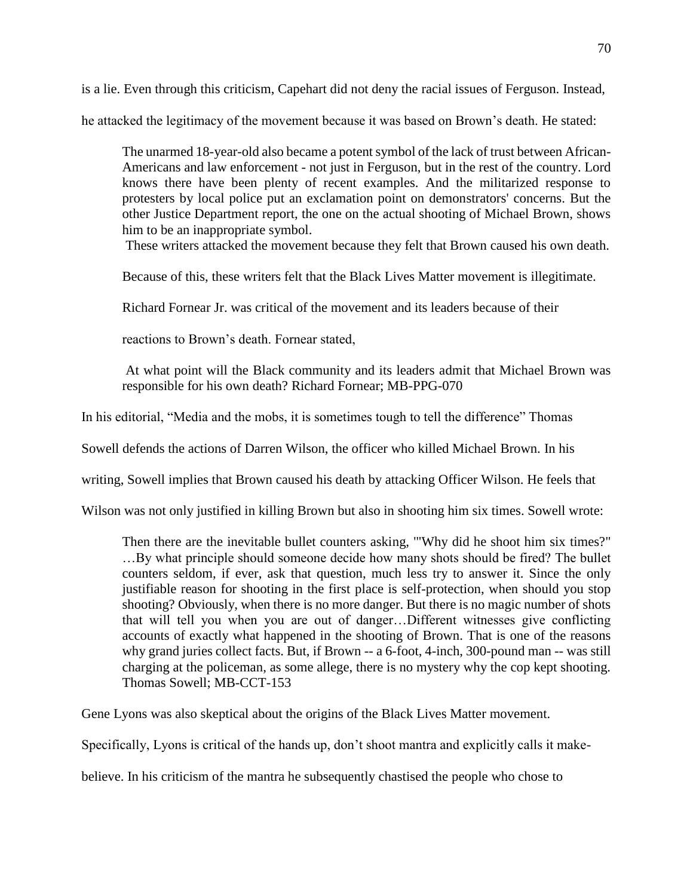is a lie. Even through this criticism, Capehart did not deny the racial issues of Ferguson. Instead, he attacked the legitimacy of the movement because it was based on Brown's death. He stated:

> The unarmed 18-year-old also became a potent symbol of the lack of trust between African-Americans and law enforcement - not just in Ferguson, but in the rest of the country. Lord knows there have been plenty of recent examples. And the militarized response to protesters by local police put an exclamation point on demonstrators' concerns. But the other Justice Department report, the one on the actual shooting of Michael Brown, shows him to be an inappropriate symbol.

These writers attacked the movement because they felt that Brown caused his own death. Because of this, these writers felt that the Black Lives Matter movement is illegitimate.

Richard Fornear Jr. was critical of the movement and its leaders because of their reactions to Brown's death. Fornear stated,

> At what point will the Black community and its leaders admit that Michael Brown was responsible for his own death? Richard Fornear; MB-PPG-070

In his editorial, "Media and the mobs, it is sometimes tough to tell the difference" Thomas Sowell defends the actions of Darren Wilson, the officer who killed Michael Brown. In his writing, Sowell implies that Brown caused his death by attacking Officer Wilson. He feels that Wilson was not only justified in killing Brown but also in shooting him six times. Sowell wrote:

> Then there are the inevitable bullet counters asking, '"Why did he shoot him six times?" …By what principle should someone decide how many shots should be fired? The bullet counters seldom, if ever, ask that question, much less try to answer it. Since the only justifiable reason for shooting in the first place is self-protection, when should you stop shooting? Obviously, when there is no more danger. But there is no magic number of shots that will tell you when you are out of danger…Different witnesses give conflicting accounts of exactly what happened in the shooting of Brown. That is one of the reasons why grand juries collect facts. But, if Brown -- a 6-foot, 4-inch, 300-pound man -- was still charging at the policeman, as some allege, there is no mystery why the cop kept shooting. Thomas Sowell; MB-CCT-153

Gene Lyons was also skeptical about the origins of the Black Lives Matter movement. Specifically, Lyons is critical of the hands up, don't shoot mantra and explicitly calls it make-believe. In his criticism of the mantra he subsequently chastised the people who chose to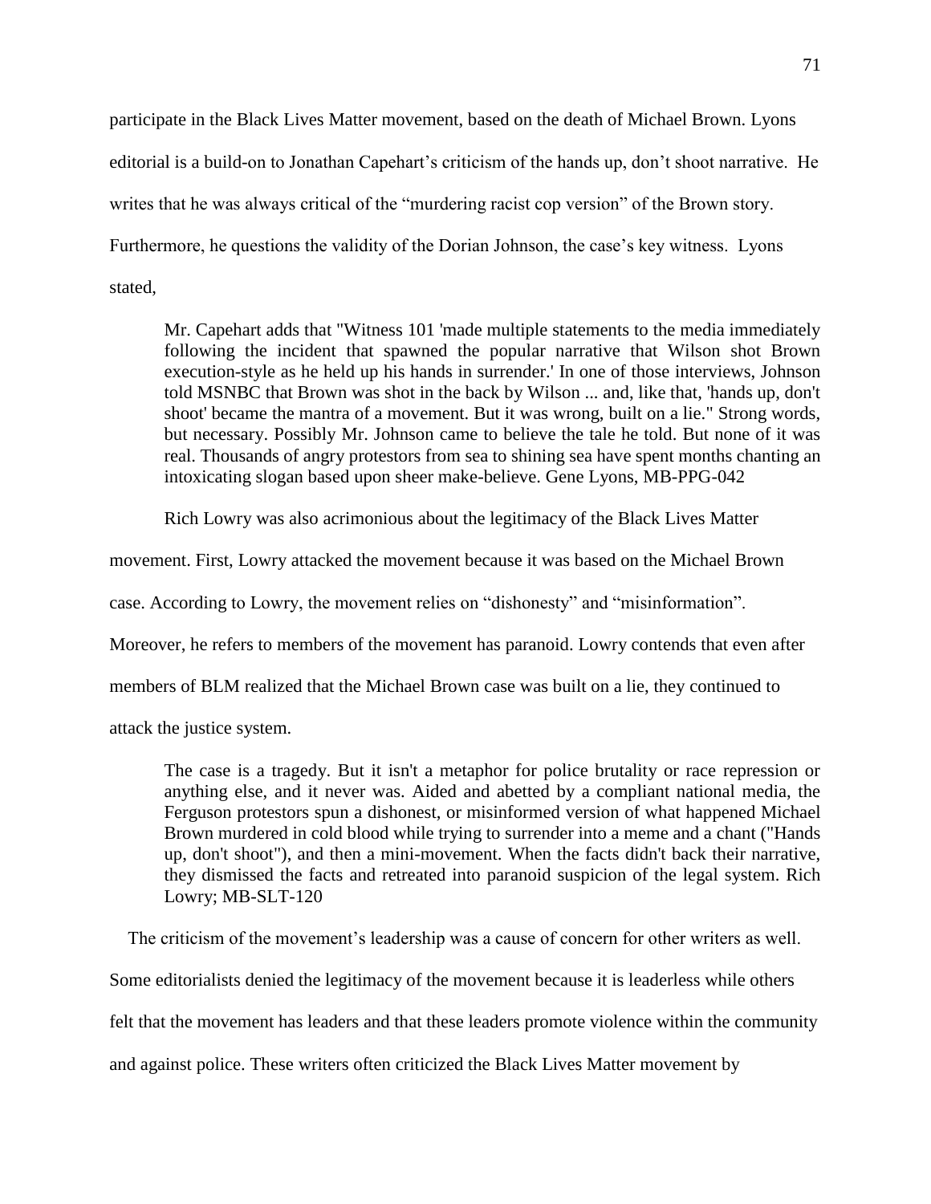participate in the Black Lives Matter movement, based on the death of Michael Brown. Lyons editorial is a build-on to Jonathan Capehart's criticism of the hands up, don't shoot narrative. He writes that he was always critical of the "murdering racist cop version" of the Brown story. Furthermore, he questions the validity of the Dorian Johnson, the case's key witness. Lyons stated,

> Mr. Capehart adds that "Witness 101 'made multiple statements to the media immediately following the incident that spawned the popular narrative that Wilson shot Brown execution-style as he held up his hands in surrender.' In one of those interviews, Johnson told MSNBC that Brown was shot in the back by Wilson ... and, like that, 'hands up, don't shoot' became the mantra of a movement. But it was wrong, built on a lie." Strong words, but necessary. Possibly Mr. Johnson came to believe the tale he told. But none of it was real. Thousands of angry protestors from sea to shining sea have spent months chanting an intoxicating slogan based upon sheer make-believe. Gene Lyons, MB-PPG-042

Rich Lowry was also acrimonious about the legitimacy of the Black Lives Matter movement. First, Lowry attacked the movement because it was based on the Michael Brown case. According to Lowry, the movement relies on "dishonesty" and "misinformation". Moreover, he refers to members of the movement has paranoid. Lowry contends that even after members of BLM realized that the Michael Brown case was built on a lie, they continued to attack the justice system.

> The case is a tragedy. But it isn't a metaphor for police brutality or race repression or anything else, and it never was. Aided and abetted by a compliant national media, the Ferguson protestors spun a dishonest, or misinformed version of what happened Michael Brown murdered in cold blood while trying to surrender into a meme and a chant ("Hands up, don't shoot"), and then a mini-movement. When the facts didn't back their narrative, they dismissed the facts and retreated into paranoid suspicion of the legal system. Rich Lowry; MB-SLT-120

The criticism of the movement's leadership was a cause of concern for other writers as well. Some editorialists denied the legitimacy of the movement because it is leaderless while others felt that the movement has leaders and that these leaders promote violence within the community and against police. These writers often criticized the Black Lives Matter movement by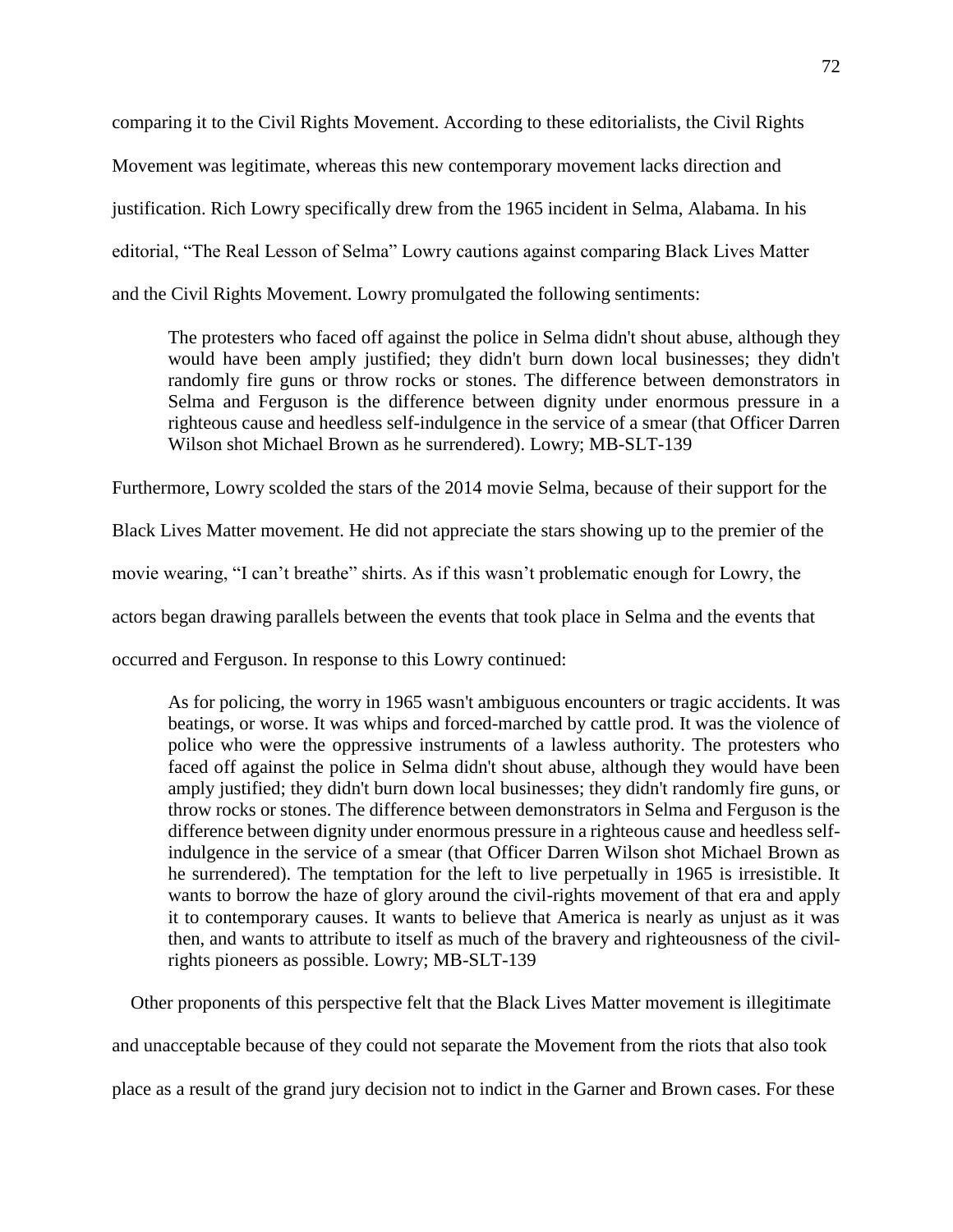comparing it to the Civil Rights Movement. According to these editorialists, the Civil Rights Movement was legitimate, whereas this new contemporary movement lacks direction and justification. Rich Lowry specifically drew from the 1965 incident in Selma, Alabama. In his editorial, "The Real Lesson of Selma" Lowry cautions against comparing Black Lives Matter and the Civil Rights Movement. Lowry promulgated the following sentiments:

> The protesters who faced off against the police in Selma didn't shout abuse, although they would have been amply justified; they didn't burn down local businesses; they didn't randomly fire guns or throw rocks or stones. The difference between demonstrators in Selma and Ferguson is the difference between dignity under enormous pressure in a righteous cause and heedless self-indulgence in the service of a smear (that Officer Darren Wilson shot Michael Brown as he surrendered). Lowry; MB-SLT-139

Furthermore, Lowry scolded the stars of the 2014 movie Selma, because of their support for the Black Lives Matter movement. He did not appreciate the stars showing up to the premier of the movie wearing, "I can't breathe" shirts. As if this wasn't problematic enough for Lowry, the actors began drawing parallels between the events that took place in Selma and the events that occurred and Ferguson. In response to this Lowry continued:

> As for policing, the worry in 1965 wasn't ambiguous encounters or tragic accidents. It was beatings, or worse. It was whips and forced-marched by cattle prod. It was the violence of police who were the oppressive instruments of a lawless authority. The protesters who faced off against the police in Selma didn't shout abuse, although they would have been amply justified; they didn't burn down local businesses; they didn't randomly fire guns, or throw rocks or stones. The difference between demonstrators in Selma and Ferguson is the difference between dignity under enormous pressure in a righteous cause and heedless self-indulgence in the service of a smear (that Officer Darren Wilson shot Michael Brown as he surrendered). The temptation for the left to live perpetually in 1965 is irresistible. It wants to borrow the haze of glory around the civil-rights movement of that era and apply it to contemporary causes. It wants to believe that America is nearly as unjust as it was then, and wants to attribute to itself as much of the bravery and righteousness of the civil-rights pioneers as possible. Lowry; MB-SLT-139

Other proponents of this perspective felt that the Black Lives Matter movement is illegitimate and unacceptable because of they could not separate the Movement from the riots that also took place as a result of the grand jury decision not to indict in the Garner and Brown cases. For these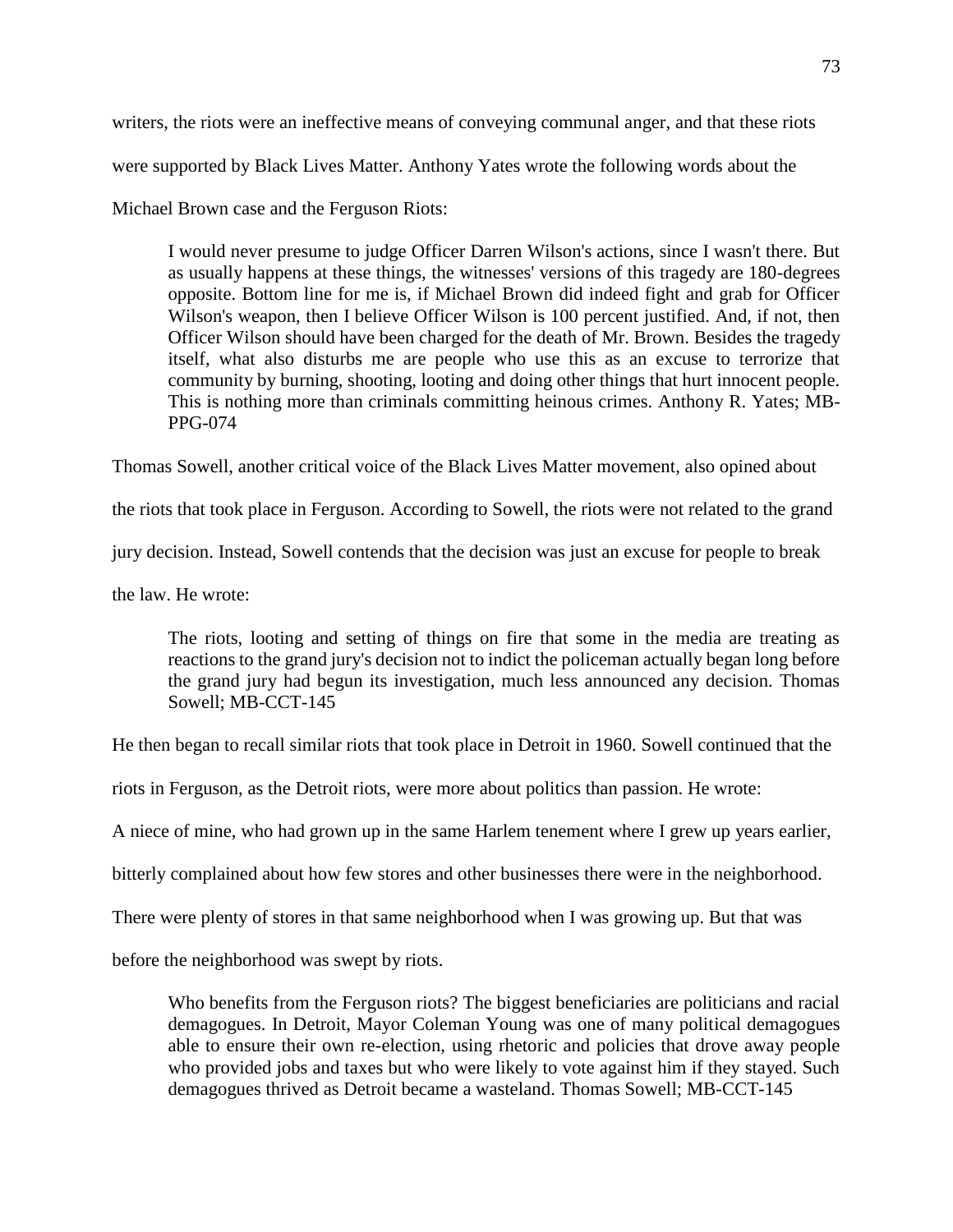writers, the riots were an ineffective means of conveying communal anger, and that these riots were supported by Black Lives Matter. Anthony Yates wrote the following words about the Michael Brown case and the Ferguson Riots:

> I would never presume to judge Officer Darren Wilson's actions, since I wasn't there. But as usually happens at these things, the witnesses' versions of this tragedy are 180-degrees opposite. Bottom line for me is, if Michael Brown did indeed fight and grab for Officer Wilson's weapon, then I believe Officer Wilson is 100 percent justified. And, if not, then Officer Wilson should have been charged for the death of Mr. Brown. Besides the tragedy itself, what also disturbs me are people who use this as an excuse to terrorize that community by burning, shooting, looting and doing other things that hurt innocent people. This is nothing more than criminals committing heinous crimes. Anthony R. Yates; MB-PPG-074

Thomas Sowell, another critical voice of the Black Lives Matter movement, also opined about the riots that took place in Ferguson. According to Sowell, the riots were not related to the grand jury decision. Instead, Sowell contends that the decision was just an excuse for people to break the law. He wrote:

> The riots, looting and setting of things on fire that some in the media are treating as reactions to the grand jury's decision not to indict the policeman actually began long before the grand jury had begun its investigation, much less announced any decision. Thomas Sowell; MB-CCT-145

He then began to recall similar riots that took place in Detroit in 1960. Sowell continued that the riots in Ferguson, as the Detroit riots, were more about politics than passion. He wrote:

A niece of mine, who had grown up in the same Harlem tenement where I grew up years earlier, bitterly complained about how few stores and other businesses there were in the neighborhood. There were plenty of stores in that same neighborhood when I was growing up. But that was before the neighborhood was swept by riots.

> Who benefits from the Ferguson riots? The biggest beneficiaries are politicians and racial demagogues. In Detroit, Mayor Coleman Young was one of many political demagogues able to ensure their own re-election, using rhetoric and policies that drove away people who provided jobs and taxes but who were likely to vote against him if they stayed. Such demagogues thrived as Detroit became a wasteland. Thomas Sowell; MB-CCT-145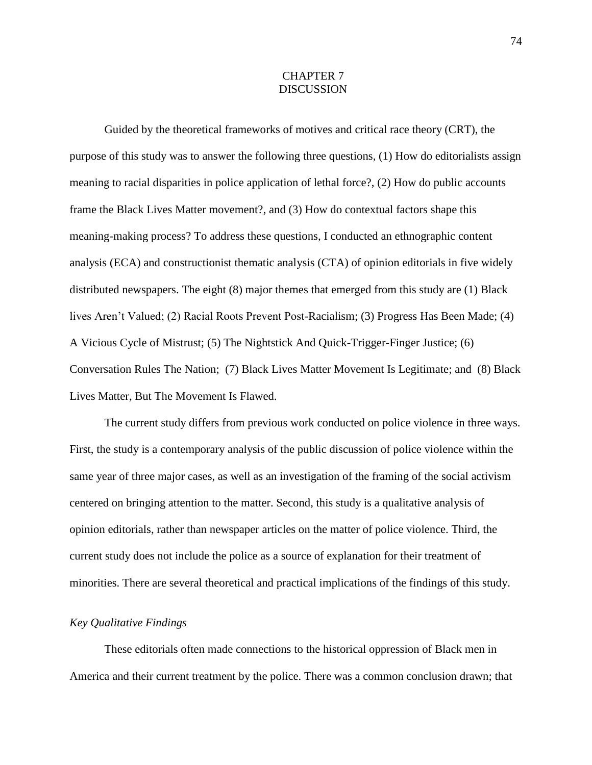# CHAPTER 7
# DISCUSSION

Guided by the theoretical frameworks of motives and critical race theory (CRT), the purpose of this study was to answer the following three questions, (1) How do editorialists assign meaning to racial disparities in police application of lethal force?, (2) How do public accounts frame the Black Lives Matter movement?, and (3) How do contextual factors shape this meaning-making process? To address these questions, I conducted an ethnographic content analysis (ECA) and constructionist thematic analysis (CTA) of opinion editorials in five widely distributed newspapers. The eight (8) major themes that emerged from this study are (1) Black lives Aren't Valued; (2) Racial Roots Prevent Post-Racialism; (3) Progress Has Been Made; (4) A Vicious Cycle of Mistrust; (5) The Nightstick And Quick-Trigger-Finger Justice; (6) Conversation Rules The Nation; (7) Black Lives Matter Movement Is Legitimate; and (8) Black Lives Matter, But The Movement Is Flawed.

The current study differs from previous work conducted on police violence in three ways. First, the study is a contemporary analysis of the public discussion of police violence within the same year of three major cases, as well as an investigation of the framing of the social activism centered on bringing attention to the matter. Second, this study is a qualitative analysis of opinion editorials, rather than newspaper articles on the matter of police violence. Third, the current study does not include the police as a source of explanation for their treatment of minorities. There are several theoretical and practical implications of the findings of this study.

### *Key Qualitative Findings*

These editorials often made connections to the historical oppression of Black men in America and their current treatment by the police. There was a common conclusion drawn; that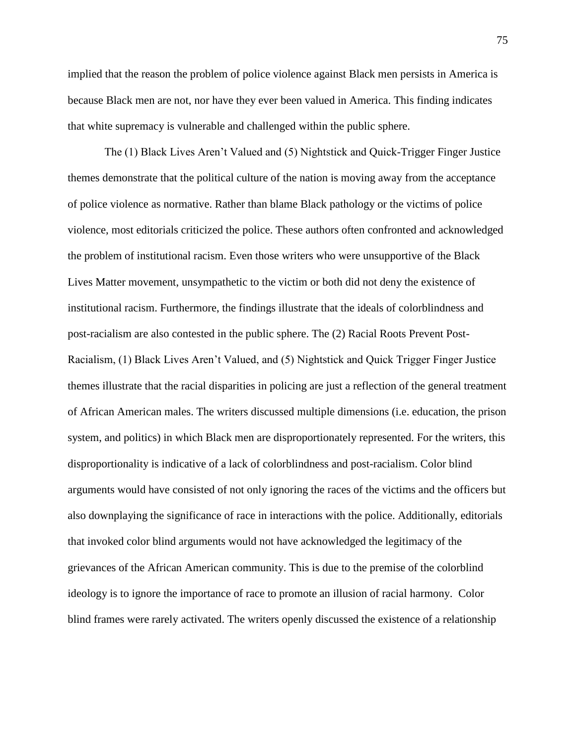implied that the reason the problem of police violence against Black men persists in America is because Black men are not, nor have they ever been valued in America. This finding indicates that white supremacy is vulnerable and challenged within the public sphere.

The (1) Black Lives Aren't Valued and (5) Nightstick and Quick-Trigger Finger Justice themes demonstrate that the political culture of the nation is moving away from the acceptance of police violence as normative. Rather than blame Black pathology or the victims of police violence, most editorials criticized the police. These authors often confronted and acknowledged the problem of institutional racism. Even those writers who were unsupportive of the Black Lives Matter movement, unsympathetic to the victim or both did not deny the existence of institutional racism. Furthermore, the findings illustrate that the ideals of colorblindness and post-racialism are also contested in the public sphere. The (2) Racial Roots Prevent Post-Racialism, (1) Black Lives Aren't Valued, and (5) Nightstick and Quick Trigger Finger Justice themes illustrate that the racial disparities in policing are just a reflection of the general treatment of African American males. The writers discussed multiple dimensions (i.e. education, the prison system, and politics) in which Black men are disproportionately represented. For the writers, this disproportionality is indicative of a lack of colorblindness and post-racialism. Color blind arguments would have consisted of not only ignoring the races of the victims and the officers but also downplaying the significance of race in interactions with the police. Additionally, editorials that invoked color blind arguments would not have acknowledged the legitimacy of the grievances of the African American community. This is due to the premise of the colorblind ideology is to ignore the importance of race to promote an illusion of racial harmony. Color blind frames were rarely activated. The writers openly discussed the existence of a relationship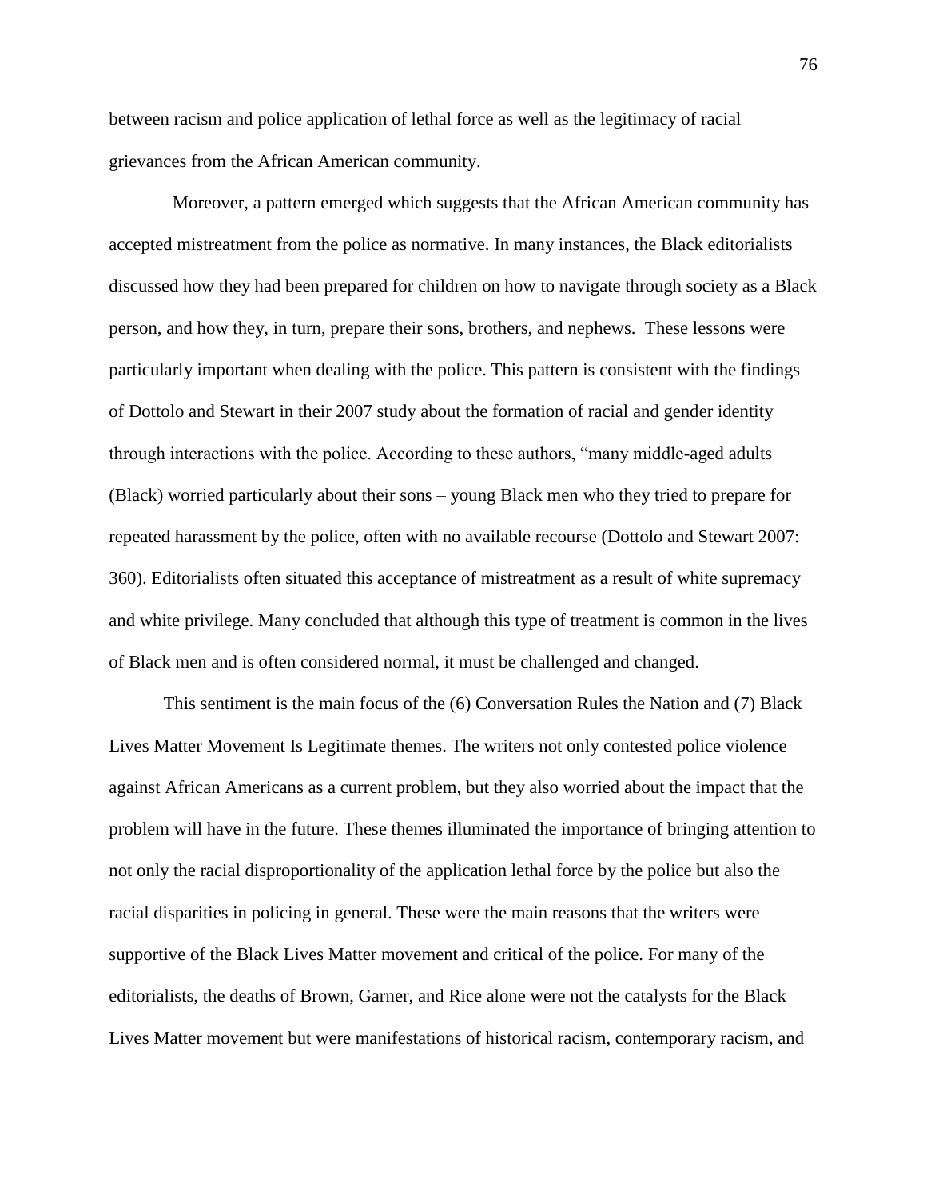between racism and police application of lethal force as well as the legitimacy of racial grievances from the African American community.

Moreover, a pattern emerged which suggests that the African American community has accepted mistreatment from the police as normative. In many instances, the Black editorialists discussed how they had been prepared for children on how to navigate through society as a Black person, and how they, in turn, prepare their sons, brothers, and nephews. These lessons were particularly important when dealing with the police. This pattern is consistent with the findings of Dottolo and Stewart in their 2007 study about the formation of racial and gender identity through interactions with the police. According to these authors, "many middle-aged adults (Black) worried particularly about their sons – young Black men who they tried to prepare for repeated harassment by the police, often with no available recourse (Dottolo and Stewart 2007: 360). Editorialists often situated this acceptance of mistreatment as a result of white supremacy and white privilege. Many concluded that although this type of treatment is common in the lives of Black men and is often considered normal, it must be challenged and changed.

This sentiment is the main focus of the (6) Conversation Rules the Nation and (7) Black Lives Matter Movement Is Legitimate themes. The writers not only contested police violence against African Americans as a current problem, but they also worried about the impact that the problem will have in the future. These themes illuminated the importance of bringing attention to not only the racial disproportionality of the application lethal force by the police but also the racial disparities in policing in general. These were the main reasons that the writers were supportive of the Black Lives Matter movement and critical of the police. For many of the editorialists, the deaths of Brown, Garner, and Rice alone were not the catalysts for the Black Lives Matter movement but were manifestations of historical racism, contemporary racism, and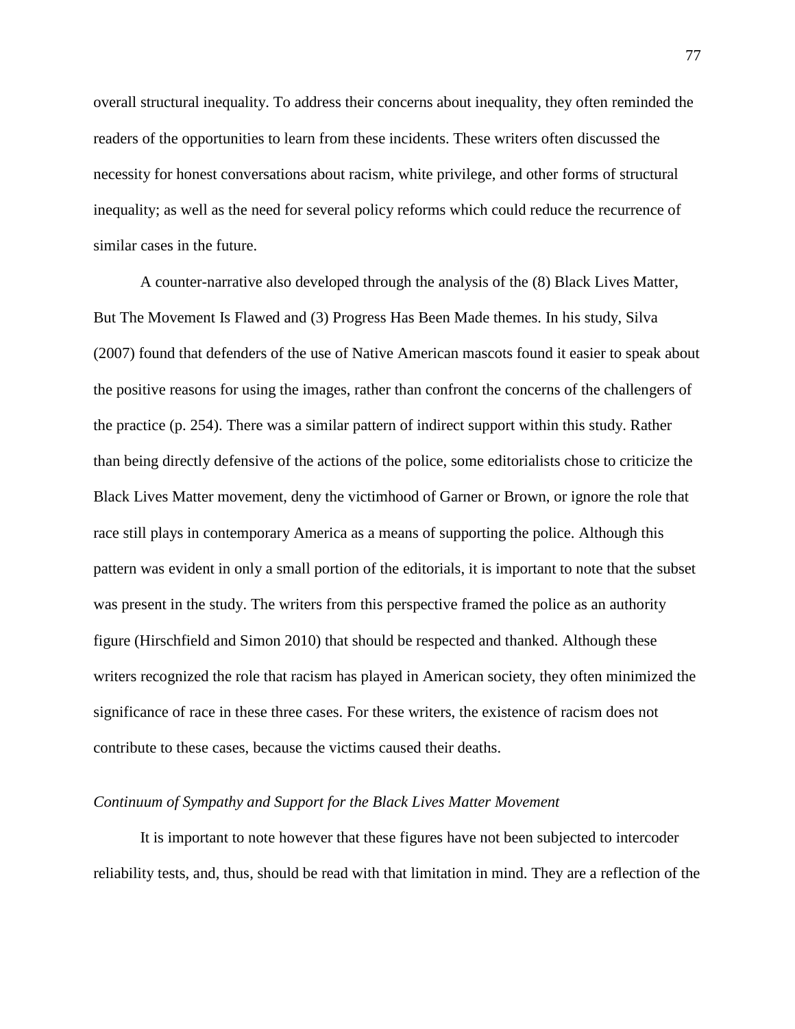overall structural inequality. To address their concerns about inequality, they often reminded the readers of the opportunities to learn from these incidents. These writers often discussed the necessity for honest conversations about racism, white privilege, and other forms of structural inequality; as well as the need for several policy reforms which could reduce the recurrence of similar cases in the future.

A counter-narrative also developed through the analysis of the (8) Black Lives Matter, But The Movement Is Flawed and (3) Progress Has Been Made themes. In his study, Silva (2007) found that defenders of the use of Native American mascots found it easier to speak about the positive reasons for using the images, rather than confront the concerns of the challengers of the practice (p. 254). There was a similar pattern of indirect support within this study. Rather than being directly defensive of the actions of the police, some editorialists chose to criticize the Black Lives Matter movement, deny the victimhood of Garner or Brown, or ignore the role that race still plays in contemporary America as a means of supporting the police. Although this pattern was evident in only a small portion of the editorials, it is important to note that the subset was present in the study. The writers from this perspective framed the police as an authority figure (Hirschfield and Simon 2010) that should be respected and thanked. Although these writers recognized the role that racism has played in American society, they often minimized the significance of race in these three cases. For these writers, the existence of racism does not contribute to these cases, because the victims caused their deaths.

*Continuum of Sympathy and Support for the Black Lives Matter Movement*

It is important to note however that these figures have not been subjected to intercoder reliability tests, and, thus, should be read with that limitation in mind. They are a reflection of the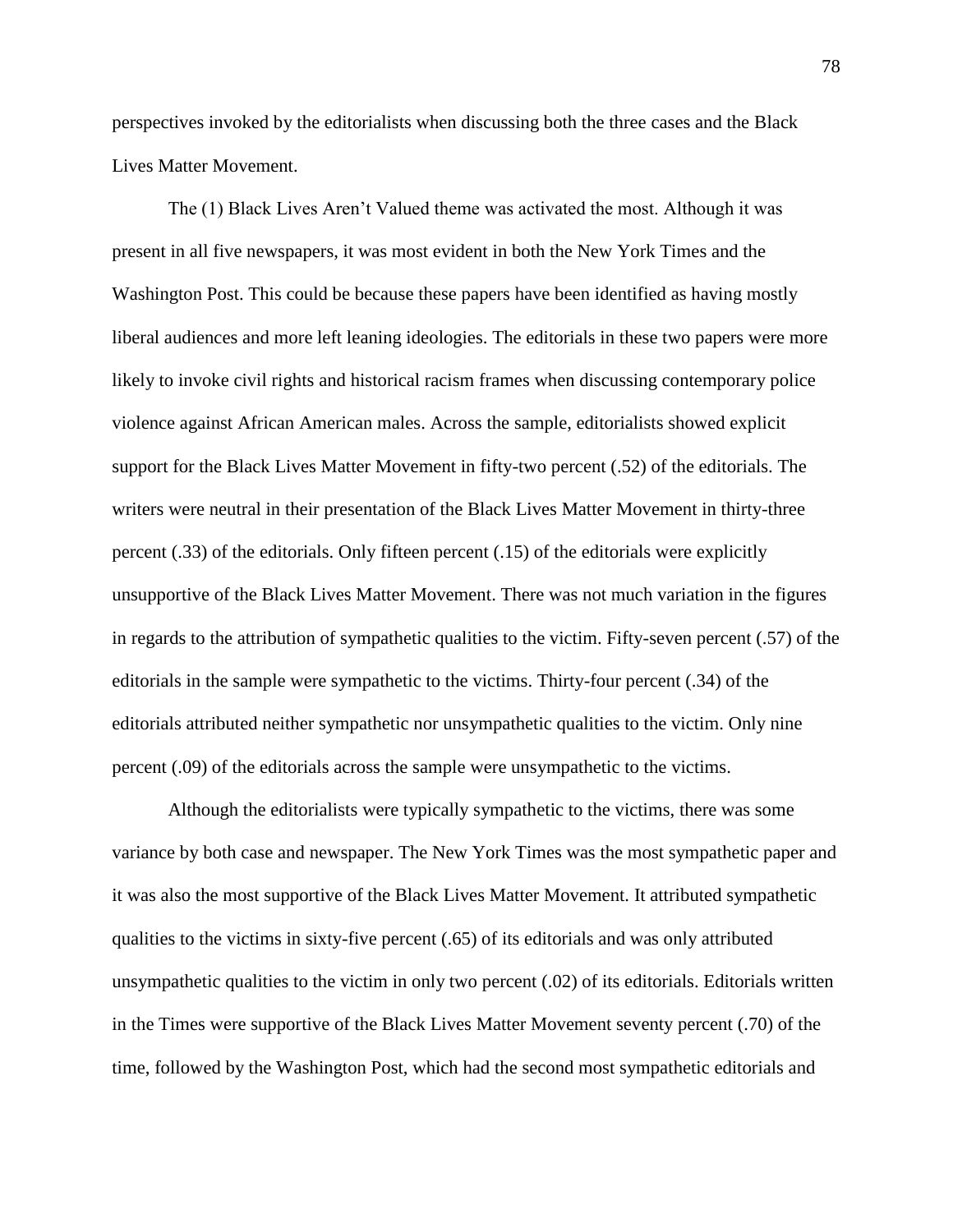perspectives invoked by the editorialists when discussing both the three cases and the Black Lives Matter Movement.

The (1) Black Lives Aren't Valued theme was activated the most. Although it was present in all five newspapers, it was most evident in both the New York Times and the Washington Post. This could be because these papers have been identified as having mostly liberal audiences and more left leaning ideologies. The editorials in these two papers were more likely to invoke civil rights and historical racism frames when discussing contemporary police violence against African American males. Across the sample, editorialists showed explicit support for the Black Lives Matter Movement in fifty-two percent (.52) of the editorials. The writers were neutral in their presentation of the Black Lives Matter Movement in thirty-three percent (.33) of the editorials. Only fifteen percent (.15) of the editorials were explicitly unsupportive of the Black Lives Matter Movement. There was not much variation in the figures in regards to the attribution of sympathetic qualities to the victim. Fifty-seven percent (.57) of the editorials in the sample were sympathetic to the victims. Thirty-four percent (.34) of the editorials attributed neither sympathetic nor unsympathetic qualities to the victim. Only nine percent (.09) of the editorials across the sample were unsympathetic to the victims.

Although the editorialists were typically sympathetic to the victims, there was some variance by both case and newspaper. The New York Times was the most sympathetic paper and it was also the most supportive of the Black Lives Matter Movement. It attributed sympathetic qualities to the victims in sixty-five percent (.65) of its editorials and was only attributed unsympathetic qualities to the victim in only two percent (.02) of its editorials. Editorials written in the Times were supportive of the Black Lives Matter Movement seventy percent (.70) of the time, followed by the Washington Post, which had the second most sympathetic editorials and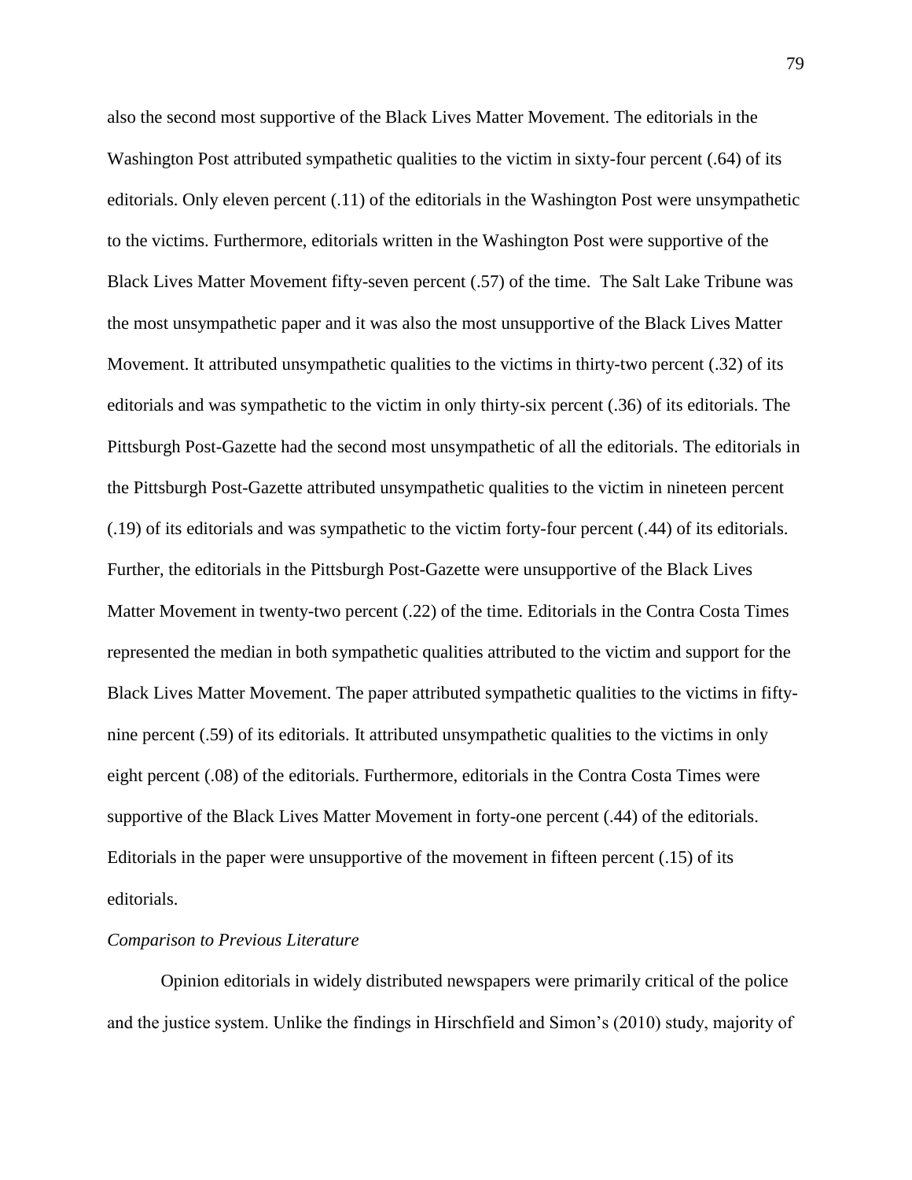also the second most supportive of the Black Lives Matter Movement. The editorials in the Washington Post attributed sympathetic qualities to the victim in sixty-four percent (.64) of its editorials. Only eleven percent (.11) of the editorials in the Washington Post were unsympathetic to the victims. Furthermore, editorials written in the Washington Post were supportive of the Black Lives Matter Movement fifty-seven percent (.57) of the time.  The Salt Lake Tribune was the most unsympathetic paper and it was also the most unsupportive of the Black Lives Matter Movement. It attributed unsympathetic qualities to the victims in thirty-two percent (.32) of its editorials and was sympathetic to the victim in only thirty-six percent (.36) of its editorials. The Pittsburgh Post-Gazette had the second most unsympathetic of all the editorials. The editorials in the Pittsburgh Post-Gazette attributed unsympathetic qualities to the victim in nineteen percent (.19) of its editorials and was sympathetic to the victim forty-four percent (.44) of its editorials. Further, the editorials in the Pittsburgh Post-Gazette were unsupportive of the Black Lives Matter Movement in twenty-two percent (.22) of the time. Editorials in the Contra Costa Times represented the median in both sympathetic qualities attributed to the victim and support for the Black Lives Matter Movement. The paper attributed sympathetic qualities to the victims in fifty-nine percent (.59) of its editorials. It attributed unsympathetic qualities to the victims in only eight percent (.08) of the editorials. Furthermore, editorials in the Contra Costa Times were supportive of the Black Lives Matter Movement in forty-one percent (.44) of the editorials. Editorials in the paper were unsupportive of the movement in fifteen percent (.15) of its editorials.

*Comparison to Previous Literature*

Opinion editorials in widely distributed newspapers were primarily critical of the police and the justice system. Unlike the findings in Hirschfield and Simon's (2010) study, majority of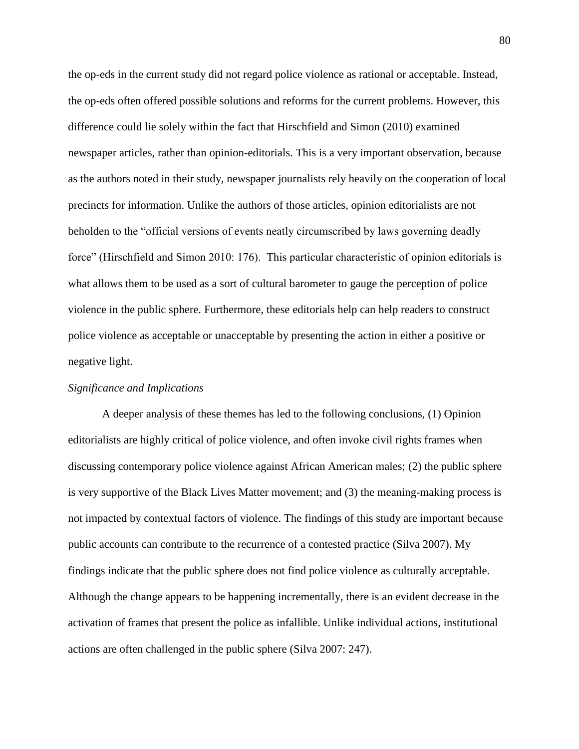the op-eds in the current study did not regard police violence as rational or acceptable. Instead, the op-eds often offered possible solutions and reforms for the current problems. However, this difference could lie solely within the fact that Hirschfield and Simon (2010) examined newspaper articles, rather than opinion-editorials. This is a very important observation, because as the authors noted in their study, newspaper journalists rely heavily on the cooperation of local precincts for information. Unlike the authors of those articles, opinion editorialists are not beholden to the "official versions of events neatly circumscribed by laws governing deadly force" (Hirschfield and Simon 2010: 176). This particular characteristic of opinion editorials is what allows them to be used as a sort of cultural barometer to gauge the perception of police violence in the public sphere. Furthermore, these editorials help can help readers to construct police violence as acceptable or unacceptable by presenting the action in either a positive or negative light.

*Significance and Implications*

A deeper analysis of these themes has led to the following conclusions, (1) Opinion editorialists are highly critical of police violence, and often invoke civil rights frames when discussing contemporary police violence against African American males; (2) the public sphere is very supportive of the Black Lives Matter movement; and (3) the meaning-making process is not impacted by contextual factors of violence. The findings of this study are important because public accounts can contribute to the recurrence of a contested practice (Silva 2007). My findings indicate that the public sphere does not find police violence as culturally acceptable. Although the change appears to be happening incrementally, there is an evident decrease in the activation of frames that present the police as infallible. Unlike individual actions, institutional actions are often challenged in the public sphere (Silva 2007: 247).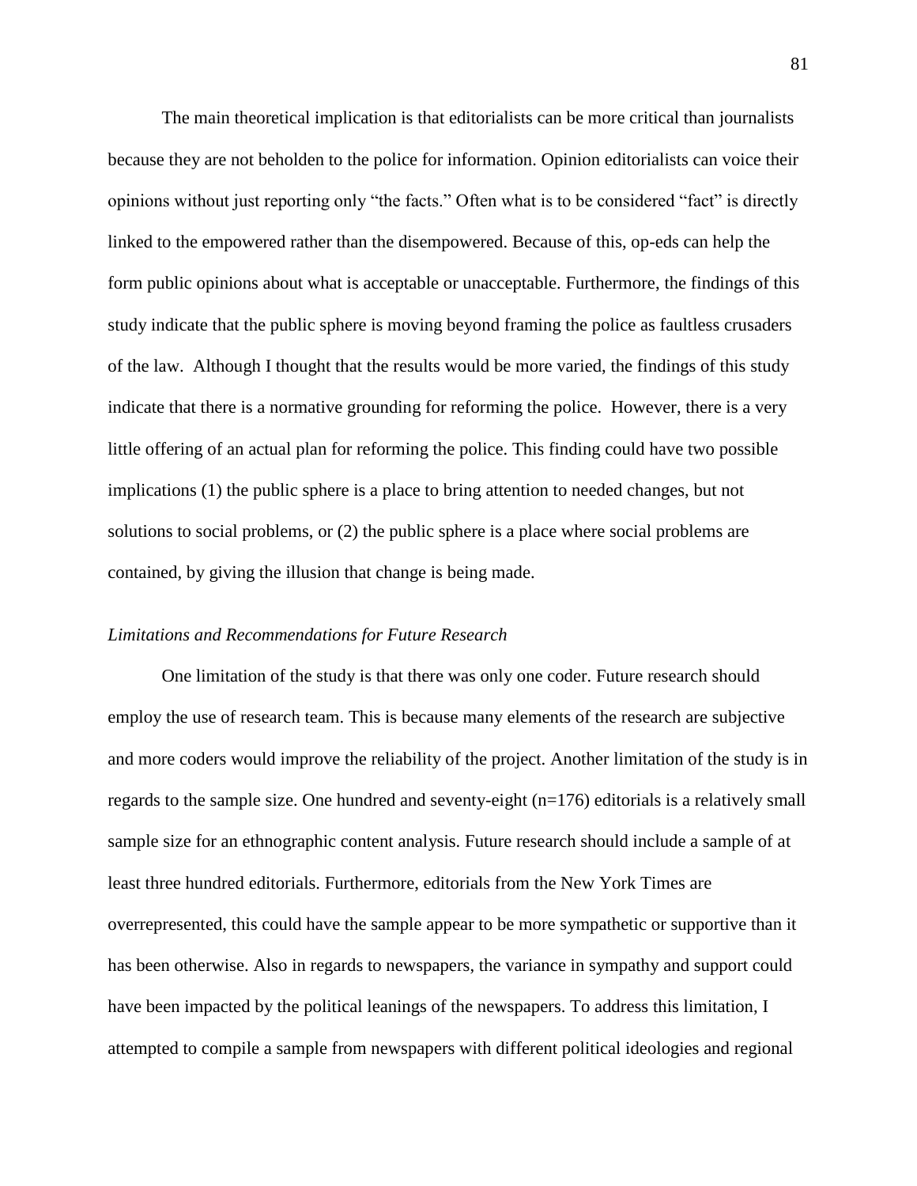The main theoretical implication is that editorialists can be more critical than journalists because they are not beholden to the police for information. Opinion editorialists can voice their opinions without just reporting only "the facts." Often what is to be considered "fact" is directly linked to the empowered rather than the disempowered. Because of this, op-eds can help the form public opinions about what is acceptable or unacceptable. Furthermore, the findings of this study indicate that the public sphere is moving beyond framing the police as faultless crusaders of the law. Although I thought that the results would be more varied, the findings of this study indicate that there is a normative grounding for reforming the police. However, there is a very little offering of an actual plan for reforming the police. This finding could have two possible implications (1) the public sphere is a place to bring attention to needed changes, but not solutions to social problems, or (2) the public sphere is a place where social problems are contained, by giving the illusion that change is being made.

*Limitations and Recommendations for Future Research*

One limitation of the study is that there was only one coder. Future research should employ the use of research team. This is because many elements of the research are subjective and more coders would improve the reliability of the project. Another limitation of the study is in regards to the sample size. One hundred and seventy-eight (n=176) editorials is a relatively small sample size for an ethnographic content analysis. Future research should include a sample of at least three hundred editorials. Furthermore, editorials from the New York Times are overrepresented, this could have the sample appear to be more sympathetic or supportive than it has been otherwise. Also in regards to newspapers, the variance in sympathy and support could have been impacted by the political leanings of the newspapers. To address this limitation, I attempted to compile a sample from newspapers with different political ideologies and regional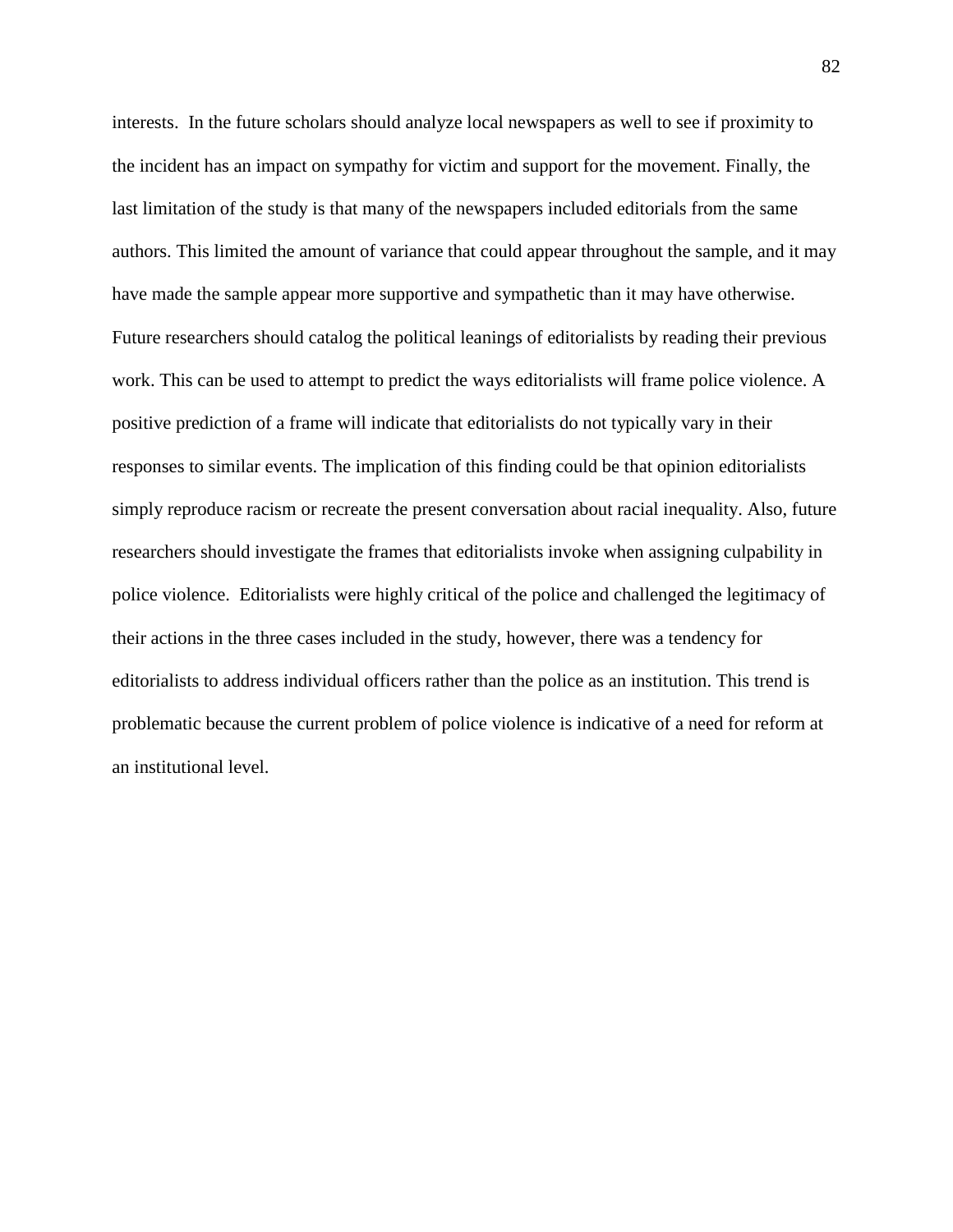interests. In the future scholars should analyze local newspapers as well to see if proximity to the incident has an impact on sympathy for victim and support for the movement. Finally, the last limitation of the study is that many of the newspapers included editorials from the same authors. This limited the amount of variance that could appear throughout the sample, and it may have made the sample appear more supportive and sympathetic than it may have otherwise. Future researchers should catalog the political leanings of editorialists by reading their previous work. This can be used to attempt to predict the ways editorialists will frame police violence. A positive prediction of a frame will indicate that editorialists do not typically vary in their responses to similar events. The implication of this finding could be that opinion editorialists simply reproduce racism or recreate the present conversation about racial inequality. Also, future researchers should investigate the frames that editorialists invoke when assigning culpability in police violence. Editorialists were highly critical of the police and challenged the legitimacy of their actions in the three cases included in the study, however, there was a tendency for editorialists to address individual officers rather than the police as an institution. This trend is problematic because the current problem of police violence is indicative of a need for reform at an institutional level.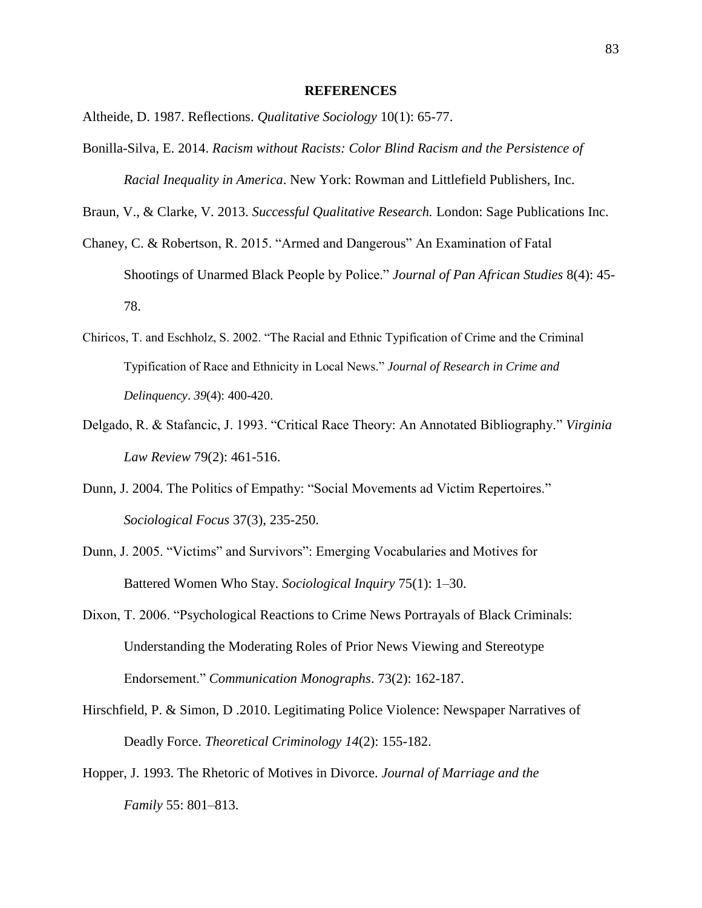## REFERENCES

Altheide, D. 1987. Reflections. *Qualitative Sociology* 10(1): 65-77.

Bonilla-Silva, E. 2014. *Racism without Racists: Color Blind Racism and the Persistence of Racial Inequality in America*. New York: Rowman and Littlefield Publishers, Inc.

Braun, V., & Clarke, V. 2013. *Successful Qualitative Research.* London: Sage Publications Inc.

Chaney, C. & Robertson, R. 2015. "Armed and Dangerous" An Examination of Fatal Shootings of Unarmed Black People by Police." *Journal of Pan African Studies* 8(4): 45-78.

Chiricos, T. and Eschholz, S. 2002. "The Racial and Ethnic Typification of Crime and the Criminal Typification of Race and Ethnicity in Local News." *Journal of Research in Crime and Delinquency*. *39*(4): 400-420.

Delgado, R. & Stafancic, J. 1993. "Critical Race Theory: An Annotated Bibliography." *Virginia Law Review* 79(2): 461-516.

Dunn, J. 2004. The Politics of Empathy: "Social Movements ad Victim Repertoires." *Sociological Focus* 37(3), 235-250.

Dunn, J. 2005. "Victims" and Survivors": Emerging Vocabularies and Motives for Battered Women Who Stay. *Sociological Inquiry* 75(1): 1–30.

Dixon, T. 2006. "Psychological Reactions to Crime News Portrayals of Black Criminals: Understanding the Moderating Roles of Prior News Viewing and Stereotype Endorsement." *Communication Monographs*. 73(2): 162-187.

Hirschfield, P. & Simon, D .2010. Legitimating Police Violence: Newspaper Narratives of Deadly Force. *Theoretical Criminology 14*(2): 155-182.

Hopper, J. 1993. The Rhetoric of Motives in Divorce. *Journal of Marriage and the Family* 55: 801–813.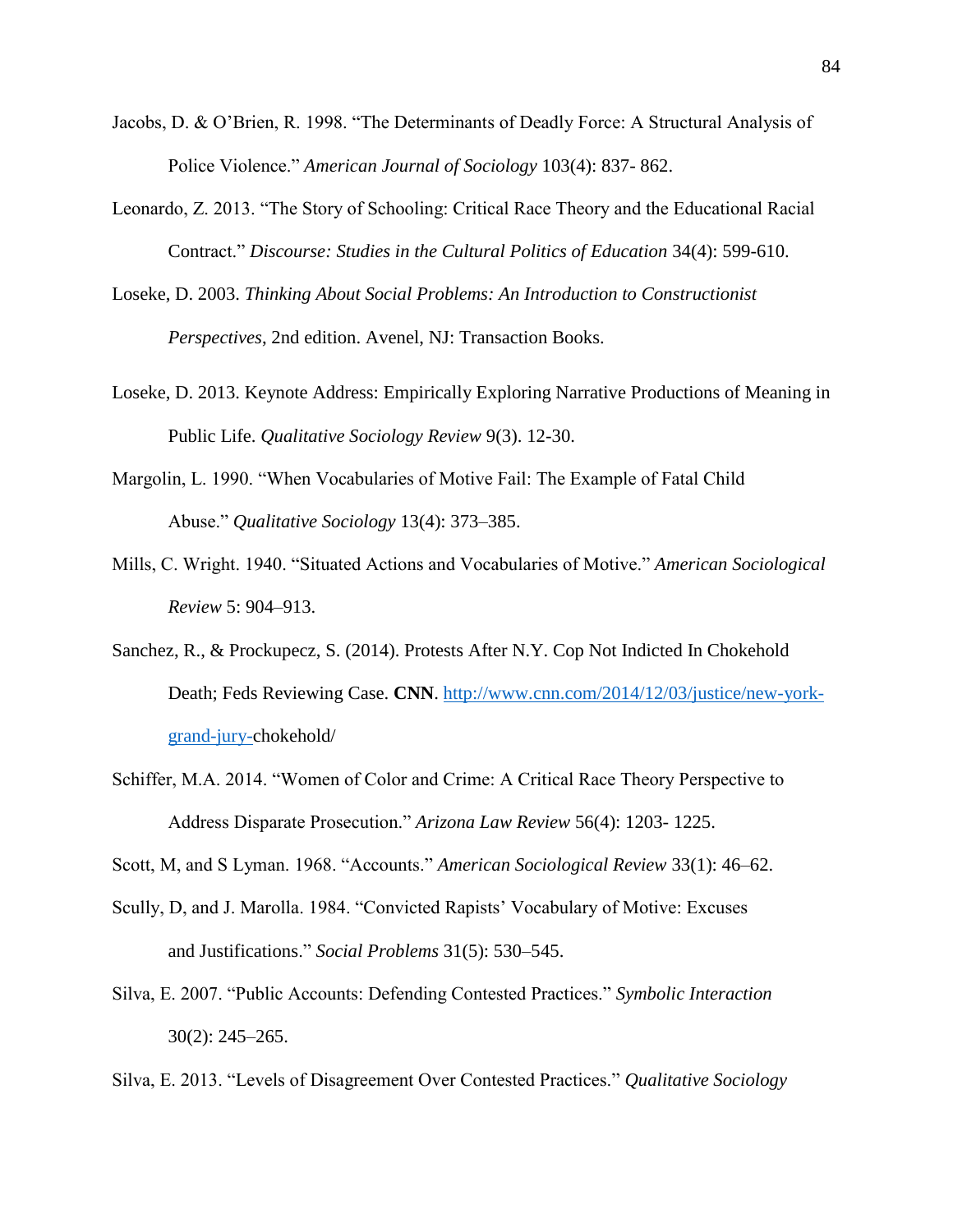Jacobs, D. & O'Brien, R. 1998. "The Determinants of Deadly Force: A Structural Analysis of Police Violence." *American Journal of Sociology* 103(4): 837- 862.

Leonardo, Z. 2013. "The Story of Schooling: Critical Race Theory and the Educational Racial Contract." *Discourse: Studies in the Cultural Politics of Education* 34(4): 599-610.

Loseke, D. 2003. *Thinking About Social Problems: An Introduction to Constructionist Perspectives*, 2nd edition. Avenel, NJ: Transaction Books.

Loseke, D. 2013. Keynote Address: Empirically Exploring Narrative Productions of Meaning in Public Life. *Qualitative Sociology Review* 9(3). 12-30.

Margolin, L. 1990. "When Vocabularies of Motive Fail: The Example of Fatal Child Abuse." *Qualitative Sociology* 13(4): 373–385.

Mills, C. Wright. 1940. "Situated Actions and Vocabularies of Motive." *American Sociological Review* 5: 904–913.

Sanchez, R., & Prockupecz, S. (2014). Protests After N.Y. Cop Not Indicted In Chokehold Death; Feds Reviewing Case. **CNN**. http://www.cnn.com/2014/12/03/justice/new-york-grand-jury-chokehold/

Schiffer, M.A. 2014. "Women of Color and Crime: A Critical Race Theory Perspective to Address Disparate Prosecution." *Arizona Law Review* 56(4): 1203- 1225.

Scott, M, and S Lyman. 1968. "Accounts." *American Sociological Review* 33(1): 46–62.

Scully, D, and J. Marolla. 1984. "Convicted Rapists' Vocabulary of Motive: Excuses and Justifications." *Social Problems* 31(5): 530–545.

Silva, E. 2007. "Public Accounts: Defending Contested Practices." *Symbolic Interaction* 30(2): 245–265.

Silva, E. 2013. "Levels of Disagreement Over Contested Practices." *Qualitative Sociology*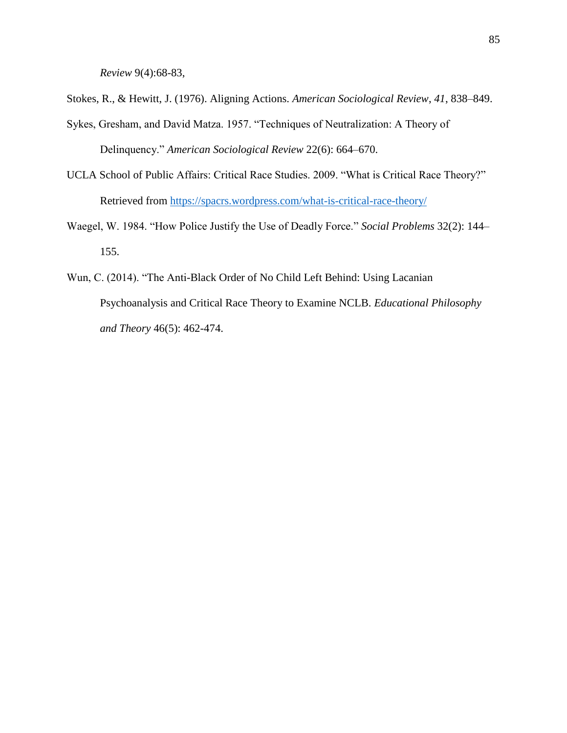*Review* 9(4):68-83,

Stokes, R., & Hewitt, J. (1976). Aligning Actions. *American Sociological Review*, *41*, 838–849.

Sykes, Gresham, and David Matza. 1957. "Techniques of Neutralization: A Theory of Delinquency." *American Sociological Review* 22(6): 664–670.

UCLA School of Public Affairs: Critical Race Studies. 2009. "What is Critical Race Theory?" Retrieved from https://spacrs.wordpress.com/what-is-critical-race-theory/

Waegel, W. 1984. "How Police Justify the Use of Deadly Force." *Social Problems* 32(2): 144–155.

Wun, C. (2014). "The Anti-Black Order of No Child Left Behind: Using Lacanian Psychoanalysis and Critical Race Theory to Examine NCLB. *Educational Philosophy and Theory* 46(5): 462-474.